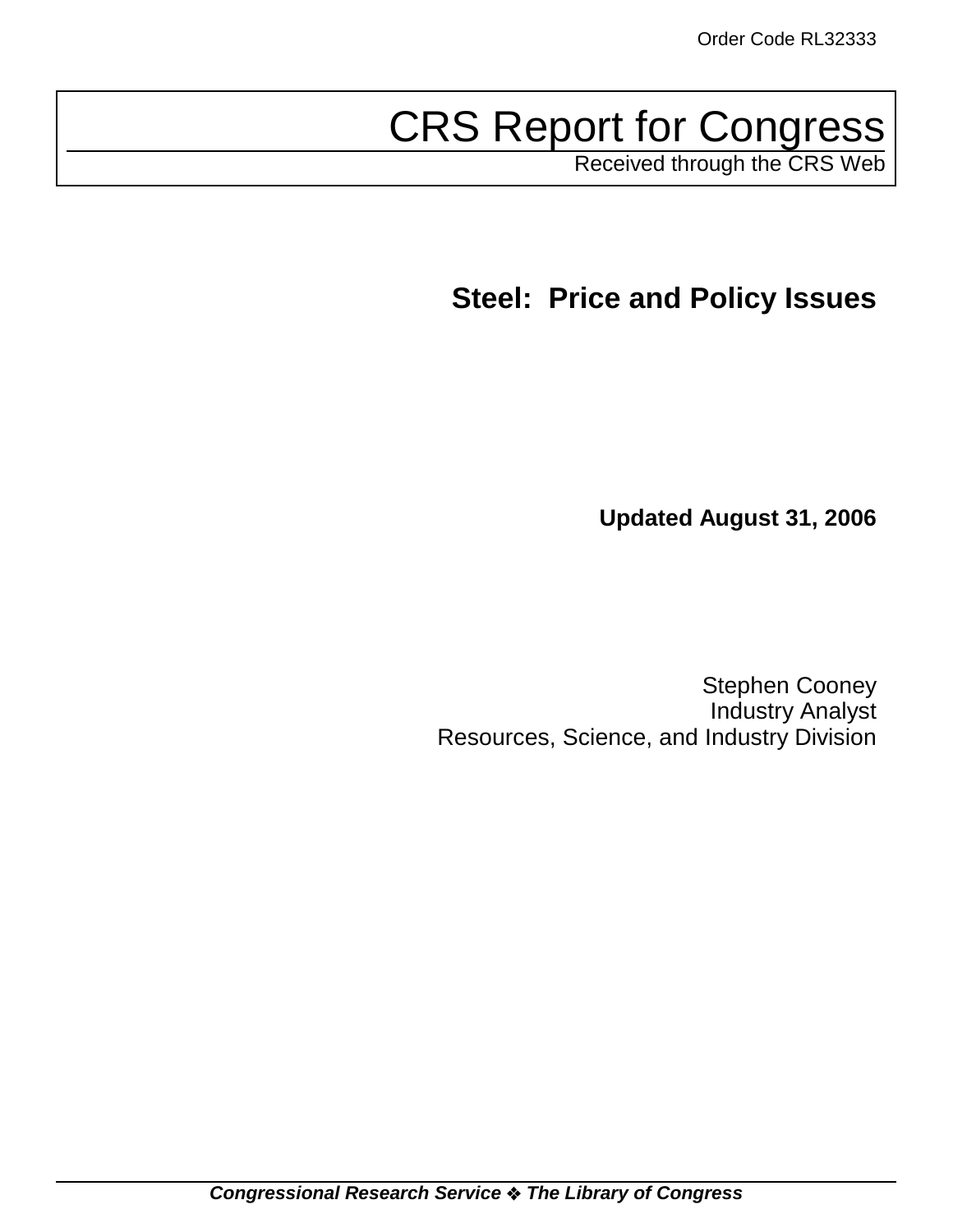Order Code RL32333

# CRS Report for Congress

Received through the CRS Web

## Steel: Price and Policy Issues

**Updated August 31, 2006**

Stephen Cooney
Industry Analyst
Resources, Science, and Industry Division

***Congressional Research Service ❖ The Library of Congress***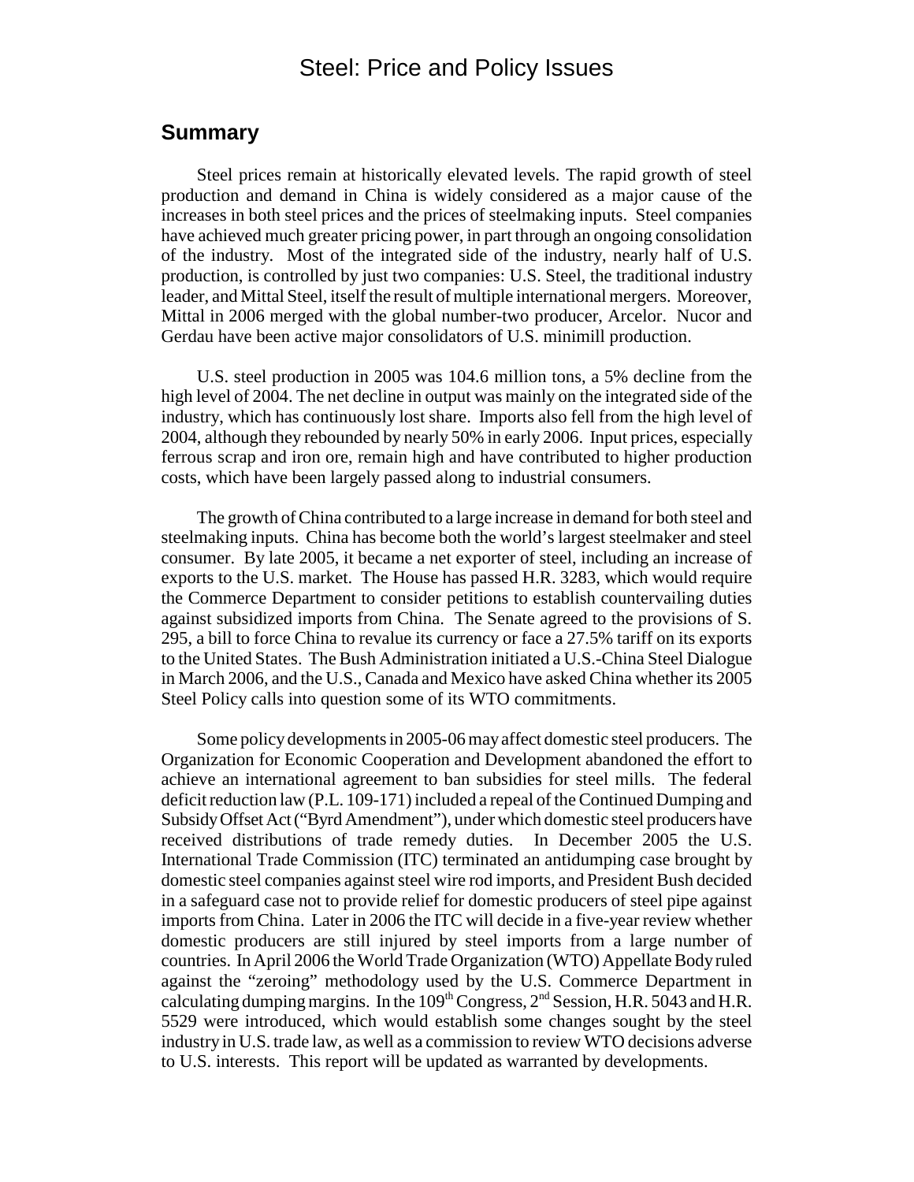# Steel: Price and Policy Issues

## Summary

Steel prices remain at historically elevated levels. The rapid growth of steel production and demand in China is widely considered as a major cause of the increases in both steel prices and the prices of steelmaking inputs. Steel companies have achieved much greater pricing power, in part through an ongoing consolidation of the industry. Most of the integrated side of the industry, nearly half of U.S. production, is controlled by just two companies: U.S. Steel, the traditional industry leader, and Mittal Steel, itself the result of multiple international mergers. Moreover, Mittal in 2006 merged with the global number-two producer, Arcelor. Nucor and Gerdau have been active major consolidators of U.S. minimill production.

U.S. steel production in 2005 was 104.6 million tons, a 5% decline from the high level of 2004. The net decline in output was mainly on the integrated side of the industry, which has continuously lost share. Imports also fell from the high level of 2004, although they rebounded by nearly 50% in early 2006. Input prices, especially ferrous scrap and iron ore, remain high and have contributed to higher production costs, which have been largely passed along to industrial consumers.

The growth of China contributed to a large increase in demand for both steel and steelmaking inputs. China has become both the world's largest steelmaker and steel consumer. By late 2005, it became a net exporter of steel, including an increase of exports to the U.S. market. The House has passed H.R. 3283, which would require the Commerce Department to consider petitions to establish countervailing duties against subsidized imports from China. The Senate agreed to the provisions of S. 295, a bill to force China to revalue its currency or face a 27.5% tariff on its exports to the United States. The Bush Administration initiated a U.S.-China Steel Dialogue in March 2006, and the U.S., Canada and Mexico have asked China whether its 2005 Steel Policy calls into question some of its WTO commitments.

Some policy developments in 2005-06 may affect domestic steel producers. The Organization for Economic Cooperation and Development abandoned the effort to achieve an international agreement to ban subsidies for steel mills. The federal deficit reduction law (P.L. 109-171) included a repeal of the Continued Dumping and Subsidy Offset Act ("Byrd Amendment"), under which domestic steel producers have received distributions of trade remedy duties. In December 2005 the U.S. International Trade Commission (ITC) terminated an antidumping case brought by domestic steel companies against steel wire rod imports, and President Bush decided in a safeguard case not to provide relief for domestic producers of steel pipe against imports from China. Later in 2006 the ITC will decide in a five-year review whether domestic producers are still injured by steel imports from a large number of countries. In April 2006 the World Trade Organization (WTO) Appellate Body ruled against the "zeroing" methodology used by the U.S. Commerce Department in calculating dumping margins. In the 109th Congress, 2nd Session, H.R. 5043 and H.R. 5529 were introduced, which would establish some changes sought by the steel industry in U.S. trade law, as well as a commission to review WTO decisions adverse to U.S. interests. This report will be updated as warranted by developments.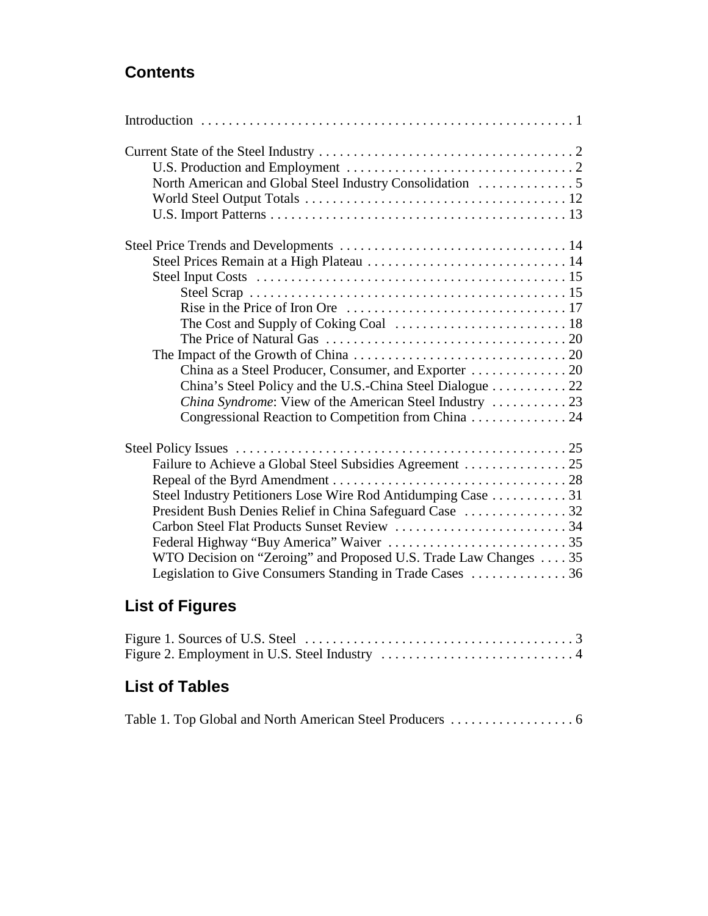## Contents

Introduction . . . . . . . . . . . . . . . . . . . . . . . . . . . . . . . . . . . . . . . . . . . . . . . . . . . . . 1

Current State of the Steel Industry . . . . . . . . . . . . . . . . . . . . . . . . . . . . . . . . . . . . . 2
- U.S. Production and Employment . . . . . . . . . . . . . . . . . . . . . . . . . . . . . . . . . 2
- North American and Global Steel Industry Consolidation . . . . . . . . . . . . . . 5
- World Steel Output Totals . . . . . . . . . . . . . . . . . . . . . . . . . . . . . . . . . . . . . . 12
- U.S. Import Patterns . . . . . . . . . . . . . . . . . . . . . . . . . . . . . . . . . . . . . . . . . . . 13

Steel Price Trends and Developments . . . . . . . . . . . . . . . . . . . . . . . . . . . . . . . . . 14
- Steel Prices Remain at a High Plateau . . . . . . . . . . . . . . . . . . . . . . . . . . . . . 14
- Steel Input Costs . . . . . . . . . . . . . . . . . . . . . . . . . . . . . . . . . . . . . . . . . . . . . 15
  - Steel Scrap . . . . . . . . . . . . . . . . . . . . . . . . . . . . . . . . . . . . . . . . . . . . . 15
  - Rise in the Price of Iron Ore . . . . . . . . . . . . . . . . . . . . . . . . . . . . . . . . 17
  - The Cost and Supply of Coking Coal . . . . . . . . . . . . . . . . . . . . . . . . . 18
  - The Price of Natural Gas . . . . . . . . . . . . . . . . . . . . . . . . . . . . . . . . . . . 20
- The Impact of the Growth of China . . . . . . . . . . . . . . . . . . . . . . . . . . . . . . . 20
  - China as a Steel Producer, Consumer, and Exporter . . . . . . . . . . . . . . 20
  - China's Steel Policy and the U.S.-China Steel Dialogue . . . . . . . . . . . 22
  - *China Syndrome*: View of the American Steel Industry . . . . . . . . . . . 23
  - Congressional Reaction to Competition from China . . . . . . . . . . . . . . 24

Steel Policy Issues . . . . . . . . . . . . . . . . . . . . . . . . . . . . . . . . . . . . . . . . . . . . . . . . 25
- Failure to Achieve a Global Steel Subsidies Agreement . . . . . . . . . . . . . . . 25
- Repeal of the Byrd Amendment . . . . . . . . . . . . . . . . . . . . . . . . . . . . . . . . . . 28
- Steel Industry Petitioners Lose Wire Rod Antidumping Case . . . . . . . . . . . 31
- President Bush Denies Relief in China Safeguard Case . . . . . . . . . . . . . . . 32
- Carbon Steel Flat Products Sunset Review . . . . . . . . . . . . . . . . . . . . . . . . . 34
- Federal Highway "Buy America" Waiver . . . . . . . . . . . . . . . . . . . . . . . . . . 35
- WTO Decision on "Zeroing" and Proposed U.S. Trade Law Changes . . . . 35
- Legislation to Give Consumers Standing in Trade Cases . . . . . . . . . . . . . . 36

## List of Figures

Figure 1. Sources of U.S. Steel . . . . . . . . . . . . . . . . . . . . . . . . . . . . . . . . . . . . . . . 3
Figure 2. Employment in U.S. Steel Industry . . . . . . . . . . . . . . . . . . . . . . . . . . . . 4

## List of Tables

Table 1. Top Global and North American Steel Producers . . . . . . . . . . . . . . . . . . 6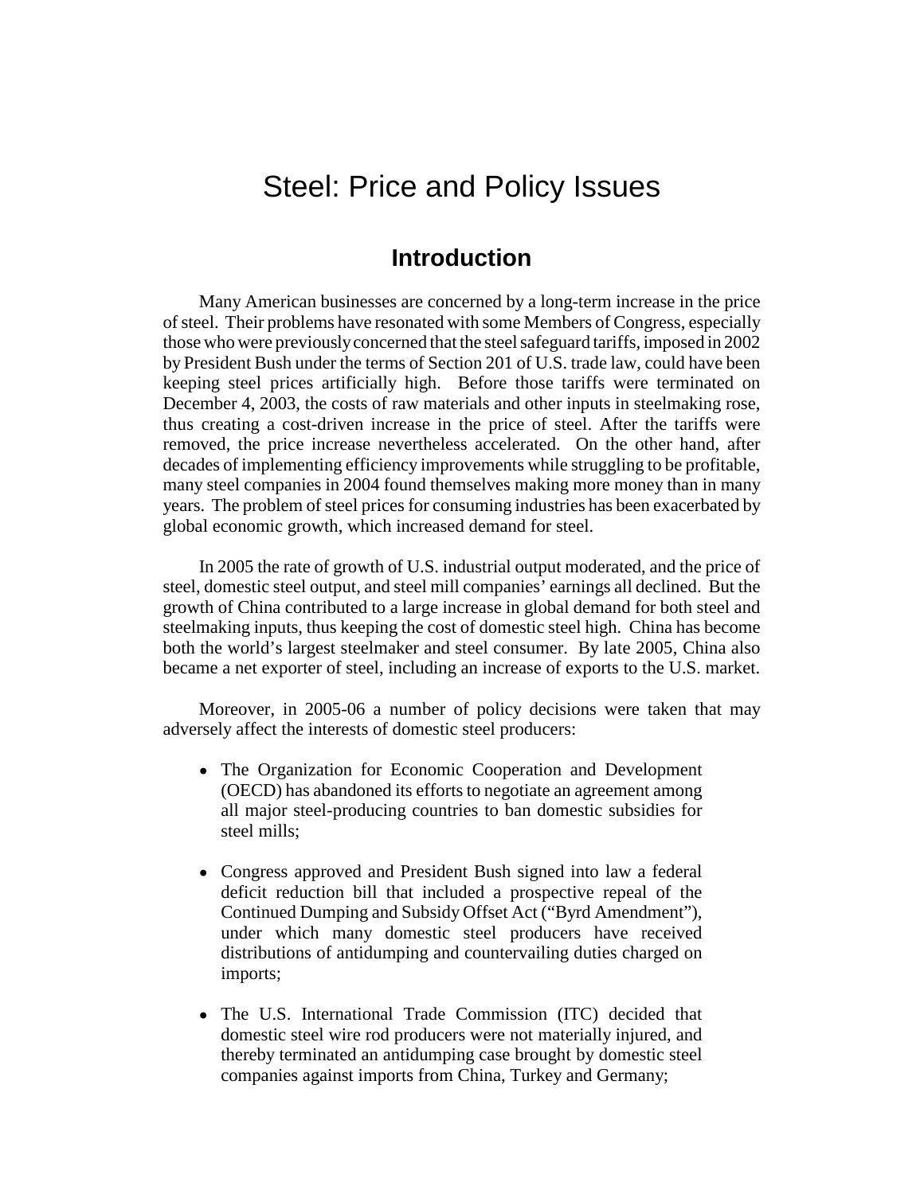# Steel: Price and Policy Issues

## Introduction

Many American businesses are concerned by a long-term increase in the price of steel. Their problems have resonated with some Members of Congress, especially those who were previously concerned that the steel safeguard tariffs, imposed in 2002 by President Bush under the terms of Section 201 of U.S. trade law, could have been keeping steel prices artificially high. Before those tariffs were terminated on December 4, 2003, the costs of raw materials and other inputs in steelmaking rose, thus creating a cost-driven increase in the price of steel. After the tariffs were removed, the price increase nevertheless accelerated. On the other hand, after decades of implementing efficiency improvements while struggling to be profitable, many steel companies in 2004 found themselves making more money than in many years. The problem of steel prices for consuming industries has been exacerbated by global economic growth, which increased demand for steel.

In 2005 the rate of growth of U.S. industrial output moderated, and the price of steel, domestic steel output, and steel mill companies' earnings all declined. But the growth of China contributed to a large increase in global demand for both steel and steelmaking inputs, thus keeping the cost of domestic steel high. China has become both the world's largest steelmaker and steel consumer. By late 2005, China also became a net exporter of steel, including an increase of exports to the U.S. market.

Moreover, in 2005-06 a number of policy decisions were taken that may adversely affect the interests of domestic steel producers:

- The Organization for Economic Cooperation and Development (OECD) has abandoned its efforts to negotiate an agreement among all major steel-producing countries to ban domestic subsidies for steel mills;
- Congress approved and President Bush signed into law a federal deficit reduction bill that included a prospective repeal of the Continued Dumping and Subsidy Offset Act ("Byrd Amendment"), under which many domestic steel producers have received distributions of antidumping and countervailing duties charged on imports;
- The U.S. International Trade Commission (ITC) decided that domestic steel wire rod producers were not materially injured, and thereby terminated an antidumping case brought by domestic steel companies against imports from China, Turkey and Germany;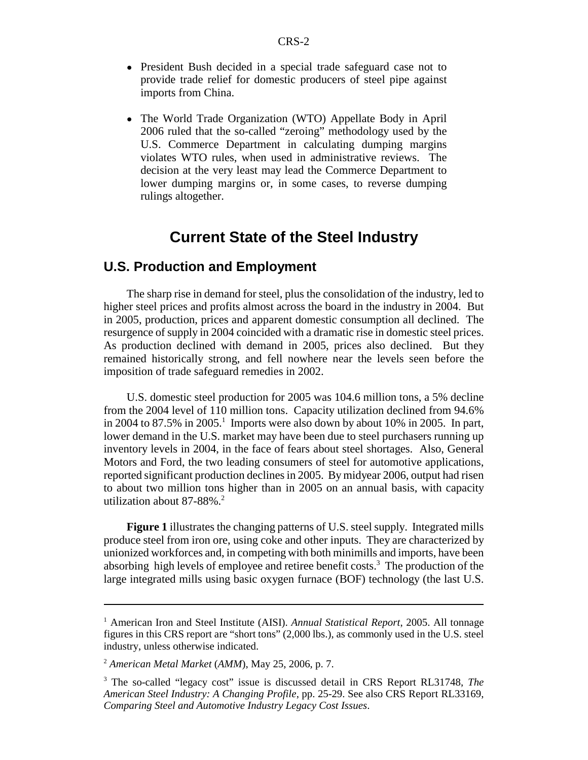- President Bush decided in a special trade safeguard case not to provide trade relief for domestic producers of steel pipe against imports from China.
- The World Trade Organization (WTO) Appellate Body in April 2006 ruled that the so-called "zeroing" methodology used by the U.S. Commerce Department in calculating dumping margins violates WTO rules, when used in administrative reviews. The decision at the very least may lead the Commerce Department to lower dumping margins or, in some cases, to reverse dumping rulings altogether.

# Current State of the Steel Industry

## U.S. Production and Employment

The sharp rise in demand for steel, plus the consolidation of the industry, led to higher steel prices and profits almost across the board in the industry in 2004. But in 2005, production, prices and apparent domestic consumption all declined. The resurgence of supply in 2004 coincided with a dramatic rise in domestic steel prices. As production declined with demand in 2005, prices also declined. But they remained historically strong, and fell nowhere near the levels seen before the imposition of trade safeguard remedies in 2002.

U.S. domestic steel production for 2005 was 104.6 million tons, a 5% decline from the 2004 level of 110 million tons. Capacity utilization declined from 94.6% in 2004 to 87.5% in 2005.[1] Imports were also down by about 10% in 2005. In part, lower demand in the U.S. market may have been due to steel purchasers running up inventory levels in 2004, in the face of fears about steel shortages. Also, General Motors and Ford, the two leading consumers of steel for automotive applications, reported significant production declines in 2005. By midyear 2006, output had risen to about two million tons higher than in 2005 on an annual basis, with capacity utilization about 87-88%.[2]

**Figure 1** illustrates the changing patterns of U.S. steel supply. Integrated mills produce steel from iron ore, using coke and other inputs. They are characterized by unionized workforces and, in competing with both minimills and imports, have been absorbing high levels of employee and retiree benefit costs.[3] The production of the large integrated mills using basic oxygen furnace (BOF) technology (the last U.S.

---

[1] American Iron and Steel Institute (AISI). *Annual Statistical Report*, 2005. All tonnage figures in this CRS report are "short tons" (2,000 lbs.), as commonly used in the U.S. steel industry, unless otherwise indicated.

[2] *American Metal Market* (*AMM*), May 25, 2006, p. 7.

[3] The so-called "legacy cost" issue is discussed detail in CRS Report RL31748, *The American Steel Industry: A Changing Profile*, pp. 25-29. See also CRS Report RL33169, *Comparing Steel and Automotive Industry Legacy Cost Issues*.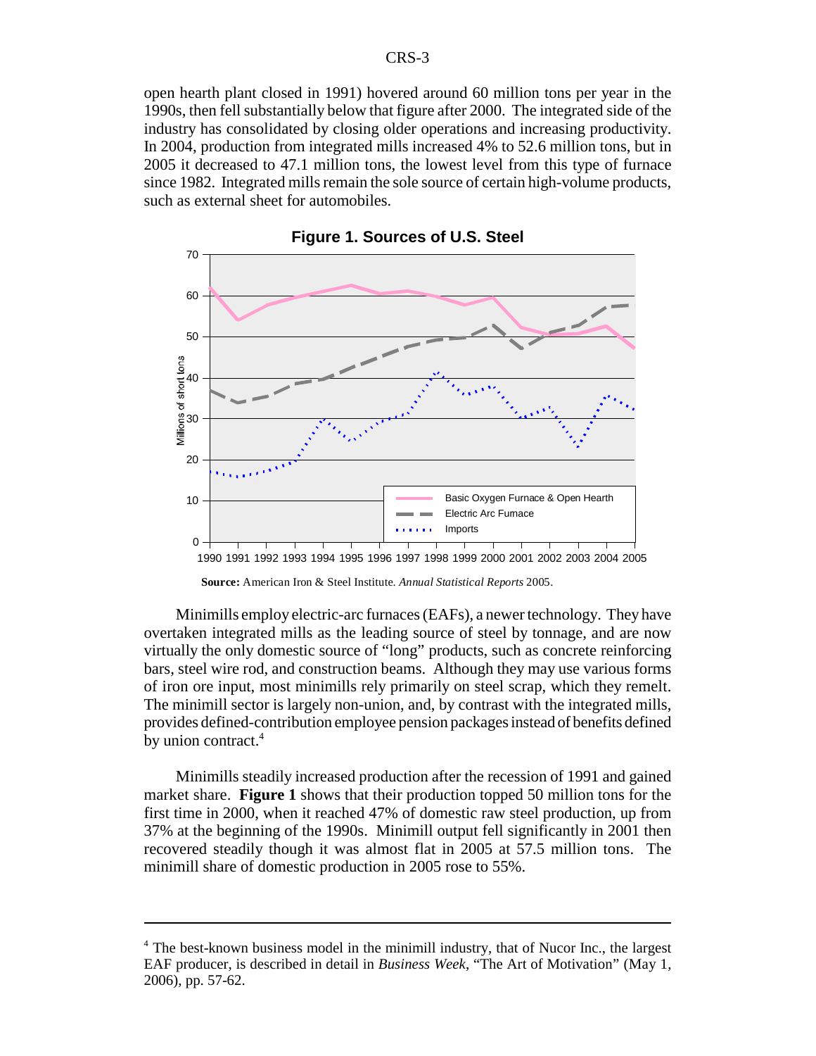open hearth plant closed in 1991) hovered around 60 million tons per year in the 1990s, then fell substantially below that figure after 2000. The integrated side of the industry has consolidated by closing older operations and increasing productivity. In 2004, production from integrated mills increased 4% to 52.6 million tons, but in 2005 it decreased to 47.1 million tons, the lowest level from this type of furnace since 1982. Integrated mills remain the sole source of certain high-volume products, such as external sheet for automobiles.

**Figure 1. Sources of U.S. Steel**

**Source:** American Iron & Steel Institute. *Annual Statistical Reports* 2005.

Minimills employ electric-arc furnaces (EAFs), a newer technology. They have overtaken integrated mills as the leading source of steel by tonnage, and are now virtually the only domestic source of "long" products, such as concrete reinforcing bars, steel wire rod, and construction beams. Although they may use various forms of iron ore input, most minimills rely primarily on steel scrap, which they remelt. The minimill sector is largely non-union, and, by contrast with the integrated mills, provides defined-contribution employee pension packages instead of benefits defined by union contract.[4]

Minimills steadily increased production after the recession of 1991 and gained market share. **Figure 1** shows that their production topped 50 million tons for the first time in 2000, when it reached 47% of domestic raw steel production, up from 37% at the beginning of the 1990s. Minimill output fell significantly in 2001 then recovered steadily though it was almost flat in 2005 at 57.5 million tons. The minimill share of domestic production in 2005 rose to 55%.

---

[4] The best-known business model in the minimill industry, that of Nucor Inc., the largest EAF producer, is described in detail in *Business Week*, "The Art of Motivation" (May 1, 2006), pp. 57-62.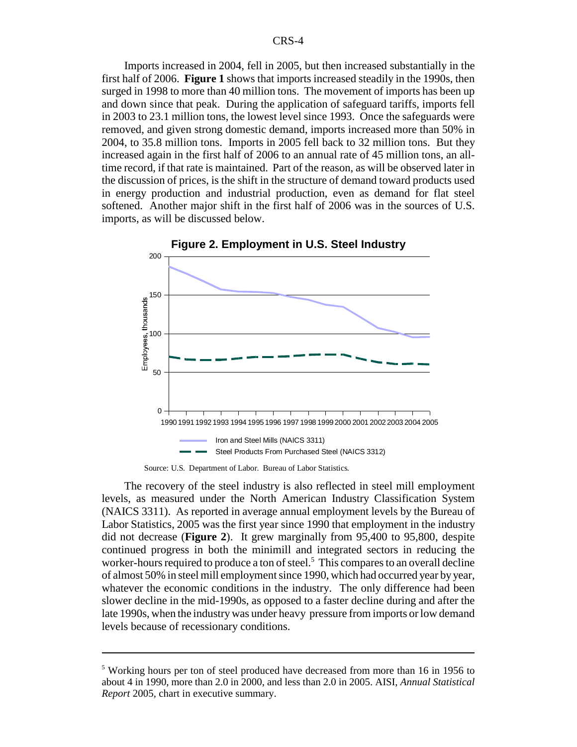Imports increased in 2004, fell in 2005, but then increased substantially in the first half of 2006. **Figure 1** shows that imports increased steadily in the 1990s, then surged in 1998 to more than 40 million tons. The movement of imports has been up and down since that peak. During the application of safeguard tariffs, imports fell in 2003 to 23.1 million tons, the lowest level since 1993. Once the safeguards were removed, and given strong domestic demand, imports increased more than 50% in 2004, to 35.8 million tons. Imports in 2005 fell back to 32 million tons. But they increased again in the first half of 2006 to an annual rate of 45 million tons, an all-time record, if that rate is maintained. Part of the reason, as will be observed later in the discussion of prices, is the shift in the structure of demand toward products used in energy production and industrial production, even as demand for flat steel softened. Another major shift in the first half of 2006 was in the sources of U.S. imports, as will be discussed below.

**Figure 2. Employment in U.S. Steel Industry**

Source: U.S. Department of Labor. Bureau of Labor Statistics.

The recovery of the steel industry is also reflected in steel mill employment levels, as measured under the North American Industry Classification System (NAICS 3311). As reported in average annual employment levels by the Bureau of Labor Statistics, 2005 was the first year since 1990 that employment in the industry did not decrease (**Figure 2**). It grew marginally from 95,400 to 95,800, despite continued progress in both the minimill and integrated sectors in reducing the worker-hours required to produce a ton of steel.[5] This compares to an overall decline of almost 50% in steel mill employment since 1990, which had occurred year by year, whatever the economic conditions in the industry. The only difference had been slower decline in the mid-1990s, as opposed to a faster decline during and after the late 1990s, when the industry was under heavy pressure from imports or low demand levels because of recessionary conditions.

---

[5] Working hours per ton of steel produced have decreased from more than 16 in 1956 to about 4 in 1990, more than 2.0 in 2000, and less than 2.0 in 2005. AISI, *Annual Statistical Report* 2005, chart in executive summary.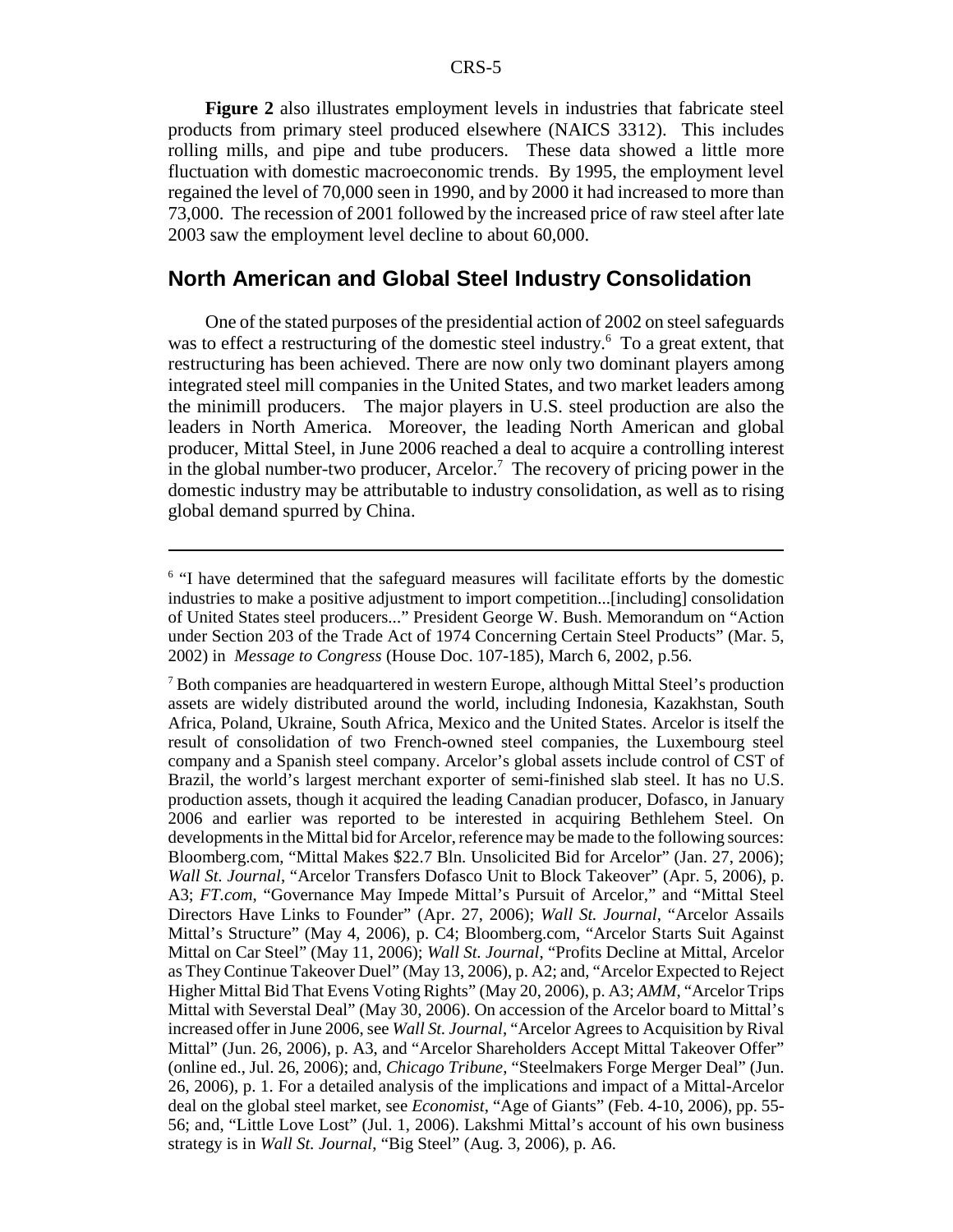**Figure 2** also illustrates employment levels in industries that fabricate steel products from primary steel produced elsewhere (NAICS 3312). This includes rolling mills, and pipe and tube producers. These data showed a little more fluctuation with domestic macroeconomic trends. By 1995, the employment level regained the level of 70,000 seen in 1990, and by 2000 it had increased to more than 73,000. The recession of 2001 followed by the increased price of raw steel after late 2003 saw the employment level decline to about 60,000.

## North American and Global Steel Industry Consolidation

One of the stated purposes of the presidential action of 2002 on steel safeguards was to effect a restructuring of the domestic steel industry.[6] To a great extent, that restructuring has been achieved. There are now only two dominant players among integrated steel mill companies in the United States, and two market leaders among the minimill producers. The major players in U.S. steel production are also the leaders in North America. Moreover, the leading North American and global producer, Mittal Steel, in June 2006 reached a deal to acquire a controlling interest in the global number-two producer, Arcelor.[7] The recovery of pricing power in the domestic industry may be attributable to industry consolidation, as well as to rising global demand spurred by China.

---

[6] "I have determined that the safeguard measures will facilitate efforts by the domestic industries to make a positive adjustment to import competition...[including] consolidation of United States steel producers..." President George W. Bush. Memorandum on "Action under Section 203 of the Trade Act of 1974 Concerning Certain Steel Products" (Mar. 5, 2002) in *Message to Congress* (House Doc. 107-185), March 6, 2002, p.56.

[7] Both companies are headquartered in western Europe, although Mittal Steel's production assets are widely distributed around the world, including Indonesia, Kazakhstan, South Africa, Poland, Ukraine, South Africa, Mexico and the United States. Arcelor is itself the result of consolidation of two French-owned steel companies, the Luxembourg steel company and a Spanish steel company. Arcelor's global assets include control of CST of Brazil, the world's largest merchant exporter of semi-finished slab steel. It has no U.S. production assets, though it acquired the leading Canadian producer, Dofasco, in January 2006 and earlier was reported to be interested in acquiring Bethlehem Steel. On developments in the Mittal bid for Arcelor, reference may be made to the following sources: Bloomberg.com, "Mittal Makes $22.7 Bln. Unsolicited Bid for Arcelor" (Jan. 27, 2006); *Wall St. Journal*, "Arcelor Transfers Dofasco Unit to Block Takeover" (Apr. 5, 2006), p. A3; *FT.com*, "Governance May Impede Mittal's Pursuit of Arcelor," and "Mittal Steel Directors Have Links to Founder" (Apr. 27, 2006); *Wall St. Journal*, "Arcelor Assails Mittal's Structure" (May 4, 2006), p. C4; Bloomberg.com, "Arcelor Starts Suit Against Mittal on Car Steel" (May 11, 2006); *Wall St. Journal*, "Profits Decline at Mittal, Arcelor as They Continue Takeover Duel" (May 13, 2006), p. A2; and, "Arcelor Expected to Reject Higher Mittal Bid That Evens Voting Rights" (May 20, 2006), p. A3; *AMM*, "Arcelor Trips Mittal with Severstal Deal" (May 30, 2006). On accession of the Arcelor board to Mittal's increased offer in June 2006, see *Wall St. Journal*, "Arcelor Agrees to Acquisition by Rival Mittal" (Jun. 26, 2006), p. A3, and "Arcelor Shareholders Accept Mittal Takeover Offer" (online ed., Jul. 26, 2006); and, *Chicago Tribune*, "Steelmakers Forge Merger Deal" (Jun. 26, 2006), p. 1. For a detailed analysis of the implications and impact of a Mittal-Arcelor deal on the global steel market, see *Economist*, "Age of Giants" (Feb. 4-10, 2006), pp. 55-56; and, "Little Love Lost" (Jul. 1, 2006). Lakshmi Mittal's account of his own business strategy is in *Wall St. Journal*, "Big Steel" (Aug. 3, 2006), p. A6.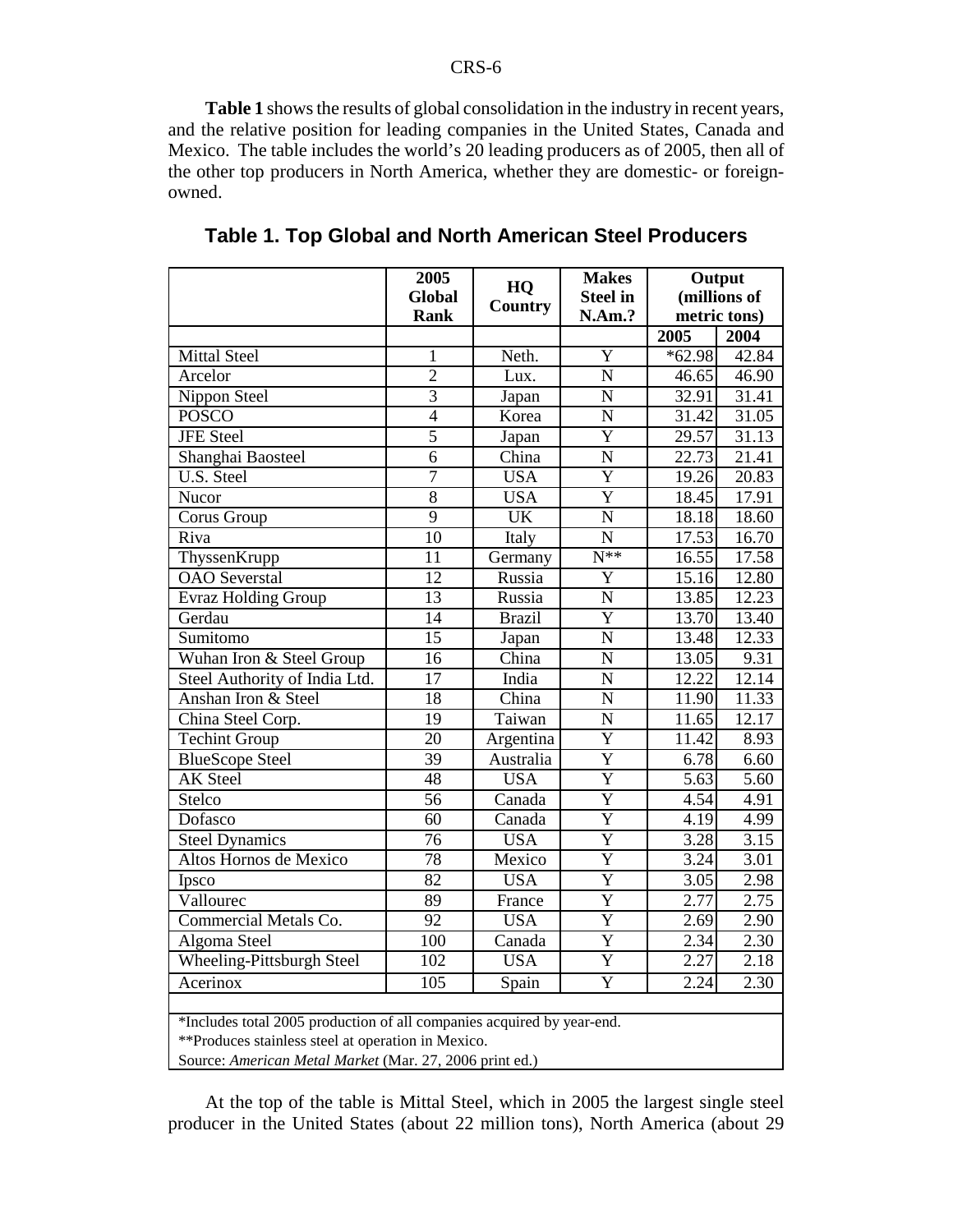**Table 1** shows the results of global consolidation in the industry in recent years, and the relative position for leading companies in the United States, Canada and Mexico. The table includes the world's 20 leading producers as of 2005, then all of the other top producers in North America, whether they are domestic- or foreign-owned.

## Table 1. Top Global and North American Steel Producers

| | 2005 Global Rank | HQ Country | Makes Steel in N.Am.? | Output (millions of metric tons) | |
|---|---|---|---|---|---|
| | | | | 2005 | 2004 |
| Mittal Steel | 1 | Neth. | Y | *62.98 | 42.84 |
| Arcelor | 2 | Lux. | N | 46.65 | 46.90 |
| Nippon Steel | 3 | Japan | N | 32.91 | 31.41 |
| POSCO | 4 | Korea | N | 31.42 | 31.05 |
| JFE Steel | 5 | Japan | Y | 29.57 | 31.13 |
| Shanghai Baosteel | 6 | China | N | 22.73 | 21.41 |
| U.S. Steel | 7 | USA | Y | 19.26 | 20.83 |
| Nucor | 8 | USA | Y | 18.45 | 17.91 |
| Corus Group | 9 | UK | N | 18.18 | 18.60 |
| Riva | 10 | Italy | N | 17.53 | 16.70 |
| ThyssenKrupp | 11 | Germany | N** | 16.55 | 17.58 |
| OAO Severstal | 12 | Russia | Y | 15.16 | 12.80 |
| Evraz Holding Group | 13 | Russia | N | 13.85 | 12.23 |
| Gerdau | 14 | Brazil | Y | 13.70 | 13.40 |
| Sumitomo | 15 | Japan | N | 13.48 | 12.33 |
| Wuhan Iron & Steel Group | 16 | China | N | 13.05 | 9.31 |
| Steel Authority of India Ltd. | 17 | India | N | 12.22 | 12.14 |
| Anshan Iron & Steel | 18 | China | N | 11.90 | 11.33 |
| China Steel Corp. | 19 | Taiwan | N | 11.65 | 12.17 |
| Techint Group | 20 | Argentina | Y | 11.42 | 8.93 |
| BlueScope Steel | 39 | Australia | Y | 6.78 | 6.60 |
| AK Steel | 48 | USA | Y | 5.63 | 5.60 |
| Stelco | 56 | Canada | Y | 4.54 | 4.91 |
| Dofasco | 60 | Canada | Y | 4.19 | 4.99 |
| Steel Dynamics | 76 | USA | Y | 3.28 | 3.15 |
| Altos Hornos de Mexico | 78 | Mexico | Y | 3.24 | 3.01 |
| Ipsco | 82 | USA | Y | 3.05 | 2.98 |
| Vallourec | 89 | France | Y | 2.77 | 2.75 |
| Commercial Metals Co. | 92 | USA | Y | 2.69 | 2.90 |
| Algoma Steel | 100 | Canada | Y | 2.34 | 2.30 |
| Wheeling-Pittsburgh Steel | 102 | USA | Y | 2.27 | 2.18 |
| Acerinox | 105 | Spain | Y | 2.24 | 2.30 |

*Includes total 2005 production of all companies acquired by year-end.

**Produces stainless steel at operation in Mexico.

Source: *American Metal Market* (Mar. 27, 2006 print ed.)

At the top of the table is Mittal Steel, which in 2005 the largest single steel producer in the United States (about 22 million tons), North America (about 29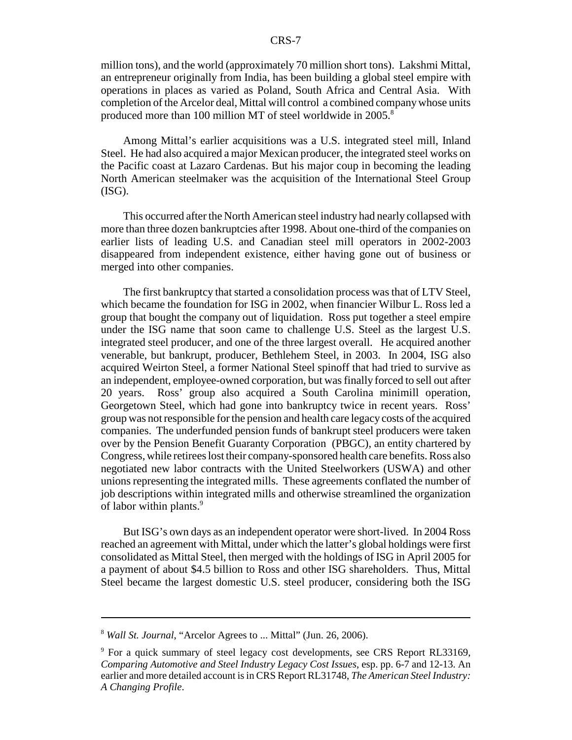million tons), and the world (approximately 70 million short tons). Lakshmi Mittal, an entrepreneur originally from India, has been building a global steel empire with operations in places as varied as Poland, South Africa and Central Asia. With completion of the Arcelor deal, Mittal will control a combined company whose units produced more than 100 million MT of steel worldwide in 2005.[8]

Among Mittal's earlier acquisitions was a U.S. integrated steel mill, Inland Steel. He had also acquired a major Mexican producer, the integrated steel works on the Pacific coast at Lazaro Cardenas. But his major coup in becoming the leading North American steelmaker was the acquisition of the International Steel Group (ISG).

This occurred after the North American steel industry had nearly collapsed with more than three dozen bankruptcies after 1998. About one-third of the companies on earlier lists of leading U.S. and Canadian steel mill operators in 2002-2003 disappeared from independent existence, either having gone out of business or merged into other companies.

The first bankruptcy that started a consolidation process was that of LTV Steel, which became the foundation for ISG in 2002, when financier Wilbur L. Ross led a group that bought the company out of liquidation. Ross put together a steel empire under the ISG name that soon came to challenge U.S. Steel as the largest U.S. integrated steel producer, and one of the three largest overall. He acquired another venerable, but bankrupt, producer, Bethlehem Steel, in 2003. In 2004, ISG also acquired Weirton Steel, a former National Steel spinoff that had tried to survive as an independent, employee-owned corporation, but was finally forced to sell out after 20 years. Ross' group also acquired a South Carolina minimill operation, Georgetown Steel, which had gone into bankruptcy twice in recent years. Ross' group was not responsible for the pension and health care legacy costs of the acquired companies. The underfunded pension funds of bankrupt steel producers were taken over by the Pension Benefit Guaranty Corporation (PBGC), an entity chartered by Congress, while retirees lost their company-sponsored health care benefits. Ross also negotiated new labor contracts with the United Steelworkers (USWA) and other unions representing the integrated mills. These agreements conflated the number of job descriptions within integrated mills and otherwise streamlined the organization of labor within plants.[9]

But ISG's own days as an independent operator were short-lived. In 2004 Ross reached an agreement with Mittal, under which the latter's global holdings were first consolidated as Mittal Steel, then merged with the holdings of ISG in April 2005 for a payment of about \$4.5 billion to Ross and other ISG shareholders. Thus, Mittal Steel became the largest domestic U.S. steel producer, considering both the ISG

---

[8] *Wall St. Journal*, "Arcelor Agrees to ... Mittal" (Jun. 26, 2006).

[9] For a quick summary of steel legacy cost developments, see CRS Report RL33169, *Comparing Automotive and Steel Industry Legacy Cost Issues*, esp. pp. 6-7 and 12-13. An earlier and more detailed account is in CRS Report RL31748, *The American Steel Industry: A Changing Profile*.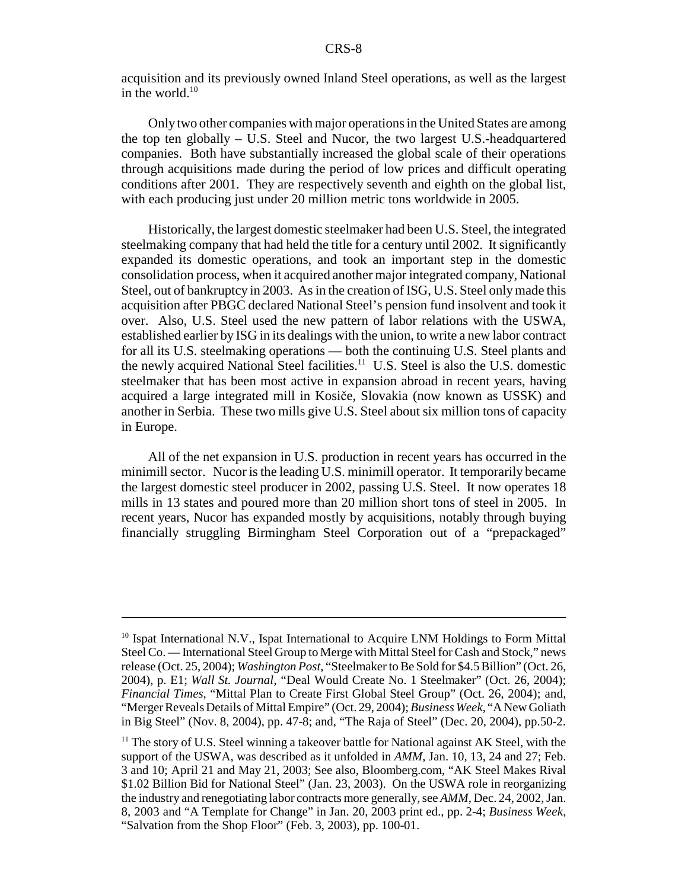acquisition and its previously owned Inland Steel operations, as well as the largest in the world.[10]

Only two other companies with major operations in the United States are among the top ten globally – U.S. Steel and Nucor, the two largest U.S.-headquartered companies. Both have substantially increased the global scale of their operations through acquisitions made during the period of low prices and difficult operating conditions after 2001. They are respectively seventh and eighth on the global list, with each producing just under 20 million metric tons worldwide in 2005.

Historically, the largest domestic steelmaker had been U.S. Steel, the integrated steelmaking company that had held the title for a century until 2002. It significantly expanded its domestic operations, and took an important step in the domestic consolidation process, when it acquired another major integrated company, National Steel, out of bankruptcy in 2003. As in the creation of ISG, U.S. Steel only made this acquisition after PBGC declared National Steel's pension fund insolvent and took it over. Also, U.S. Steel used the new pattern of labor relations with the USWA, established earlier by ISG in its dealings with the union, to write a new labor contract for all its U.S. steelmaking operations — both the continuing U.S. Steel plants and the newly acquired National Steel facilities.[11] U.S. Steel is also the U.S. domestic steelmaker that has been most active in expansion abroad in recent years, having acquired a large integrated mill in Kosiče, Slovakia (now known as USSK) and another in Serbia. These two mills give U.S. Steel about six million tons of capacity in Europe.

All of the net expansion in U.S. production in recent years has occurred in the minimill sector. Nucor is the leading U.S. minimill operator. It temporarily became the largest domestic steel producer in 2002, passing U.S. Steel. It now operates 18 mills in 13 states and poured more than 20 million short tons of steel in 2005. In recent years, Nucor has expanded mostly by acquisitions, notably through buying financially struggling Birmingham Steel Corporation out of a "prepackaged"

---

[10] Ispat International N.V., Ispat International to Acquire LNM Holdings to Form Mittal Steel Co. — International Steel Group to Merge with Mittal Steel for Cash and Stock," news release (Oct. 25, 2004); *Washington Post*, "Steelmaker to Be Sold for $4.5 Billion" (Oct. 26, 2004), p. E1; *Wall St. Journal*, "Deal Would Create No. 1 Steelmaker" (Oct. 26, 2004); *Financial Times*, "Mittal Plan to Create First Global Steel Group" (Oct. 26, 2004); and, "Merger Reveals Details of Mittal Empire" (Oct. 29, 2004); *Business Week*, "A New Goliath in Big Steel" (Nov. 8, 2004), pp. 47-8; and, "The Raja of Steel" (Dec. 20, 2004), pp.50-2.

[11] The story of U.S. Steel winning a takeover battle for National against AK Steel, with the support of the USWA, was described as it unfolded in *AMM*, Jan. 10, 13, 24 and 27; Feb. 3 and 10; April 21 and May 21, 2003; See also, Bloomberg.com, "AK Steel Makes Rival $1.02 Billion Bid for National Steel" (Jan. 23, 2003). On the USWA role in reorganizing the industry and renegotiating labor contracts more generally, see *AMM*, Dec. 24, 2002, Jan. 8, 2003 and "A Template for Change" in Jan. 20, 2003 print ed., pp. 2-4; *Business Week*, "Salvation from the Shop Floor" (Feb. 3, 2003), pp. 100-01.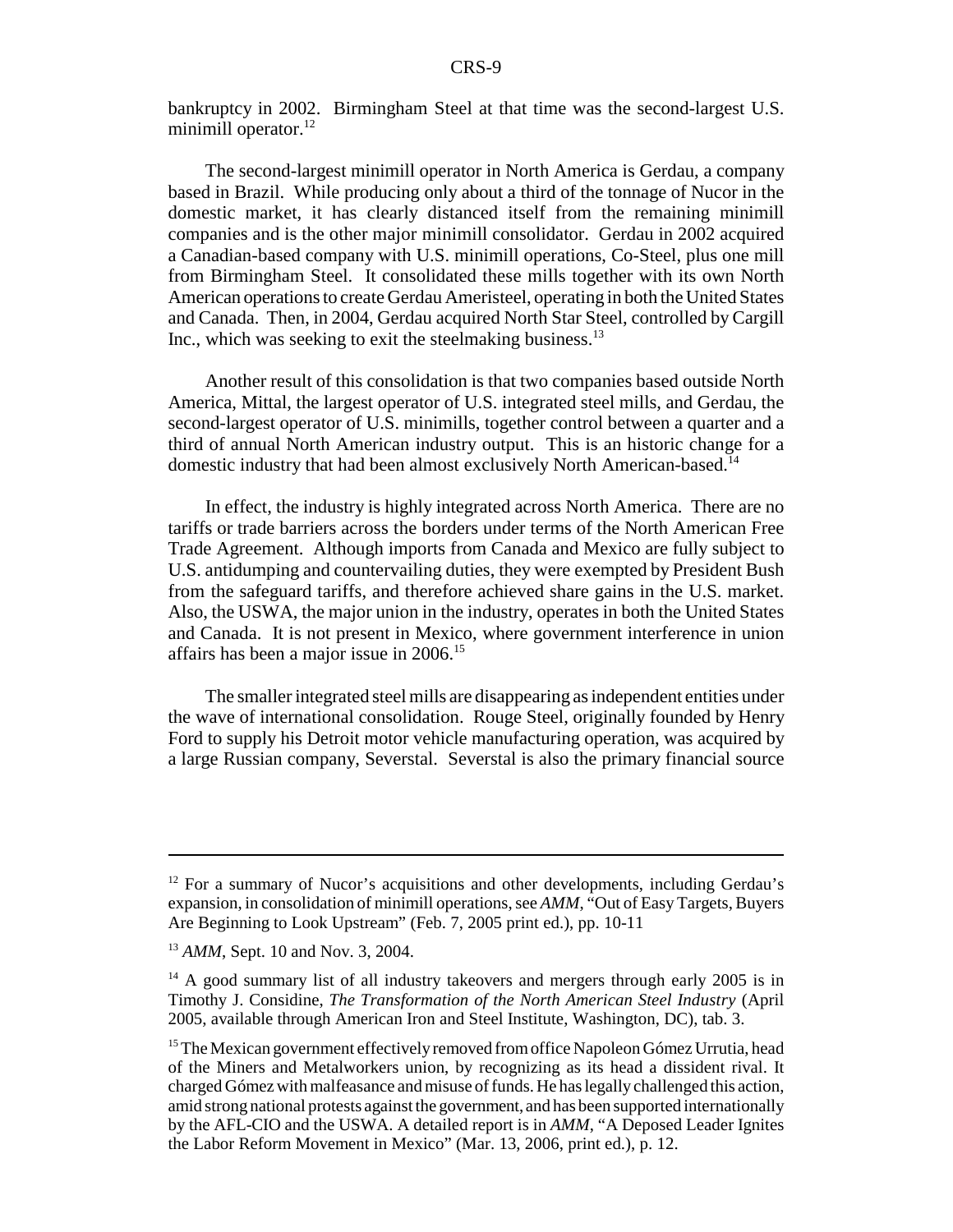bankruptcy in 2002. Birmingham Steel at that time was the second-largest U.S. minimill operator.[12]

The second-largest minimill operator in North America is Gerdau, a company based in Brazil. While producing only about a third of the tonnage of Nucor in the domestic market, it has clearly distanced itself from the remaining minimill companies and is the other major minimill consolidator. Gerdau in 2002 acquired a Canadian-based company with U.S. minimill operations, Co-Steel, plus one mill from Birmingham Steel. It consolidated these mills together with its own North American operations to create Gerdau Ameristeel, operating in both the United States and Canada. Then, in 2004, Gerdau acquired North Star Steel, controlled by Cargill Inc., which was seeking to exit the steelmaking business.[13]

Another result of this consolidation is that two companies based outside North America, Mittal, the largest operator of U.S. integrated steel mills, and Gerdau, the second-largest operator of U.S. minimills, together control between a quarter and a third of annual North American industry output. This is an historic change for a domestic industry that had been almost exclusively North American-based.[14]

In effect, the industry is highly integrated across North America. There are no tariffs or trade barriers across the borders under terms of the North American Free Trade Agreement. Although imports from Canada and Mexico are fully subject to U.S. antidumping and countervailing duties, they were exempted by President Bush from the safeguard tariffs, and therefore achieved share gains in the U.S. market. Also, the USWA, the major union in the industry, operates in both the United States and Canada. It is not present in Mexico, where government interference in union affairs has been a major issue in 2006.[15]

The smaller integrated steel mills are disappearing as independent entities under the wave of international consolidation. Rouge Steel, originally founded by Henry Ford to supply his Detroit motor vehicle manufacturing operation, was acquired by a large Russian company, Severstal. Severstal is also the primary financial source

---

[12] For a summary of Nucor's acquisitions and other developments, including Gerdau's expansion, in consolidation of minimill operations, see *AMM*, "Out of Easy Targets, Buyers Are Beginning to Look Upstream" (Feb. 7, 2005 print ed.), pp. 10-11

[13] *AMM*, Sept. 10 and Nov. 3, 2004.

[14] A good summary list of all industry takeovers and mergers through early 2005 is in Timothy J. Considine, *The Transformation of the North American Steel Industry* (April 2005, available through American Iron and Steel Institute, Washington, DC), tab. 3.

[15] The Mexican government effectively removed from office Napoleon Gómez Urrutia, head of the Miners and Metalworkers union, by recognizing as its head a dissident rival. It charged Gómez with malfeasance and misuse of funds. He has legally challenged this action, amid strong national protests against the government, and has been supported internationally by the AFL-CIO and the USWA. A detailed report is in *AMM*, "A Deposed Leader Ignites the Labor Reform Movement in Mexico" (Mar. 13, 2006, print ed.), p. 12.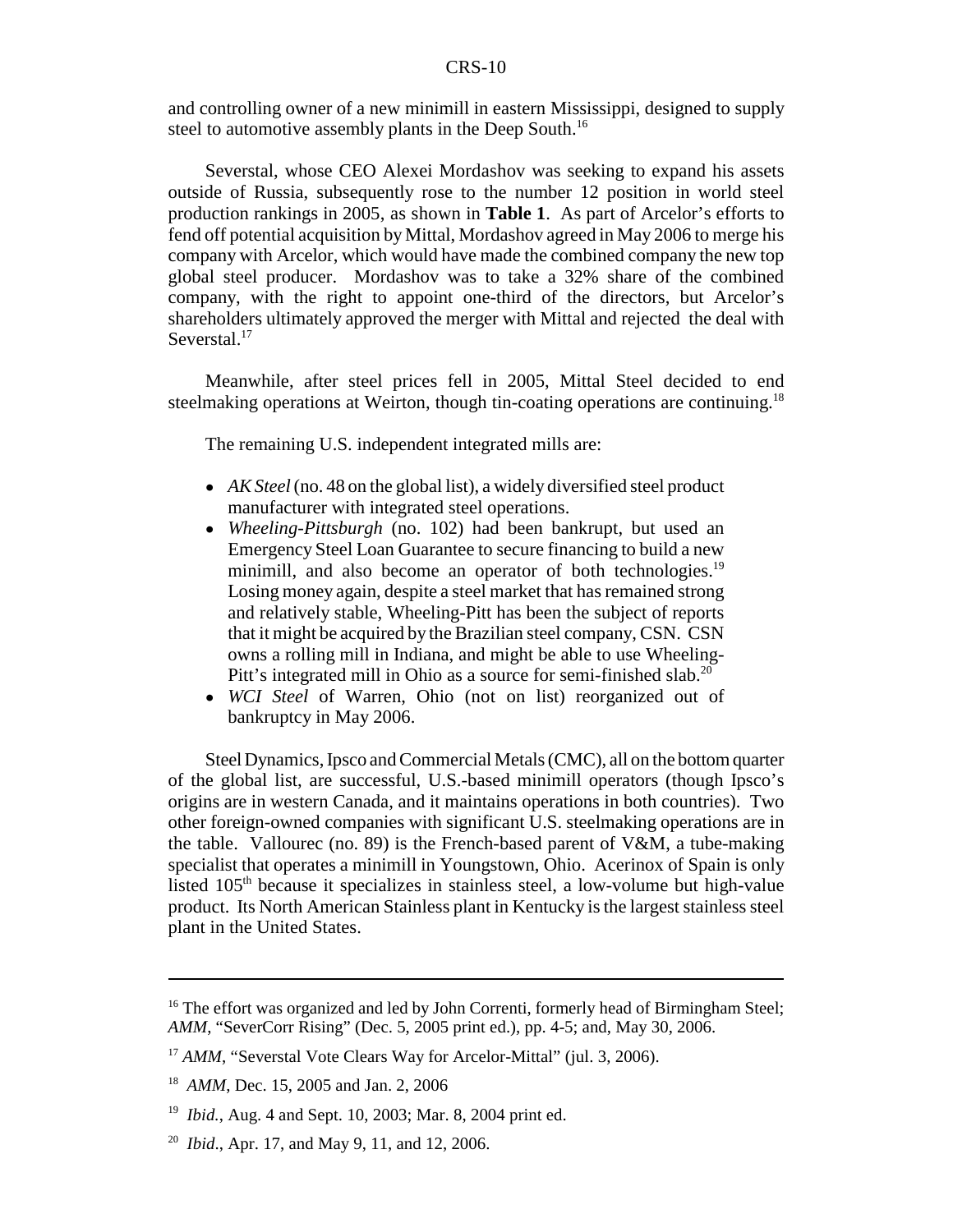and controlling owner of a new minimill in eastern Mississippi, designed to supply steel to automotive assembly plants in the Deep South.[16]

Severstal, whose CEO Alexei Mordashov was seeking to expand his assets outside of Russia, subsequently rose to the number 12 position in world steel production rankings in 2005, as shown in **Table 1**. As part of Arcelor's efforts to fend off potential acquisition by Mittal, Mordashov agreed in May 2006 to merge his company with Arcelor, which would have made the combined company the new top global steel producer. Mordashov was to take a 32% share of the combined company, with the right to appoint one-third of the directors, but Arcelor's shareholders ultimately approved the merger with Mittal and rejected the deal with Severstal.[17]

Meanwhile, after steel prices fell in 2005, Mittal Steel decided to end steelmaking operations at Weirton, though tin-coating operations are continuing.[18]

The remaining U.S. independent integrated mills are:

- *AK Steel* (no. 48 on the global list), a widely diversified steel product manufacturer with integrated steel operations.
- *Wheeling-Pittsburgh* (no. 102) had been bankrupt, but used an Emergency Steel Loan Guarantee to secure financing to build a new minimill, and also become an operator of both technologies.[19] Losing money again, despite a steel market that has remained strong and relatively stable, Wheeling-Pitt has been the subject of reports that it might be acquired by the Brazilian steel company, CSN. CSN owns a rolling mill in Indiana, and might be able to use Wheeling-Pitt's integrated mill in Ohio as a source for semi-finished slab.[20]
- *WCI Steel* of Warren, Ohio (not on list) reorganized out of bankruptcy in May 2006.

Steel Dynamics, Ipsco and Commercial Metals (CMC), all on the bottom quarter of the global list, are successful, U.S.-based minimill operators (though Ipsco's origins are in western Canada, and it maintains operations in both countries). Two other foreign-owned companies with significant U.S. steelmaking operations are in the table. Vallourec (no. 89) is the French-based parent of V&M, a tube-making specialist that operates a minimill in Youngstown, Ohio. Acerinox of Spain is only listed 105th because it specializes in stainless steel, a low-volume but high-value product. Its North American Stainless plant in Kentucky is the largest stainless steel plant in the United States.

---

[16] The effort was organized and led by John Correnti, formerly head of Birmingham Steel; *AMM*, "SeverCorr Rising" (Dec. 5, 2005 print ed.), pp. 4-5; and, May 30, 2006.

[17] *AMM*, "Severstal Vote Clears Way for Arcelor-Mittal" (jul. 3, 2006).

[18] *AMM*, Dec. 15, 2005 and Jan. 2, 2006

[19] *Ibid.*, Aug. 4 and Sept. 10, 2003; Mar. 8, 2004 print ed.

[20] *Ibid*., Apr. 17, and May 9, 11, and 12, 2006.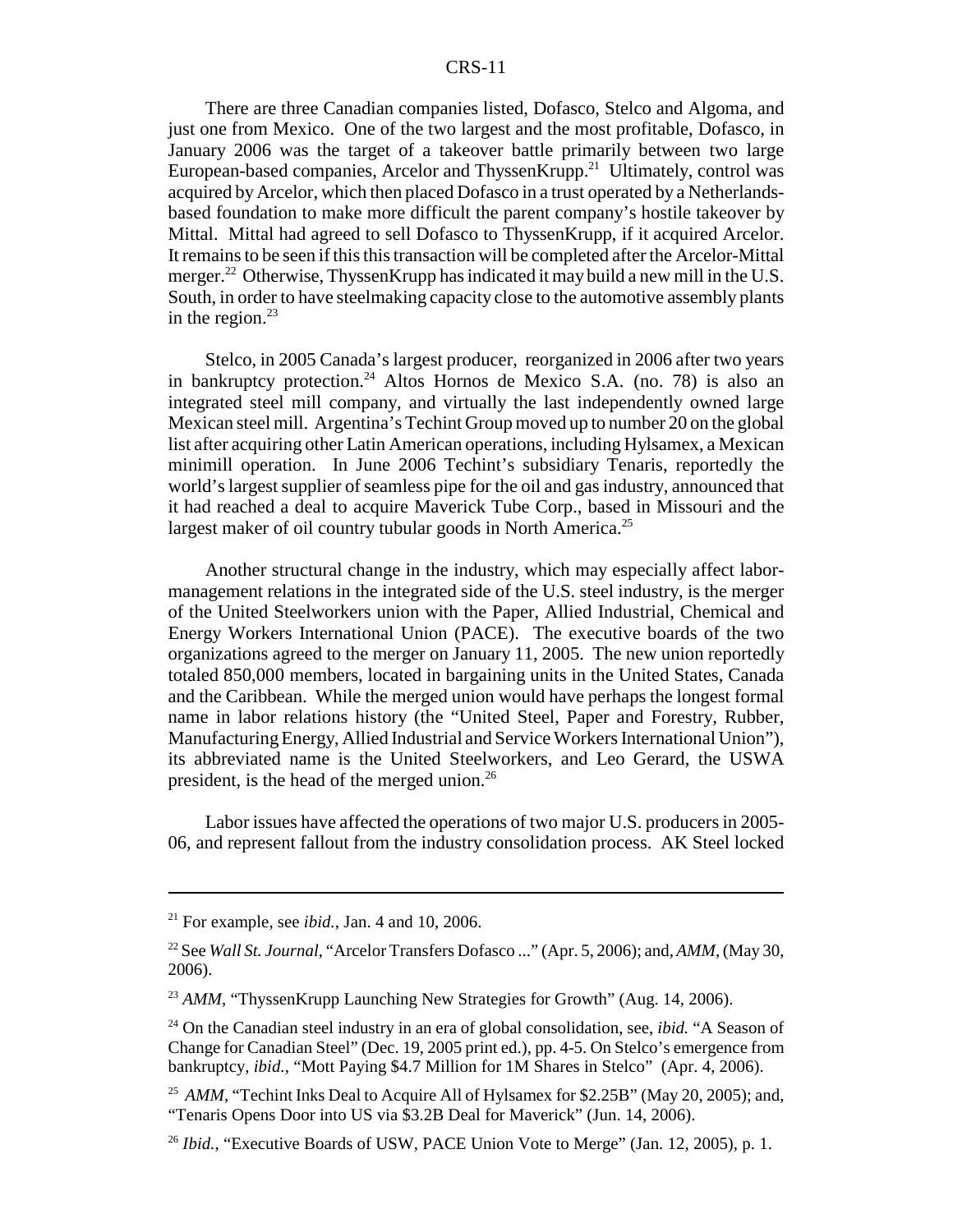There are three Canadian companies listed, Dofasco, Stelco and Algoma, and just one from Mexico. One of the two largest and the most profitable, Dofasco, in January 2006 was the target of a takeover battle primarily between two large European-based companies, Arcelor and ThyssenKrupp.[21] Ultimately, control was acquired by Arcelor, which then placed Dofasco in a trust operated by a Netherlands-based foundation to make more difficult the parent company's hostile takeover by Mittal. Mittal had agreed to sell Dofasco to ThyssenKrupp, if it acquired Arcelor. It remains to be seen if this this transaction will be completed after the Arcelor-Mittal merger.[22] Otherwise, ThyssenKrupp has indicated it may build a new mill in the U.S. South, in order to have steelmaking capacity close to the automotive assembly plants in the region.[23]

Stelco, in 2005 Canada's largest producer, reorganized in 2006 after two years in bankruptcy protection.[24] Altos Hornos de Mexico S.A. (no. 78) is also an integrated steel mill company, and virtually the last independently owned large Mexican steel mill. Argentina's Techint Group moved up to number 20 on the global list after acquiring other Latin American operations, including Hylsamex, a Mexican minimill operation. In June 2006 Techint's subsidiary Tenaris, reportedly the world's largest supplier of seamless pipe for the oil and gas industry, announced that it had reached a deal to acquire Maverick Tube Corp., based in Missouri and the largest maker of oil country tubular goods in North America.[25]

Another structural change in the industry, which may especially affect labor-management relations in the integrated side of the U.S. steel industry, is the merger of the United Steelworkers union with the Paper, Allied Industrial, Chemical and Energy Workers International Union (PACE). The executive boards of the two organizations agreed to the merger on January 11, 2005. The new union reportedly totaled 850,000 members, located in bargaining units in the United States, Canada and the Caribbean. While the merged union would have perhaps the longest formal name in labor relations history (the "United Steel, Paper and Forestry, Rubber, Manufacturing Energy, Allied Industrial and Service Workers International Union"), its abbreviated name is the United Steelworkers, and Leo Gerard, the USWA president, is the head of the merged union.[26]

Labor issues have affected the operations of two major U.S. producers in 2005-06, and represent fallout from the industry consolidation process. AK Steel locked

---

[21] For example, see *ibid.*, Jan. 4 and 10, 2006.

[22] See *Wall St. Journal*, "Arcelor Transfers Dofasco ..." (Apr. 5, 2006); and, *AMM*, (May 30, 2006).

[23] *AMM*, "ThyssenKrupp Launching New Strategies for Growth" (Aug. 14, 2006).

[24] On the Canadian steel industry in an era of global consolidation, see, *ibid.* "A Season of Change for Canadian Steel" (Dec. 19, 2005 print ed.), pp. 4-5. On Stelco's emergence from bankruptcy, *ibid.*, "Mott Paying $4.7 Million for 1M Shares in Stelco" (Apr. 4, 2006).

[25] *AMM*, "Techint Inks Deal to Acquire All of Hylsamex for $2.25B" (May 20, 2005); and, "Tenaris Opens Door into US via $3.2B Deal for Maverick" (Jun. 14, 2006).

[26] *Ibid.*, "Executive Boards of USW, PACE Union Vote to Merge" (Jan. 12, 2005), p. 1.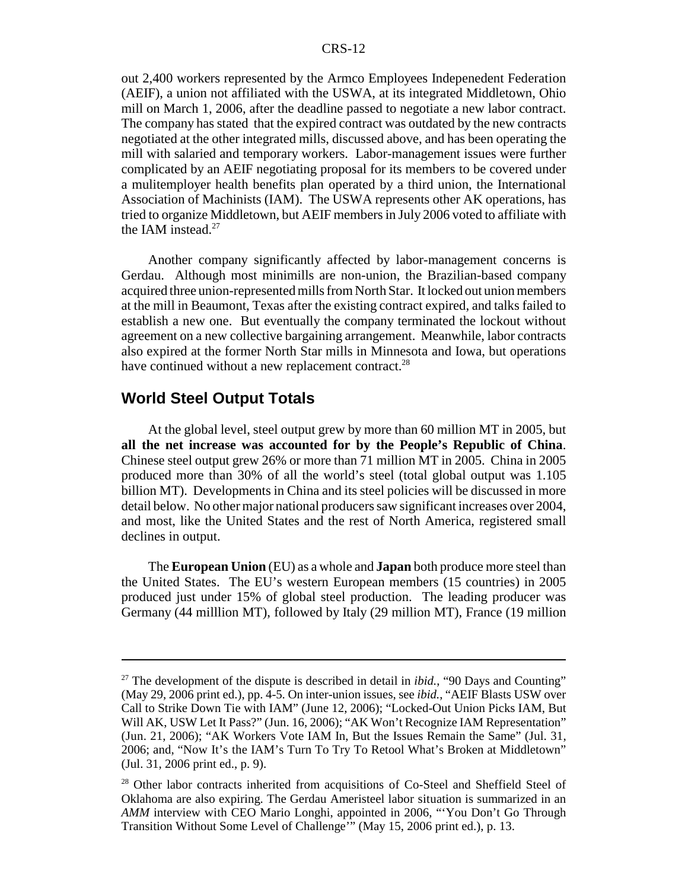out 2,400 workers represented by the Armco Employees Indepenedent Federation (AEIF), a union not affiliated with the USWA, at its integrated Middletown, Ohio mill on March 1, 2006, after the deadline passed to negotiate a new labor contract. The company has stated that the expired contract was outdated by the new contracts negotiated at the other integrated mills, discussed above, and has been operating the mill with salaried and temporary workers. Labor-management issues were further complicated by an AEIF negotiating proposal for its members to be covered under a mulitemployer health benefits plan operated by a third union, the International Association of Machinists (IAM). The USWA represents other AK operations, has tried to organize Middletown, but AEIF members in July 2006 voted to affiliate with the IAM instead.[27]

Another company significantly affected by labor-management concerns is Gerdau. Although most minimills are non-union, the Brazilian-based company acquired three union-represented mills from North Star. It locked out union members at the mill in Beaumont, Texas after the existing contract expired, and talks failed to establish a new one. But eventually the company terminated the lockout without agreement on a new collective bargaining arrangement. Meanwhile, labor contracts also expired at the former North Star mills in Minnesota and Iowa, but operations have continued without a new replacement contract.[28]

## World Steel Output Totals

At the global level, steel output grew by more than 60 million MT in 2005, but **all the net increase was accounted for by the People's Republic of China**. Chinese steel output grew 26% or more than 71 million MT in 2005. China in 2005 produced more than 30% of all the world's steel (total global output was 1.105 billion MT). Developments in China and its steel policies will be discussed in more detail below. No other major national producers saw significant increases over 2004, and most, like the United States and the rest of North America, registered small declines in output.

The **European Union** (EU) as a whole and **Japan** both produce more steel than the United States. The EU's western European members (15 countries) in 2005 produced just under 15% of global steel production. The leading producer was Germany (44 milllion MT), followed by Italy (29 million MT), France (19 million

---

[27] The development of the dispute is described in detail in *ibid.*, "90 Days and Counting" (May 29, 2006 print ed.), pp. 4-5. On inter-union issues, see *ibid.*, "AEIF Blasts USW over Call to Strike Down Tie with IAM" (June 12, 2006); "Locked-Out Union Picks IAM, But Will AK, USW Let It Pass?" (Jun. 16, 2006); "AK Won't Recognize IAM Representation" (Jun. 21, 2006); "AK Workers Vote IAM In, But the Issues Remain the Same" (Jul. 31, 2006; and, "Now It's the IAM's Turn To Try To Retool What's Broken at Middletown" (Jul. 31, 2006 print ed., p. 9).

[28] Other labor contracts inherited from acquisitions of Co-Steel and Sheffield Steel of Oklahoma are also expiring. The Gerdau Ameristeel labor situation is summarized in an *AMM* interview with CEO Mario Longhi, appointed in 2006, "'You Don't Go Through Transition Without Some Level of Challenge'" (May 15, 2006 print ed.), p. 13.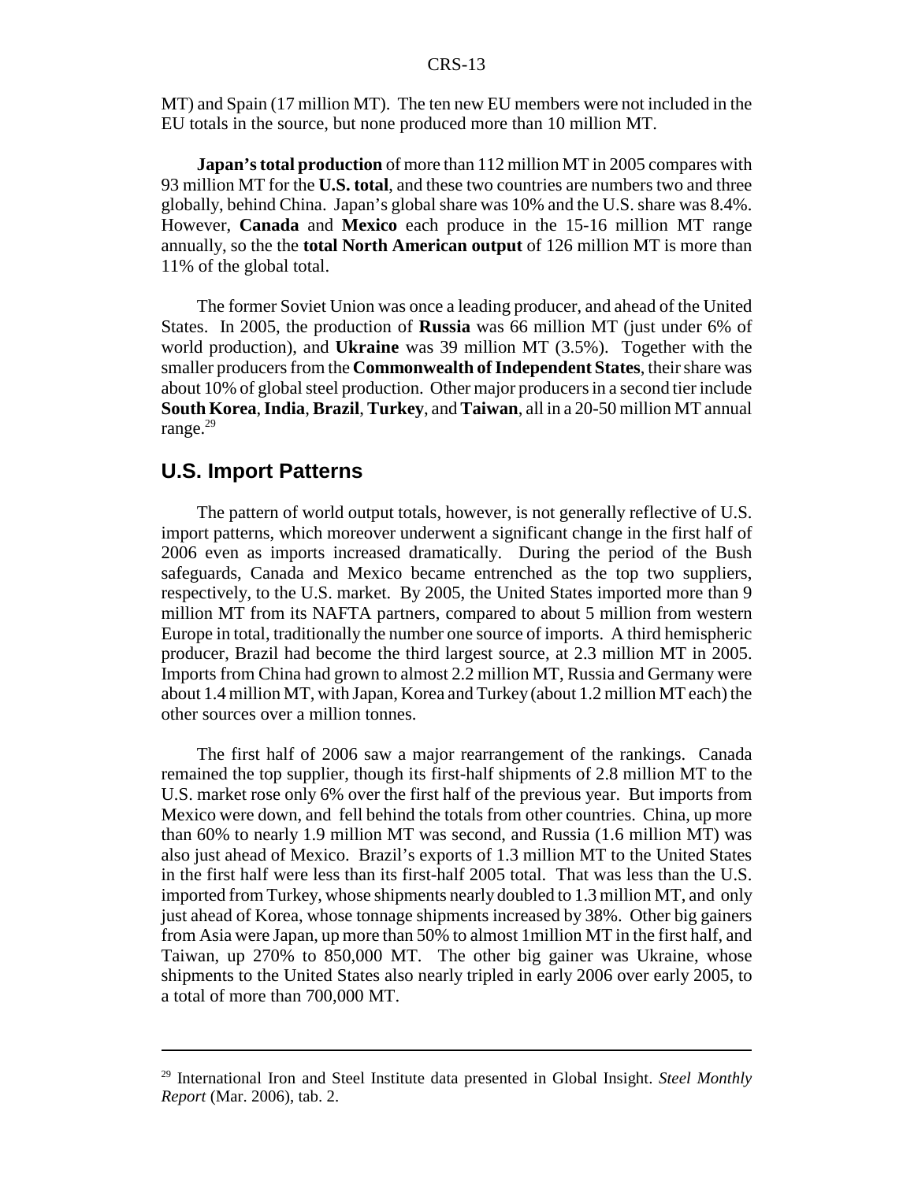MT) and Spain (17 million MT). The ten new EU members were not included in the EU totals in the source, but none produced more than 10 million MT.

**Japan's total production** of more than 112 million MT in 2005 compares with 93 million MT for the **U.S. total**, and these two countries are numbers two and three globally, behind China. Japan's global share was 10% and the U.S. share was 8.4%. However, **Canada** and **Mexico** each produce in the 15-16 million MT range annually, so the the **total North American output** of 126 million MT is more than 11% of the global total.

The former Soviet Union was once a leading producer, and ahead of the United States. In 2005, the production of **Russia** was 66 million MT (just under 6% of world production), and **Ukraine** was 39 million MT (3.5%). Together with the smaller producers from the **Commonwealth of Independent States**, their share was about 10% of global steel production. Other major producers in a second tier include **South Korea**, **India**, **Brazil**, **Turkey**, and **Taiwan**, all in a 20-50 million MT annual range.[29]

## U.S. Import Patterns

The pattern of world output totals, however, is not generally reflective of U.S. import patterns, which moreover underwent a significant change in the first half of 2006 even as imports increased dramatically. During the period of the Bush safeguards, Canada and Mexico became entrenched as the top two suppliers, respectively, to the U.S. market. By 2005, the United States imported more than 9 million MT from its NAFTA partners, compared to about 5 million from western Europe in total, traditionally the number one source of imports. A third hemispheric producer, Brazil had become the third largest source, at 2.3 million MT in 2005. Imports from China had grown to almost 2.2 million MT, Russia and Germany were about 1.4 million MT, with Japan, Korea and Turkey (about 1.2 million MT each) the other sources over a million tonnes.

The first half of 2006 saw a major rearrangement of the rankings. Canada remained the top supplier, though its first-half shipments of 2.8 million MT to the U.S. market rose only 6% over the first half of the previous year. But imports from Mexico were down, and fell behind the totals from other countries. China, up more than 60% to nearly 1.9 million MT was second, and Russia (1.6 million MT) was also just ahead of Mexico. Brazil's exports of 1.3 million MT to the United States in the first half were less than its first-half 2005 total. That was less than the U.S. imported from Turkey, whose shipments nearly doubled to 1.3 million MT, and only just ahead of Korea, whose tonnage shipments increased by 38%. Other big gainers from Asia were Japan, up more than 50% to almost 1million MT in the first half, and Taiwan, up 270% to 850,000 MT. The other big gainer was Ukraine, whose shipments to the United States also nearly tripled in early 2006 over early 2005, to a total of more than 700,000 MT.

---

[29] International Iron and Steel Institute data presented in Global Insight. *Steel Monthly Report* (Mar. 2006), tab. 2.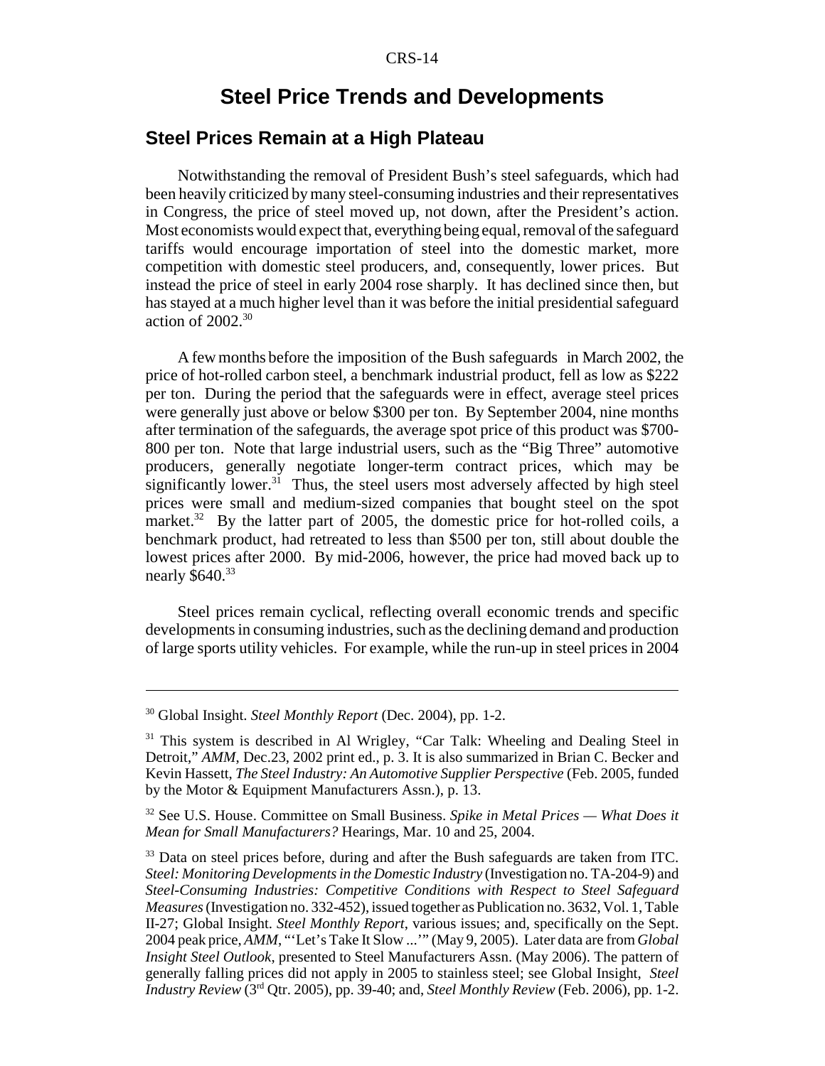# Steel Price Trends and Developments

## Steel Prices Remain at a High Plateau

Notwithstanding the removal of President Bush's steel safeguards, which had been heavily criticized by many steel-consuming industries and their representatives in Congress, the price of steel moved up, not down, after the President's action. Most economists would expect that, everything being equal, removal of the safeguard tariffs would encourage importation of steel into the domestic market, more competition with domestic steel producers, and, consequently, lower prices. But instead the price of steel in early 2004 rose sharply. It has declined since then, but has stayed at a much higher level than it was before the initial presidential safeguard action of 2002.[30]

A few months before the imposition of the Bush safeguards in March 2002, the price of hot-rolled carbon steel, a benchmark industrial product, fell as low as $222 per ton. During the period that the safeguards were in effect, average steel prices were generally just above or below $300 per ton. By September 2004, nine months after termination of the safeguards, the average spot price of this product was $700-800 per ton. Note that large industrial users, such as the "Big Three" automotive producers, generally negotiate longer-term contract prices, which may be significantly lower.[31] Thus, the steel users most adversely affected by high steel prices were small and medium-sized companies that bought steel on the spot market.[32] By the latter part of 2005, the domestic price for hot-rolled coils, a benchmark product, had retreated to less than $500 per ton, still about double the lowest prices after 2000. By mid-2006, however, the price had moved back up to nearly $640.[33]

Steel prices remain cyclical, reflecting overall economic trends and specific developments in consuming industries, such as the declining demand and production of large sports utility vehicles. For example, while the run-up in steel prices in 2004

---

[30] Global Insight. *Steel Monthly Report* (Dec. 2004), pp. 1-2.

[31] This system is described in Al Wrigley, "Car Talk: Wheeling and Dealing Steel in Detroit," *AMM*, Dec.23, 2002 print ed., p. 3. It is also summarized in Brian C. Becker and Kevin Hassett, *The Steel Industry: An Automotive Supplier Perspective* (Feb. 2005, funded by the Motor & Equipment Manufacturers Assn.), p. 13.

[32] See U.S. House. Committee on Small Business. *Spike in Metal Prices — What Does it Mean for Small Manufacturers?* Hearings, Mar. 10 and 25, 2004.

[33] Data on steel prices before, during and after the Bush safeguards are taken from ITC. *Steel: Monitoring Developments in the Domestic Industry* (Investigation no. TA-204-9) and *Steel-Consuming Industries: Competitive Conditions with Respect to Steel Safeguard Measures* (Investigation no. 332-452), issued together as Publication no. 3632, Vol. 1, Table II-27; Global Insight. *Steel Monthly Report*, various issues; and, specifically on the Sept. 2004 peak price, *AMM*, "'Let's Take It Slow ...'" (May 9, 2005). Later data are from *Global Insight Steel Outlook*, presented to Steel Manufacturers Assn. (May 2006). The pattern of generally falling prices did not apply in 2005 to stainless steel; see Global Insight, *Steel Industry Review* (3rd Qtr. 2005), pp. 39-40; and, *Steel Monthly Review* (Feb. 2006), pp. 1-2.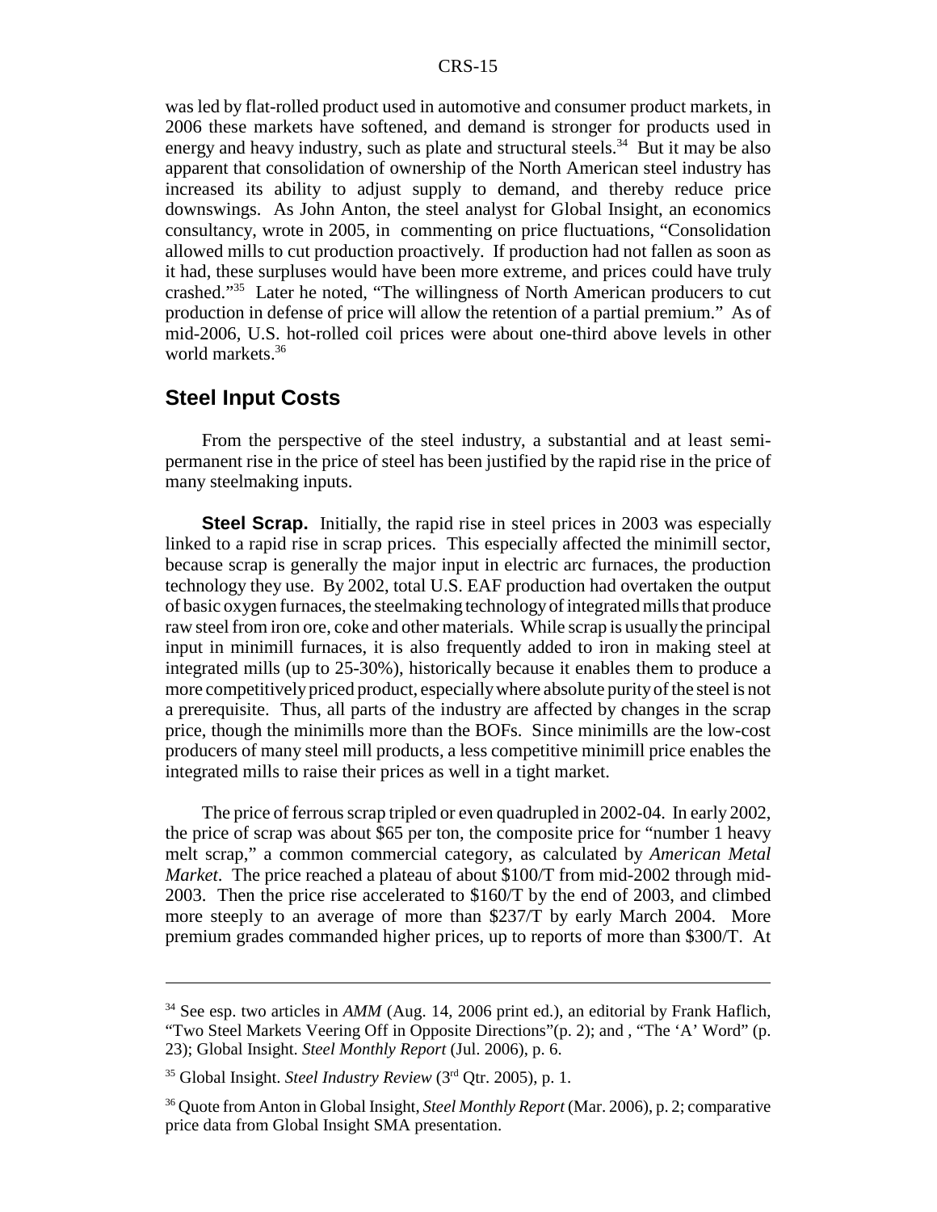was led by flat-rolled product used in automotive and consumer product markets, in 2006 these markets have softened, and demand is stronger for products used in energy and heavy industry, such as plate and structural steels.[34] But it may be also apparent that consolidation of ownership of the North American steel industry has increased its ability to adjust supply to demand, and thereby reduce price downswings. As John Anton, the steel analyst for Global Insight, an economics consultancy, wrote in 2005, in commenting on price fluctuations, "Consolidation allowed mills to cut production proactively. If production had not fallen as soon as it had, these surpluses would have been more extreme, and prices could have truly crashed."[35] Later he noted, "The willingness of North American producers to cut production in defense of price will allow the retention of a partial premium." As of mid-2006, U.S. hot-rolled coil prices were about one-third above levels in other world markets.[36]

## Steel Input Costs

From the perspective of the steel industry, a substantial and at least semi-permanent rise in the price of steel has been justified by the rapid rise in the price of many steelmaking inputs.

**Steel Scrap.** Initially, the rapid rise in steel prices in 2003 was especially linked to a rapid rise in scrap prices. This especially affected the minimill sector, because scrap is generally the major input in electric arc furnaces, the production technology they use. By 2002, total U.S. EAF production had overtaken the output of basic oxygen furnaces, the steelmaking technology of integrated mills that produce raw steel from iron ore, coke and other materials. While scrap is usually the principal input in minimill furnaces, it is also frequently added to iron in making steel at integrated mills (up to 25-30%), historically because it enables them to produce a more competitively priced product, especially where absolute purity of the steel is not a prerequisite. Thus, all parts of the industry are affected by changes in the scrap price, though the minimills more than the BOFs. Since minimills are the low-cost producers of many steel mill products, a less competitive minimill price enables the integrated mills to raise their prices as well in a tight market.

The price of ferrous scrap tripled or even quadrupled in 2002-04. In early 2002, the price of scrap was about $65 per ton, the composite price for "number 1 heavy melt scrap," a common commercial category, as calculated by *American Metal Market*. The price reached a plateau of about $100/T from mid-2002 through mid-2003. Then the price rise accelerated to $160/T by the end of 2003, and climbed more steeply to an average of more than $237/T by early March 2004. More premium grades commanded higher prices, up to reports of more than $300/T. At

---

[34] See esp. two articles in *AMM* (Aug. 14, 2006 print ed.), an editorial by Frank Haflich, "Two Steel Markets Veering Off in Opposite Directions"(p. 2); and , "The 'A' Word" (p. 23); Global Insight. *Steel Monthly Report* (Jul. 2006), p. 6.

[35] Global Insight. *Steel Industry Review* (3rd Qtr. 2005), p. 1.

[36] Quote from Anton in Global Insight, *Steel Monthly Report* (Mar. 2006), p. 2; comparative price data from Global Insight SMA presentation.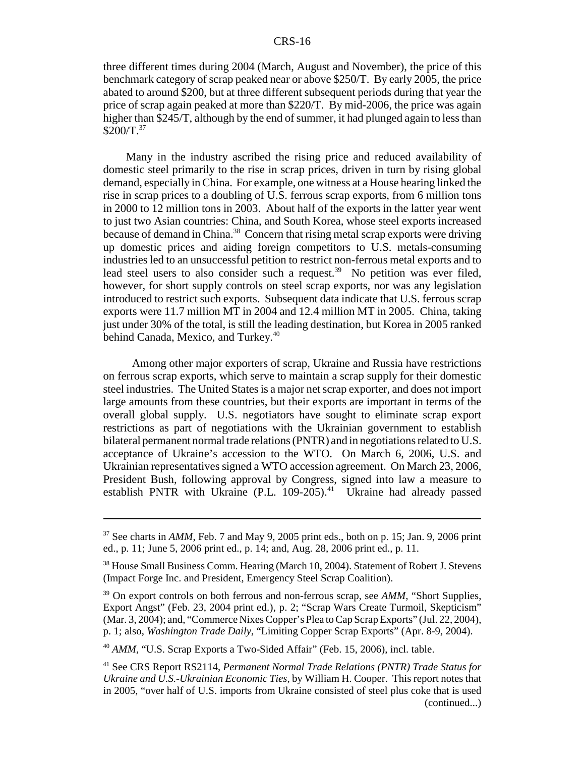three different times during 2004 (March, August and November), the price of this benchmark category of scrap peaked near or above $250/T. By early 2005, the price abated to around $200, but at three different subsequent periods during that year the price of scrap again peaked at more than $220/T. By mid-2006, the price was again higher than $245/T, although by the end of summer, it had plunged again to less than $200/T.[37]

Many in the industry ascribed the rising price and reduced availability of domestic steel primarily to the rise in scrap prices, driven in turn by rising global demand, especially in China. For example, one witness at a House hearing linked the rise in scrap prices to a doubling of U.S. ferrous scrap exports, from 6 million tons in 2000 to 12 million tons in 2003. About half of the exports in the latter year went to just two Asian countries: China, and South Korea, whose steel exports increased because of demand in China.[38] Concern that rising metal scrap exports were driving up domestic prices and aiding foreign competitors to U.S. metals-consuming industries led to an unsuccessful petition to restrict non-ferrous metal exports and to lead steel users to also consider such a request.[39] No petition was ever filed, however, for short supply controls on steel scrap exports, nor was any legislation introduced to restrict such exports. Subsequent data indicate that U.S. ferrous scrap exports were 11.7 million MT in 2004 and 12.4 million MT in 2005. China, taking just under 30% of the total, is still the leading destination, but Korea in 2005 ranked behind Canada, Mexico, and Turkey.[40]

Among other major exporters of scrap, Ukraine and Russia have restrictions on ferrous scrap exports, which serve to maintain a scrap supply for their domestic steel industries. The United States is a major net scrap exporter, and does not import large amounts from these countries, but their exports are important in terms of the overall global supply. U.S. negotiators have sought to eliminate scrap export restrictions as part of negotiations with the Ukrainian government to establish bilateral permanent normal trade relations (PNTR) and in negotiations related to U.S. acceptance of Ukraine's accession to the WTO. On March 6, 2006, U.S. and Ukrainian representatives signed a WTO accession agreement. On March 23, 2006, President Bush, following approval by Congress, signed into law a measure to establish PNTR with Ukraine (P.L. 109-205).[41] Ukraine had already passed

---

[37] See charts in *AMM*, Feb. 7 and May 9, 2005 print eds., both on p. 15; Jan. 9, 2006 print ed., p. 11; June 5, 2006 print ed., p. 14; and, Aug. 28, 2006 print ed., p. 11.

[38] House Small Business Comm. Hearing (March 10, 2004). Statement of Robert J. Stevens (Impact Forge Inc. and President, Emergency Steel Scrap Coalition).

[39] On export controls on both ferrous and non-ferrous scrap, see *AMM*, "Short Supplies, Export Angst" (Feb. 23, 2004 print ed.), p. 2; "Scrap Wars Create Turmoil, Skepticism" (Mar. 3, 2004); and, "Commerce Nixes Copper's Plea to Cap Scrap Exports" (Jul. 22, 2004), p. 1; also, *Washington Trade Daily*, "Limiting Copper Scrap Exports" (Apr. 8-9, 2004).

[40] *AMM*, "U.S. Scrap Exports a Two-Sided Affair" (Feb. 15, 2006), incl. table.

[41] See CRS Report RS2114, *Permanent Normal Trade Relations (PNTR) Trade Status for Ukraine and U.S.-Ukrainian Economic Ties*, by William H. Cooper. This report notes that in 2005, "over half of U.S. imports from Ukraine consisted of steel plus coke that is used (continued...)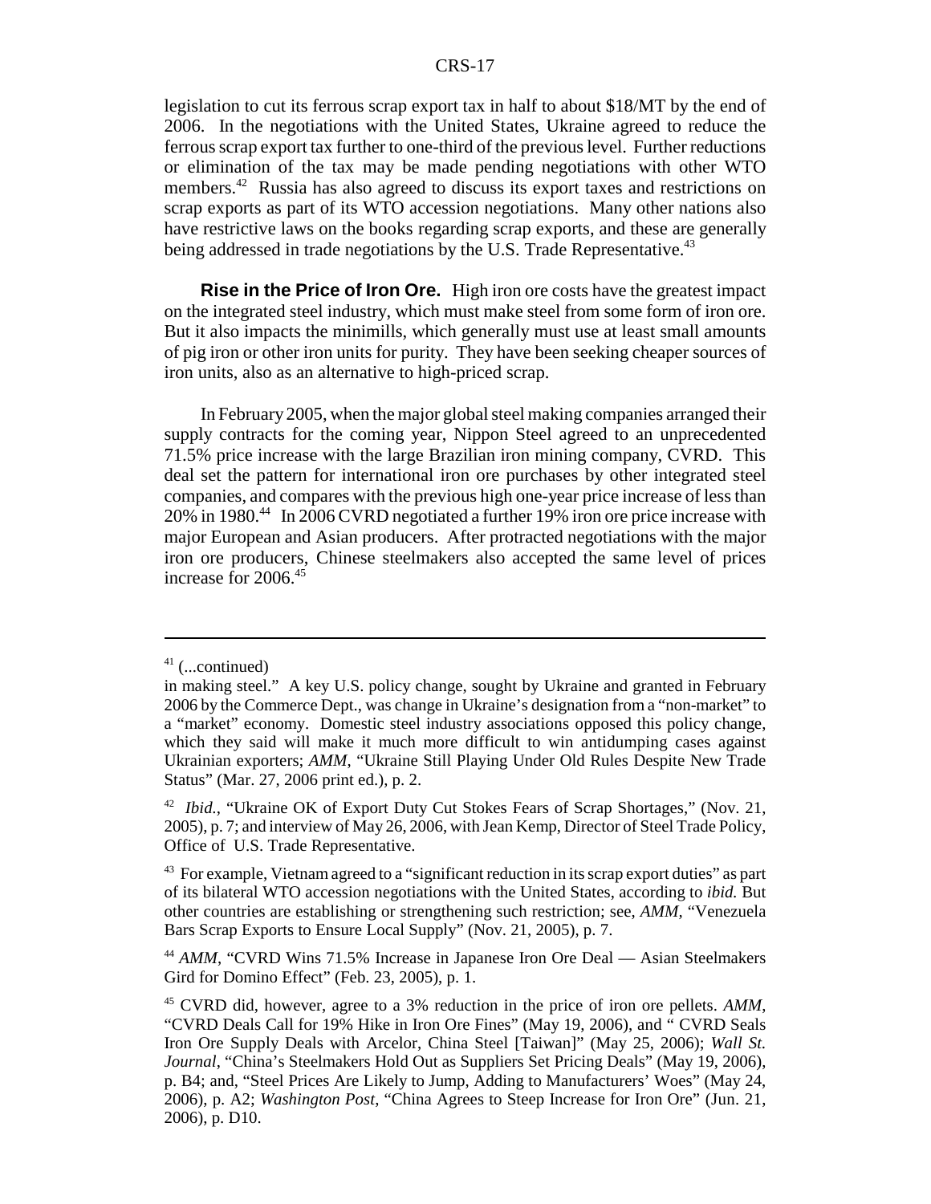legislation to cut its ferrous scrap export tax in half to about \$18/MT by the end of 2006. In the negotiations with the United States, Ukraine agreed to reduce the ferrous scrap export tax further to one-third of the previous level. Further reductions or elimination of the tax may be made pending negotiations with other WTO members.[42] Russia has also agreed to discuss its export taxes and restrictions on scrap exports as part of its WTO accession negotiations. Many other nations also have restrictive laws on the books regarding scrap exports, and these are generally being addressed in trade negotiations by the U.S. Trade Representative.[43]

**Rise in the Price of Iron Ore.** High iron ore costs have the greatest impact on the integrated steel industry, which must make steel from some form of iron ore. But it also impacts the minimills, which generally must use at least small amounts of pig iron or other iron units for purity. They have been seeking cheaper sources of iron units, also as an alternative to high-priced scrap.

In February 2005, when the major global steel making companies arranged their supply contracts for the coming year, Nippon Steel agreed to an unprecedented 71.5% price increase with the large Brazilian iron mining company, CVRD. This deal set the pattern for international iron ore purchases by other integrated steel companies, and compares with the previous high one-year price increase of less than 20% in 1980.[44] In 2006 CVRD negotiated a further 19% iron ore price increase with major European and Asian producers. After protracted negotiations with the major iron ore producers, Chinese steelmakers also accepted the same level of prices increase for 2006.[45]

---

[41] (...continued)
in making steel." A key U.S. policy change, sought by Ukraine and granted in February 2006 by the Commerce Dept., was change in Ukraine's designation from a "non-market" to a "market" economy. Domestic steel industry associations opposed this policy change, which they said will make it much more difficult to win antidumping cases against Ukrainian exporters; *AMM*, "Ukraine Still Playing Under Old Rules Despite New Trade Status" (Mar. 27, 2006 print ed.), p. 2.

[42] *Ibid.*, "Ukraine OK of Export Duty Cut Stokes Fears of Scrap Shortages," (Nov. 21, 2005), p. 7; and interview of May 26, 2006, with Jean Kemp, Director of Steel Trade Policy, Office of U.S. Trade Representative.

[43] For example, Vietnam agreed to a "significant reduction in its scrap export duties" as part of its bilateral WTO accession negotiations with the United States, according to *ibid.* But other countries are establishing or strengthening such restriction; see, *AMM*, "Venezuela Bars Scrap Exports to Ensure Local Supply" (Nov. 21, 2005), p. 7.

[44] *AMM*, "CVRD Wins 71.5% Increase in Japanese Iron Ore Deal — Asian Steelmakers Gird for Domino Effect" (Feb. 23, 2005), p. 1.

[45] CVRD did, however, agree to a 3% reduction in the price of iron ore pellets. *AMM*, "CVRD Deals Call for 19% Hike in Iron Ore Fines" (May 19, 2006), and " CVRD Seals Iron Ore Supply Deals with Arcelor, China Steel [Taiwan]" (May 25, 2006); *Wall St. Journal*, "China's Steelmakers Hold Out as Suppliers Set Pricing Deals" (May 19, 2006), p. B4; and, "Steel Prices Are Likely to Jump, Adding to Manufacturers' Woes" (May 24, 2006), p. A2; *Washington Post*, "China Agrees to Steep Increase for Iron Ore" (Jun. 21, 2006), p. D10.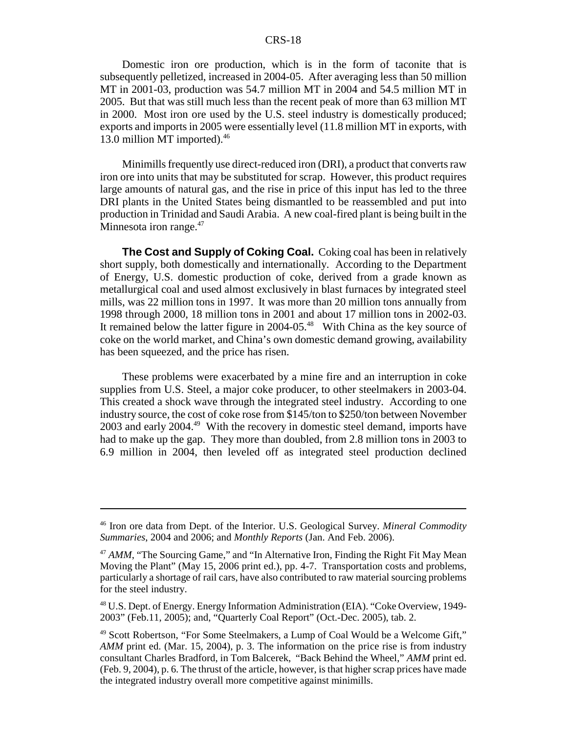Domestic iron ore production, which is in the form of taconite that is subsequently pelletized, increased in 2004-05. After averaging less than 50 million MT in 2001-03, production was 54.7 million MT in 2004 and 54.5 million MT in 2005. But that was still much less than the recent peak of more than 63 million MT in 2000. Most iron ore used by the U.S. steel industry is domestically produced; exports and imports in 2005 were essentially level (11.8 million MT in exports, with 13.0 million MT imported).[46]

Minimills frequently use direct-reduced iron (DRI), a product that converts raw iron ore into units that may be substituted for scrap. However, this product requires large amounts of natural gas, and the rise in price of this input has led to the three DRI plants in the United States being dismantled to be reassembled and put into production in Trinidad and Saudi Arabia. A new coal-fired plant is being built in the Minnesota iron range.[47]

**The Cost and Supply of Coking Coal.** Coking coal has been in relatively short supply, both domestically and internationally. According to the Department of Energy, U.S. domestic production of coke, derived from a grade known as metallurgical coal and used almost exclusively in blast furnaces by integrated steel mills, was 22 million tons in 1997. It was more than 20 million tons annually from 1998 through 2000, 18 million tons in 2001 and about 17 million tons in 2002-03. It remained below the latter figure in 2004-05.[48] With China as the key source of coke on the world market, and China's own domestic demand growing, availability has been squeezed, and the price has risen.

These problems were exacerbated by a mine fire and an interruption in coke supplies from U.S. Steel, a major coke producer, to other steelmakers in 2003-04. This created a shock wave through the integrated steel industry. According to one industry source, the cost of coke rose from $145/ton to $250/ton between November 2003 and early 2004.[49] With the recovery in domestic steel demand, imports have had to make up the gap. They more than doubled, from 2.8 million tons in 2003 to 6.9 million in 2004, then leveled off as integrated steel production declined

---

[46] Iron ore data from Dept. of the Interior. U.S. Geological Survey. *Mineral Commodity Summaries*, 2004 and 2006; and *Monthly Reports* (Jan. And Feb. 2006).

[47] *AMM*, "The Sourcing Game," and "In Alternative Iron, Finding the Right Fit May Mean Moving the Plant" (May 15, 2006 print ed.), pp. 4-7. Transportation costs and problems, particularly a shortage of rail cars, have also contributed to raw material sourcing problems for the steel industry.

[48] U.S. Dept. of Energy. Energy Information Administration (EIA). "Coke Overview, 1949-2003" (Feb.11, 2005); and, "Quarterly Coal Report" (Oct.-Dec. 2005), tab. 2.

[49] Scott Robertson, "For Some Steelmakers, a Lump of Coal Would be a Welcome Gift," *AMM* print ed. (Mar. 15, 2004), p. 3. The information on the price rise is from industry consultant Charles Bradford, in Tom Balcerek, "Back Behind the Wheel," *AMM* print ed. (Feb. 9, 2004), p. 6. The thrust of the article, however, is that higher scrap prices have made the integrated industry overall more competitive against minimills.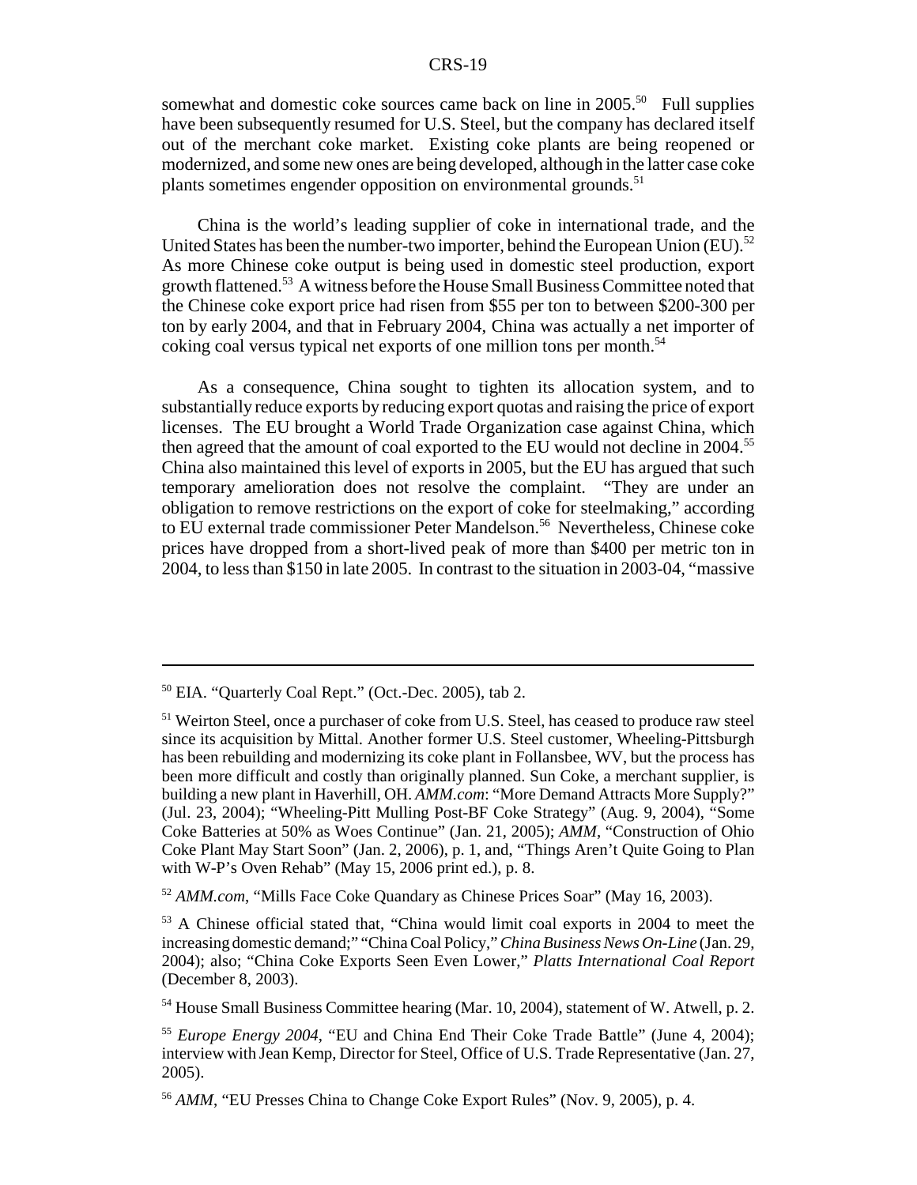somewhat and domestic coke sources came back on line in 2005.[50] Full supplies have been subsequently resumed for U.S. Steel, but the company has declared itself out of the merchant coke market. Existing coke plants are being reopened or modernized, and some new ones are being developed, although in the latter case coke plants sometimes engender opposition on environmental grounds.[51]

China is the world's leading supplier of coke in international trade, and the United States has been the number-two importer, behind the European Union (EU).[52] As more Chinese coke output is being used in domestic steel production, export growth flattened.[53] A witness before the House Small Business Committee noted that the Chinese coke export price had risen from $55 per ton to between $200-300 per ton by early 2004, and that in February 2004, China was actually a net importer of coking coal versus typical net exports of one million tons per month.[54]

As a consequence, China sought to tighten its allocation system, and to substantially reduce exports by reducing export quotas and raising the price of export licenses. The EU brought a World Trade Organization case against China, which then agreed that the amount of coal exported to the EU would not decline in 2004.[55] China also maintained this level of exports in 2005, but the EU has argued that such temporary amelioration does not resolve the complaint. "They are under an obligation to remove restrictions on the export of coke for steelmaking," according to EU external trade commissioner Peter Mandelson.[56] Nevertheless, Chinese coke prices have dropped from a short-lived peak of more than $400 per metric ton in 2004, to less than $150 in late 2005. In contrast to the situation in 2003-04, "massive

---

[50] EIA. "Quarterly Coal Rept." (Oct.-Dec. 2005), tab 2.

[51] Weirton Steel, once a purchaser of coke from U.S. Steel, has ceased to produce raw steel since its acquisition by Mittal. Another former U.S. Steel customer, Wheeling-Pittsburgh has been rebuilding and modernizing its coke plant in Follansbee, WV, but the process has been more difficult and costly than originally planned. Sun Coke, a merchant supplier, is building a new plant in Haverhill, OH. *AMM.com*: "More Demand Attracts More Supply?" (Jul. 23, 2004); "Wheeling-Pitt Mulling Post-BF Coke Strategy" (Aug. 9, 2004), "Some Coke Batteries at 50% as Woes Continue" (Jan. 21, 2005); *AMM*, "Construction of Ohio Coke Plant May Start Soon" (Jan. 2, 2006), p. 1, and, "Things Aren't Quite Going to Plan with W-P's Oven Rehab" (May 15, 2006 print ed.), p. 8.

[52] *AMM.com*, "Mills Face Coke Quandary as Chinese Prices Soar" (May 16, 2003).

[53] A Chinese official stated that, "China would limit coal exports in 2004 to meet the increasing domestic demand;" "China Coal Policy," *China Business News On-Line* (Jan. 29, 2004); also; "China Coke Exports Seen Even Lower," *Platts International Coal Report* (December 8, 2003).

[54] House Small Business Committee hearing (Mar. 10, 2004), statement of W. Atwell, p. 2.

[55] *Europe Energy 2004*, "EU and China End Their Coke Trade Battle" (June 4, 2004); interview with Jean Kemp, Director for Steel, Office of U.S. Trade Representative (Jan. 27, 2005).

[56] *AMM*, "EU Presses China to Change Coke Export Rules" (Nov. 9, 2005), p. 4.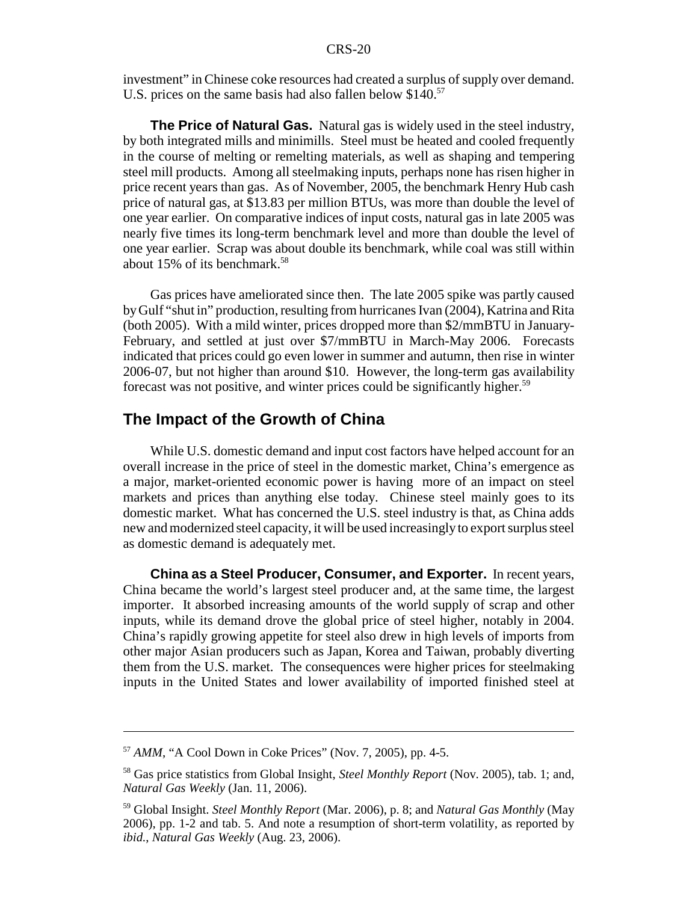investment" in Chinese coke resources had created a surplus of supply over demand. U.S. prices on the same basis had also fallen below $140.[57]

**The Price of Natural Gas.** Natural gas is widely used in the steel industry, by both integrated mills and minimills. Steel must be heated and cooled frequently in the course of melting or remelting materials, as well as shaping and tempering steel mill products. Among all steelmaking inputs, perhaps none has risen higher in price recent years than gas. As of November, 2005, the benchmark Henry Hub cash price of natural gas, at $13.83 per million BTUs, was more than double the level of one year earlier. On comparative indices of input costs, natural gas in late 2005 was nearly five times its long-term benchmark level and more than double the level of one year earlier. Scrap was about double its benchmark, while coal was still within about 15% of its benchmark.[58]

Gas prices have ameliorated since then. The late 2005 spike was partly caused by Gulf "shut in" production, resulting from hurricanes Ivan (2004), Katrina and Rita (both 2005). With a mild winter, prices dropped more than $2/mmBTU in January-February, and settled at just over $7/mmBTU in March-May 2006. Forecasts indicated that prices could go even lower in summer and autumn, then rise in winter 2006-07, but not higher than around $10. However, the long-term gas availability forecast was not positive, and winter prices could be significantly higher.[59]

## The Impact of the Growth of China

While U.S. domestic demand and input cost factors have helped account for an overall increase in the price of steel in the domestic market, China's emergence as a major, market-oriented economic power is having more of an impact on steel markets and prices than anything else today. Chinese steel mainly goes to its domestic market. What has concerned the U.S. steel industry is that, as China adds new and modernized steel capacity, it will be used increasingly to export surplus steel as domestic demand is adequately met.

**China as a Steel Producer, Consumer, and Exporter.** In recent years, China became the world's largest steel producer and, at the same time, the largest importer. It absorbed increasing amounts of the world supply of scrap and other inputs, while its demand drove the global price of steel higher, notably in 2004. China's rapidly growing appetite for steel also drew in high levels of imports from other major Asian producers such as Japan, Korea and Taiwan, probably diverting them from the U.S. market. The consequences were higher prices for steelmaking inputs in the United States and lower availability of imported finished steel at

---

[57] *AMM*, "A Cool Down in Coke Prices" (Nov. 7, 2005), pp. 4-5.

[58] Gas price statistics from Global Insight, *Steel Monthly Report* (Nov. 2005), tab. 1; and, *Natural Gas Weekly* (Jan. 11, 2006).

[59] Global Insight. *Steel Monthly Report* (Mar. 2006), p. 8; and *Natural Gas Monthly* (May 2006), pp. 1-2 and tab. 5. And note a resumption of short-term volatility, as reported by *ibid.*, *Natural Gas Weekly* (Aug. 23, 2006).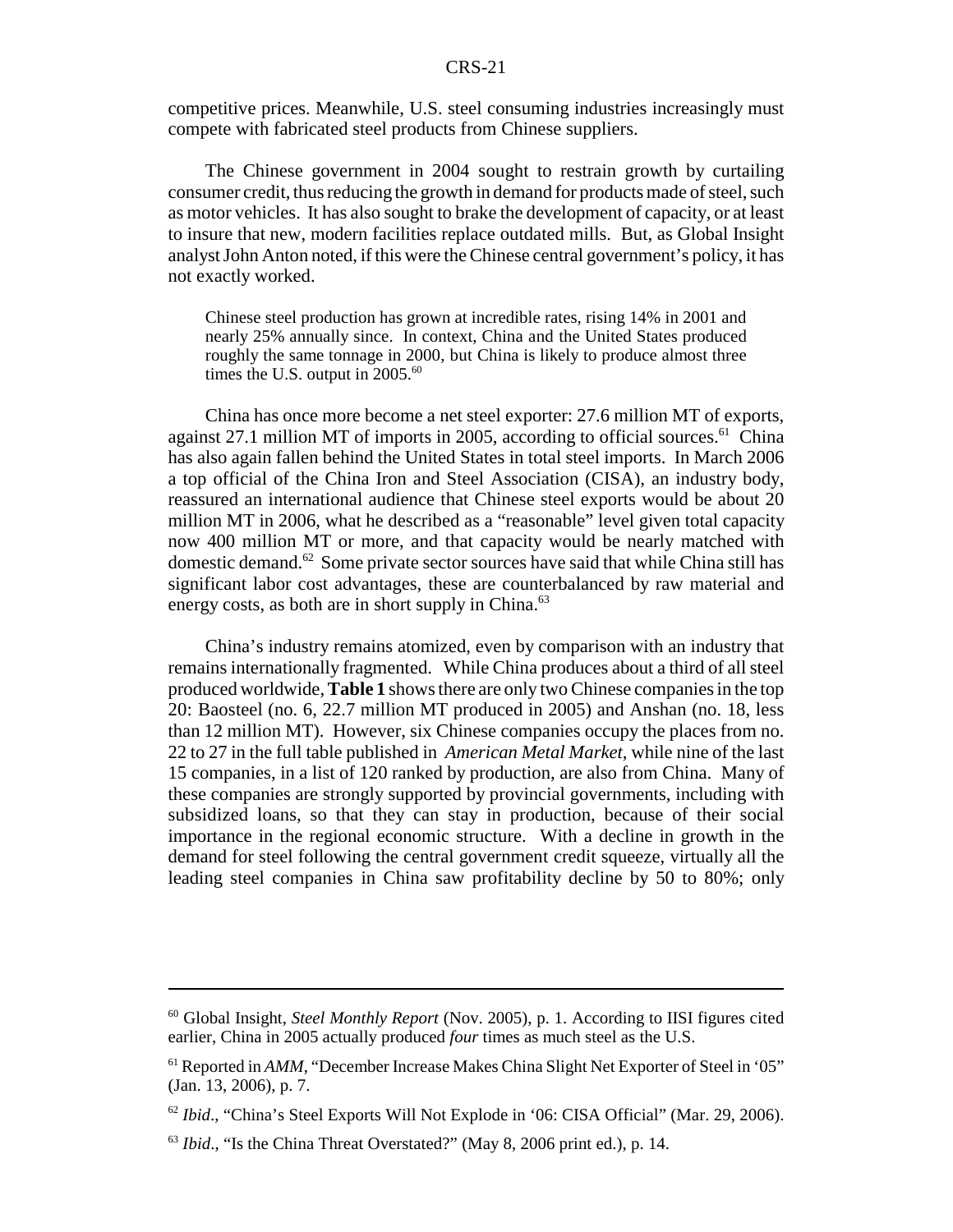competitive prices. Meanwhile, U.S. steel consuming industries increasingly must compete with fabricated steel products from Chinese suppliers.

The Chinese government in 2004 sought to restrain growth by curtailing consumer credit, thus reducing the growth in demand for products made of steel, such as motor vehicles. It has also sought to brake the development of capacity, or at least to insure that new, modern facilities replace outdated mills. But, as Global Insight analyst John Anton noted, if this were the Chinese central government's policy, it has not exactly worked.

> Chinese steel production has grown at incredible rates, rising 14% in 2001 and nearly 25% annually since. In context, China and the United States produced roughly the same tonnage in 2000, but China is likely to produce almost three times the U.S. output in 2005.[60]

China has once more become a net steel exporter: 27.6 million MT of exports, against 27.1 million MT of imports in 2005, according to official sources.[61] China has also again fallen behind the United States in total steel imports. In March 2006 a top official of the China Iron and Steel Association (CISA), an industry body, reassured an international audience that Chinese steel exports would be about 20 million MT in 2006, what he described as a "reasonable" level given total capacity now 400 million MT or more, and that capacity would be nearly matched with domestic demand.[62] Some private sector sources have said that while China still has significant labor cost advantages, these are counterbalanced by raw material and energy costs, as both are in short supply in China.[63]

China's industry remains atomized, even by comparison with an industry that remains internationally fragmented. While China produces about a third of all steel produced worldwide, **Table 1** shows there are only two Chinese companies in the top 20: Baosteel (no. 6, 22.7 million MT produced in 2005) and Anshan (no. 18, less than 12 million MT). However, six Chinese companies occupy the places from no. 22 to 27 in the full table published in *American Metal Market*, while nine of the last 15 companies, in a list of 120 ranked by production, are also from China. Many of these companies are strongly supported by provincial governments, including with subsidized loans, so that they can stay in production, because of their social importance in the regional economic structure. With a decline in growth in the demand for steel following the central government credit squeeze, virtually all the leading steel companies in China saw profitability decline by 50 to 80%; only

---

[60] Global Insight, *Steel Monthly Report* (Nov. 2005), p. 1. According to IISI figures cited earlier, China in 2005 actually produced *four* times as much steel as the U.S.

[61] Reported in *AMM*, "December Increase Makes China Slight Net Exporter of Steel in '05" (Jan. 13, 2006), p. 7.

[62] *Ibid*., "China's Steel Exports Will Not Explode in '06: CISA Official" (Mar. 29, 2006).

[63] *Ibid*., "Is the China Threat Overstated?" (May 8, 2006 print ed.), p. 14.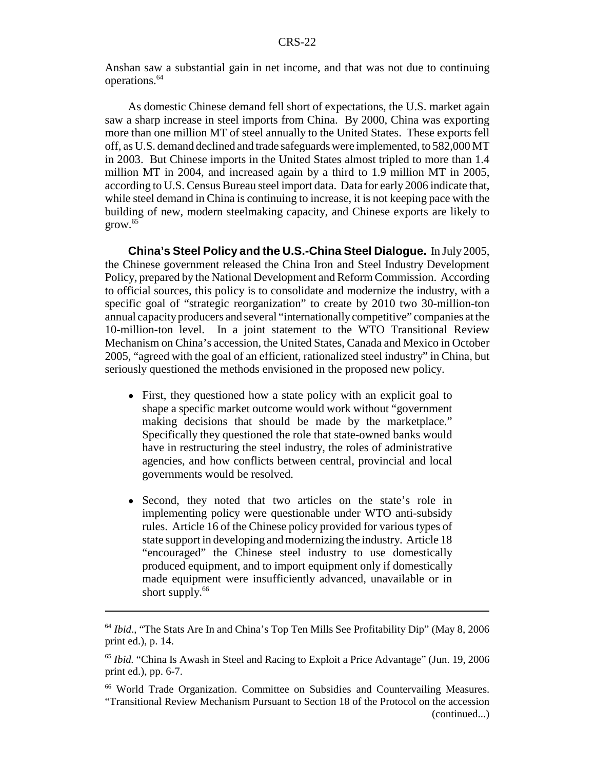Anshan saw a substantial gain in net income, and that was not due to continuing operations.[64]

As domestic Chinese demand fell short of expectations, the U.S. market again saw a sharp increase in steel imports from China. By 2000, China was exporting more than one million MT of steel annually to the United States. These exports fell off, as U.S. demand declined and trade safeguards were implemented, to 582,000 MT in 2003. But Chinese imports in the United States almost tripled to more than 1.4 million MT in 2004, and increased again by a third to 1.9 million MT in 2005, according to U.S. Census Bureau steel import data. Data for early 2006 indicate that, while steel demand in China is continuing to increase, it is not keeping pace with the building of new, modern steelmaking capacity, and Chinese exports are likely to grow.[65]

**China's Steel Policy and the U.S.-China Steel Dialogue.** In July 2005, the Chinese government released the China Iron and Steel Industry Development Policy, prepared by the National Development and Reform Commission. According to official sources, this policy is to consolidate and modernize the industry, with a specific goal of "strategic reorganization" to create by 2010 two 30-million-ton annual capacity producers and several "internationally competitive" companies at the 10-million-ton level. In a joint statement to the WTO Transitional Review Mechanism on China's accession, the United States, Canada and Mexico in October 2005, "agreed with the goal of an efficient, rationalized steel industry" in China, but seriously questioned the methods envisioned in the proposed new policy.

- First, they questioned how a state policy with an explicit goal to shape a specific market outcome would work without "government making decisions that should be made by the marketplace." Specifically they questioned the role that state-owned banks would have in restructuring the steel industry, the roles of administrative agencies, and how conflicts between central, provincial and local governments would be resolved.

- Second, they noted that two articles on the state's role in implementing policy were questionable under WTO anti-subsidy rules. Article 16 of the Chinese policy provided for various types of state support in developing and modernizing the industry. Article 18 "encouraged" the Chinese steel industry to use domestically produced equipment, and to import equipment only if domestically made equipment were insufficiently advanced, unavailable or in short supply.[66]

---

[64] *Ibid*., "The Stats Are In and China's Top Ten Mills See Profitability Dip" (May 8, 2006 print ed.), p. 14.

[65] *Ibid.* "China Is Awash in Steel and Racing to Exploit a Price Advantage" (Jun. 19, 2006 print ed.), pp. 6-7.

[66] World Trade Organization. Committee on Subsidies and Countervailing Measures. "Transitional Review Mechanism Pursuant to Section 18 of the Protocol on the accession (continued...)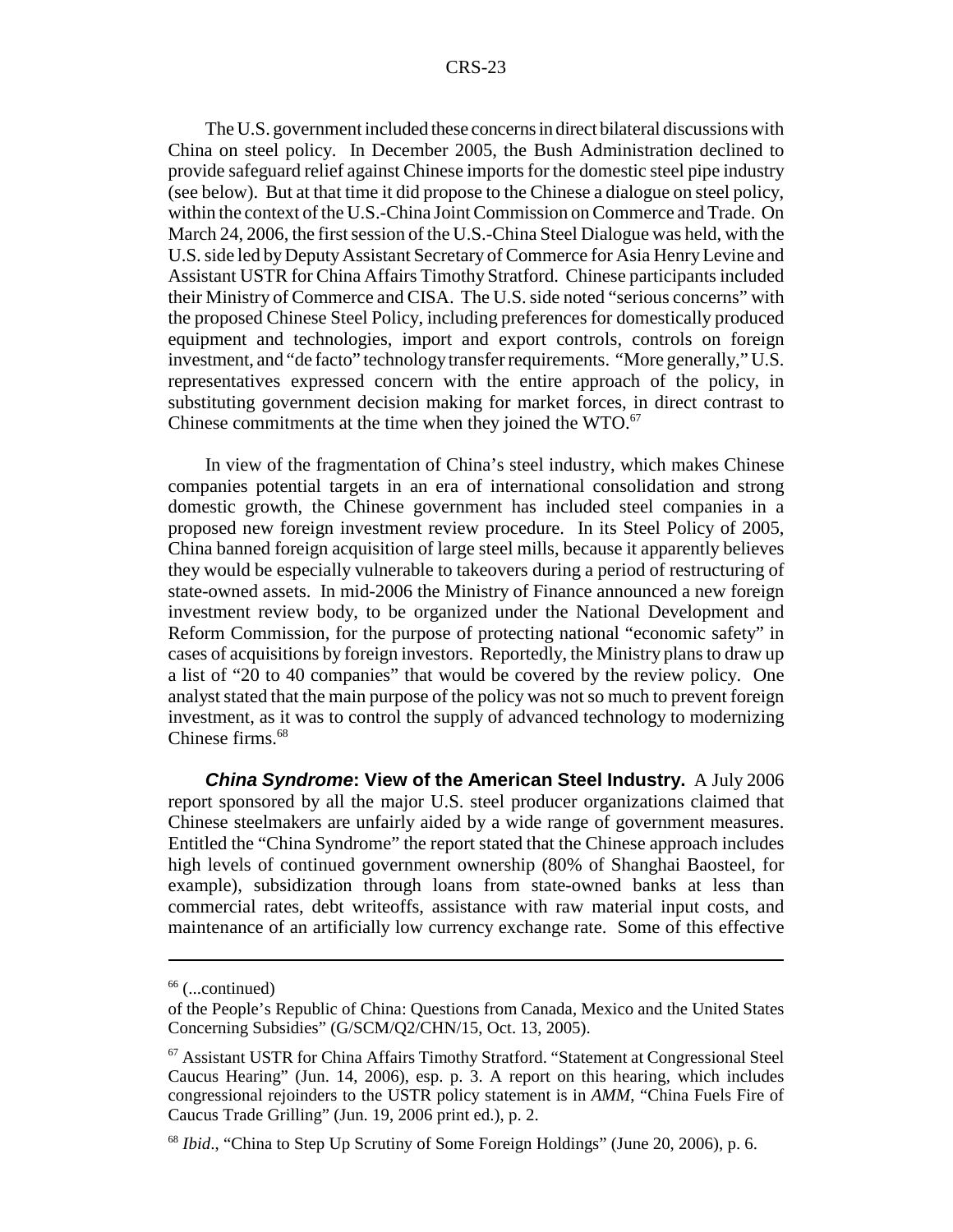The U.S. government included these concerns in direct bilateral discussions with China on steel policy. In December 2005, the Bush Administration declined to provide safeguard relief against Chinese imports for the domestic steel pipe industry (see below). But at that time it did propose to the Chinese a dialogue on steel policy, within the context of the U.S.-China Joint Commission on Commerce and Trade. On March 24, 2006, the first session of the U.S.-China Steel Dialogue was held, with the U.S. side led by Deputy Assistant Secretary of Commerce for Asia Henry Levine and Assistant USTR for China Affairs Timothy Stratford. Chinese participants included their Ministry of Commerce and CISA. The U.S. side noted "serious concerns" with the proposed Chinese Steel Policy, including preferences for domestically produced equipment and technologies, import and export controls, controls on foreign investment, and "de facto" technology transfer requirements. "More generally," U.S. representatives expressed concern with the entire approach of the policy, in substituting government decision making for market forces, in direct contrast to Chinese commitments at the time when they joined the WTO.[67]

In view of the fragmentation of China's steel industry, which makes Chinese companies potential targets in an era of international consolidation and strong domestic growth, the Chinese government has included steel companies in a proposed new foreign investment review procedure. In its Steel Policy of 2005, China banned foreign acquisition of large steel mills, because it apparently believes they would be especially vulnerable to takeovers during a period of restructuring of state-owned assets. In mid-2006 the Ministry of Finance announced a new foreign investment review body, to be organized under the National Development and Reform Commission, for the purpose of protecting national "economic safety" in cases of acquisitions by foreign investors. Reportedly, the Ministry plans to draw up a list of "20 to 40 companies" that would be covered by the review policy. One analyst stated that the main purpose of the policy was not so much to prevent foreign investment, as it was to control the supply of advanced technology to modernizing Chinese firms.[68]

***China Syndrome*: View of the American Steel Industry.** A July 2006 report sponsored by all the major U.S. steel producer organizations claimed that Chinese steelmakers are unfairly aided by a wide range of government measures. Entitled the "China Syndrome" the report stated that the Chinese approach includes high levels of continued government ownership (80% of Shanghai Baosteel, for example), subsidization through loans from state-owned banks at less than commercial rates, debt writeoffs, assistance with raw material input costs, and maintenance of an artificially low currency exchange rate. Some of this effective

---

[66] (...continued)
of the People's Republic of China: Questions from Canada, Mexico and the United States Concerning Subsidies" (G/SCM/Q2/CHN/15, Oct. 13, 2005).

[67] Assistant USTR for China Affairs Timothy Stratford. "Statement at Congressional Steel Caucus Hearing" (Jun. 14, 2006), esp. p. 3. A report on this hearing, which includes congressional rejoinders to the USTR policy statement is in *AMM*, "China Fuels Fire of Caucus Trade Grilling" (Jun. 19, 2006 print ed.), p. 2.

[68] *Ibid*., "China to Step Up Scrutiny of Some Foreign Holdings" (June 20, 2006), p. 6.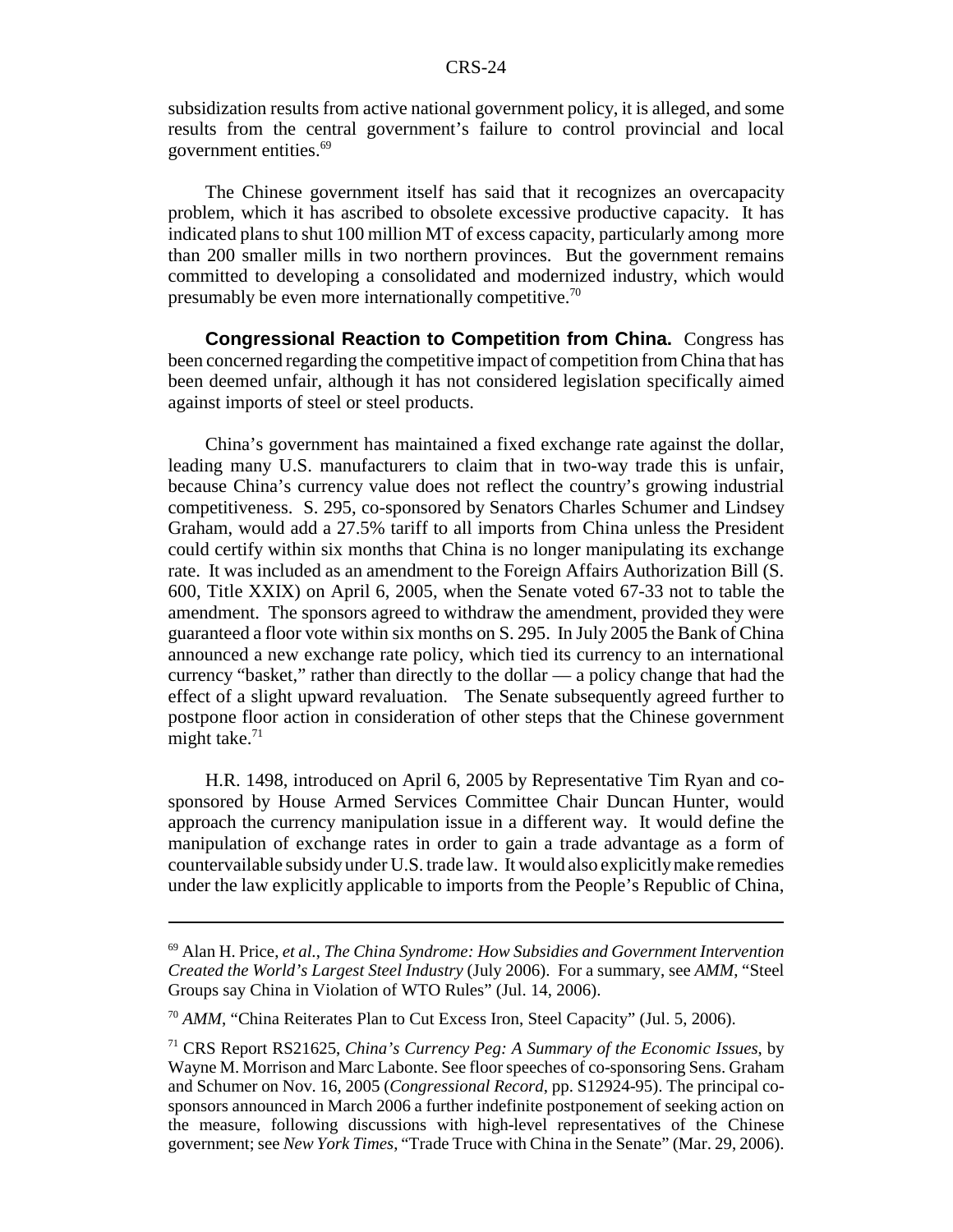subsidization results from active national government policy, it is alleged, and some results from the central government's failure to control provincial and local government entities.[69]

The Chinese government itself has said that it recognizes an overcapacity problem, which it has ascribed to obsolete excessive productive capacity. It has indicated plans to shut 100 million MT of excess capacity, particularly among more than 200 smaller mills in two northern provinces. But the government remains committed to developing a consolidated and modernized industry, which would presumably be even more internationally competitive.[70]

**Congressional Reaction to Competition from China.** Congress has been concerned regarding the competitive impact of competition from China that has been deemed unfair, although it has not considered legislation specifically aimed against imports of steel or steel products.

China's government has maintained a fixed exchange rate against the dollar, leading many U.S. manufacturers to claim that in two-way trade this is unfair, because China's currency value does not reflect the country's growing industrial competitiveness. S. 295, co-sponsored by Senators Charles Schumer and Lindsey Graham, would add a 27.5% tariff to all imports from China unless the President could certify within six months that China is no longer manipulating its exchange rate. It was included as an amendment to the Foreign Affairs Authorization Bill (S. 600, Title XXIX) on April 6, 2005, when the Senate voted 67-33 not to table the amendment. The sponsors agreed to withdraw the amendment, provided they were guaranteed a floor vote within six months on S. 295. In July 2005 the Bank of China announced a new exchange rate policy, which tied its currency to an international currency "basket," rather than directly to the dollar — a policy change that had the effect of a slight upward revaluation. The Senate subsequently agreed further to postpone floor action in consideration of other steps that the Chinese government might take.[71]

H.R. 1498, introduced on April 6, 2005 by Representative Tim Ryan and co-sponsored by House Armed Services Committee Chair Duncan Hunter, would approach the currency manipulation issue in a different way. It would define the manipulation of exchange rates in order to gain a trade advantage as a form of countervailable subsidy under U.S. trade law. It would also explicitly make remedies under the law explicitly applicable to imports from the People's Republic of China,

---

[69] Alan H. Price, *et al.*, *The China Syndrome: How Subsidies and Government Intervention Created the World's Largest Steel Industry* (July 2006). For a summary, see *AMM*, "Steel Groups say China in Violation of WTO Rules" (Jul. 14, 2006).

[70] *AMM*, "China Reiterates Plan to Cut Excess Iron, Steel Capacity" (Jul. 5, 2006).

[71] CRS Report RS21625, *China's Currency Peg: A Summary of the Economic Issues*, by Wayne M. Morrison and Marc Labonte. See floor speeches of co-sponsoring Sens. Graham and Schumer on Nov. 16, 2005 (*Congressional Record*, pp. S12924-95). The principal co-sponsors announced in March 2006 a further indefinite postponement of seeking action on the measure, following discussions with high-level representatives of the Chinese government; see *New York Times*, "Trade Truce with China in the Senate" (Mar. 29, 2006).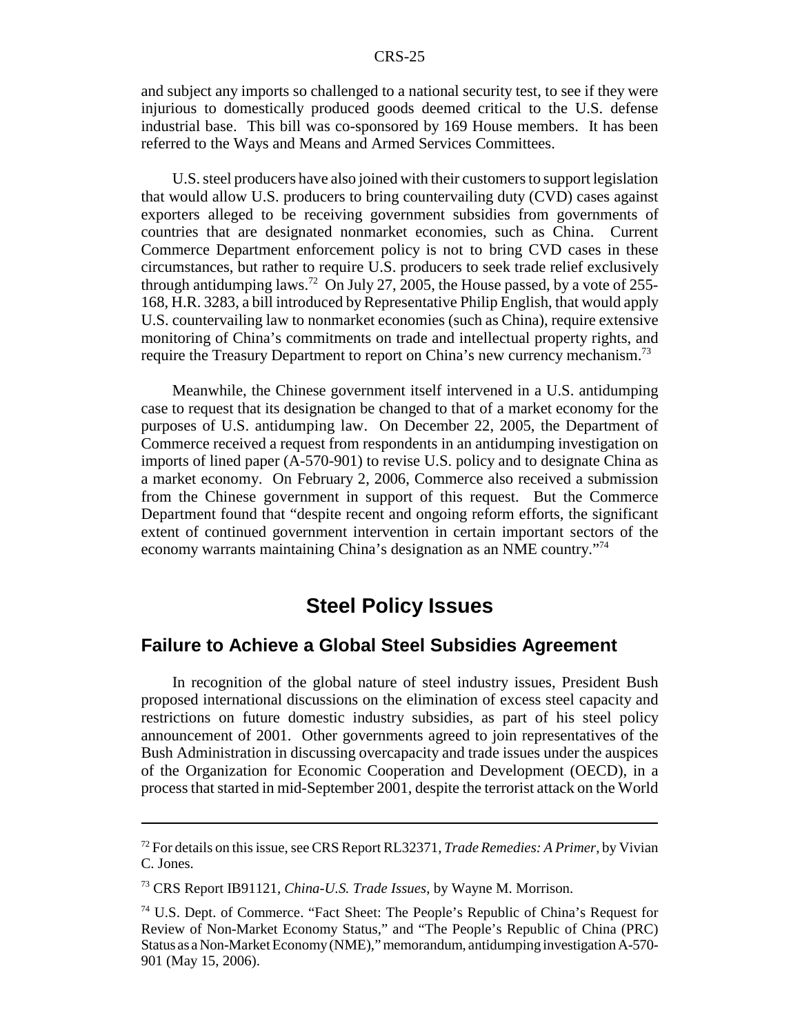and subject any imports so challenged to a national security test, to see if they were injurious to domestically produced goods deemed critical to the U.S. defense industrial base. This bill was co-sponsored by 169 House members. It has been referred to the Ways and Means and Armed Services Committees.

U.S. steel producers have also joined with their customers to support legislation that would allow U.S. producers to bring countervailing duty (CVD) cases against exporters alleged to be receiving government subsidies from governments of countries that are designated nonmarket economies, such as China. Current Commerce Department enforcement policy is not to bring CVD cases in these circumstances, but rather to require U.S. producers to seek trade relief exclusively through antidumping laws.[72] On July 27, 2005, the House passed, by a vote of 255-168, H.R. 3283, a bill introduced by Representative Philip English, that would apply U.S. countervailing law to nonmarket economies (such as China), require extensive monitoring of China's commitments on trade and intellectual property rights, and require the Treasury Department to report on China's new currency mechanism.[73]

Meanwhile, the Chinese government itself intervened in a U.S. antidumping case to request that its designation be changed to that of a market economy for the purposes of U.S. antidumping law. On December 22, 2005, the Department of Commerce received a request from respondents in an antidumping investigation on imports of lined paper (A-570-901) to revise U.S. policy and to designate China as a market economy. On February 2, 2006, Commerce also received a submission from the Chinese government in support of this request. But the Commerce Department found that "despite recent and ongoing reform efforts, the significant extent of continued government intervention in certain important sectors of the economy warrants maintaining China's designation as an NME country."[74]

# Steel Policy Issues

## Failure to Achieve a Global Steel Subsidies Agreement

In recognition of the global nature of steel industry issues, President Bush proposed international discussions on the elimination of excess steel capacity and restrictions on future domestic industry subsidies, as part of his steel policy announcement of 2001. Other governments agreed to join representatives of the Bush Administration in discussing overcapacity and trade issues under the auspices of the Organization for Economic Cooperation and Development (OECD), in a process that started in mid-September 2001, despite the terrorist attack on the World

---

[72] For details on this issue, see CRS Report RL32371, *Trade Remedies: A Primer*, by Vivian C. Jones.

[73] CRS Report IB91121, *China-U.S. Trade Issues*, by Wayne M. Morrison.

[74] U.S. Dept. of Commerce. "Fact Sheet: The People's Republic of China's Request for Review of Non-Market Economy Status," and "The People's Republic of China (PRC) Status as a Non-Market Economy (NME)," memorandum, antidumping investigation A-570-901 (May 15, 2006).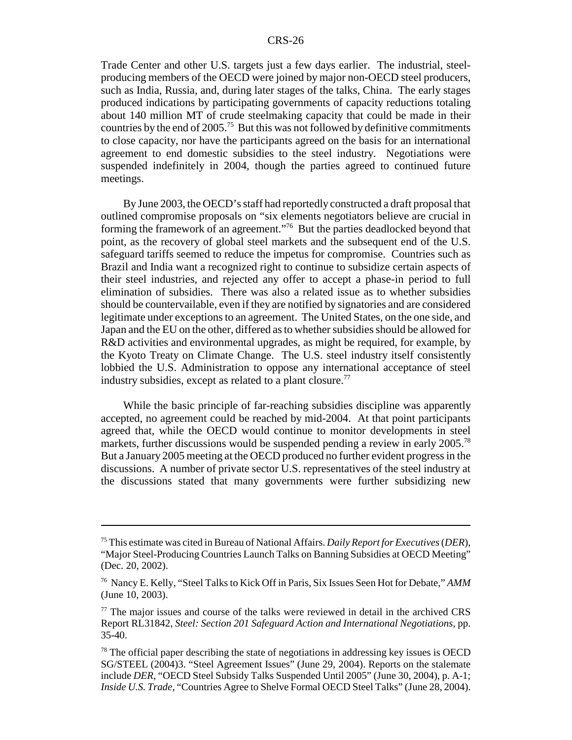Trade Center and other U.S. targets just a few days earlier. The industrial, steel-producing members of the OECD were joined by major non-OECD steel producers, such as India, Russia, and, during later stages of the talks, China. The early stages produced indications by participating governments of capacity reductions totaling about 140 million MT of crude steelmaking capacity that could be made in their countries by the end of 2005.[75] But this was not followed by definitive commitments to close capacity, nor have the participants agreed on the basis for an international agreement to end domestic subsidies to the steel industry. Negotiations were suspended indefinitely in 2004, though the parties agreed to continued future meetings.

By June 2003, the OECD's staff had reportedly constructed a draft proposal that outlined compromise proposals on "six elements negotiators believe are crucial in forming the framework of an agreement."[76] But the parties deadlocked beyond that point, as the recovery of global steel markets and the subsequent end of the U.S. safeguard tariffs seemed to reduce the impetus for compromise. Countries such as Brazil and India want a recognized right to continue to subsidize certain aspects of their steel industries, and rejected any offer to accept a phase-in period to full elimination of subsidies. There was also a related issue as to whether subsidies should be countervailable, even if they are notified by signatories and are considered legitimate under exceptions to an agreement. The United States, on the one side, and Japan and the EU on the other, differed as to whether subsidies should be allowed for R&D activities and environmental upgrades, as might be required, for example, by the Kyoto Treaty on Climate Change. The U.S. steel industry itself consistently lobbied the U.S. Administration to oppose any international acceptance of steel industry subsidies, except as related to a plant closure.[77]

While the basic principle of far-reaching subsidies discipline was apparently accepted, no agreement could be reached by mid-2004. At that point participants agreed that, while the OECD would continue to monitor developments in steel markets, further discussions would be suspended pending a review in early 2005.[78] But a January 2005 meeting at the OECD produced no further evident progress in the discussions. A number of private sector U.S. representatives of the steel industry at the discussions stated that many governments were further subsidizing new

---

[75] This estimate was cited in Bureau of National Affairs. *Daily Report for Executives* (*DER*), "Major Steel-Producing Countries Launch Talks on Banning Subsidies at OECD Meeting" (Dec. 20, 2002).

[76] Nancy E. Kelly, "Steel Talks to Kick Off in Paris, Six Issues Seen Hot for Debate," *AMM* (June 10, 2003).

[77] The major issues and course of the talks were reviewed in detail in the archived CRS Report RL31842, *Steel: Section 201 Safeguard Action and International Negotiations*, pp. 35-40.

[78] The official paper describing the state of negotiations in addressing key issues is OECD SG/STEEL (2004)3. "Steel Agreement Issues" (June 29, 2004). Reports on the stalemate include *DER*, "OECD Steel Subsidy Talks Suspended Until 2005" (June 30, 2004), p. A-1; *Inside U.S. Trade*, "Countries Agree to Shelve Formal OECD Steel Talks" (June 28, 2004).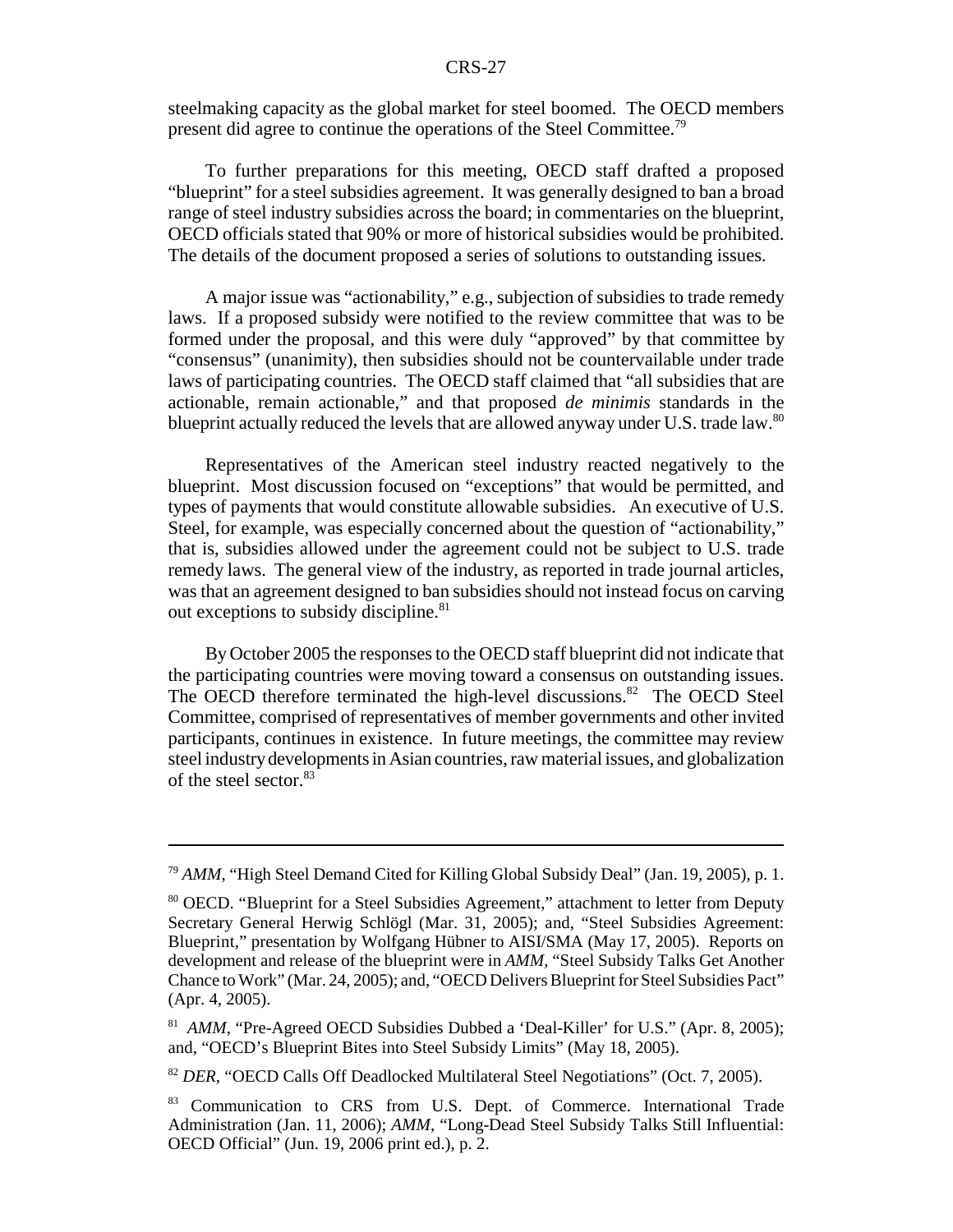steelmaking capacity as the global market for steel boomed. The OECD members present did agree to continue the operations of the Steel Committee.[79]

To further preparations for this meeting, OECD staff drafted a proposed "blueprint" for a steel subsidies agreement. It was generally designed to ban a broad range of steel industry subsidies across the board; in commentaries on the blueprint, OECD officials stated that 90% or more of historical subsidies would be prohibited. The details of the document proposed a series of solutions to outstanding issues.

A major issue was "actionability," e.g., subjection of subsidies to trade remedy laws. If a proposed subsidy were notified to the review committee that was to be formed under the proposal, and this were duly "approved" by that committee by "consensus" (unanimity), then subsidies should not be countervailable under trade laws of participating countries. The OECD staff claimed that "all subsidies that are actionable, remain actionable," and that proposed *de minimis* standards in the blueprint actually reduced the levels that are allowed anyway under U.S. trade law.[80]

Representatives of the American steel industry reacted negatively to the blueprint. Most discussion focused on "exceptions" that would be permitted, and types of payments that would constitute allowable subsidies. An executive of U.S. Steel, for example, was especially concerned about the question of "actionability," that is, subsidies allowed under the agreement could not be subject to U.S. trade remedy laws. The general view of the industry, as reported in trade journal articles, was that an agreement designed to ban subsidies should not instead focus on carving out exceptions to subsidy discipline.[81]

By October 2005 the responses to the OECD staff blueprint did not indicate that the participating countries were moving toward a consensus on outstanding issues. The OECD therefore terminated the high-level discussions.[82] The OECD Steel Committee, comprised of representatives of member governments and other invited participants, continues in existence. In future meetings, the committee may review steel industry developments in Asian countries, raw material issues, and globalization of the steel sector.[83]

---

[79] *AMM*, "High Steel Demand Cited for Killing Global Subsidy Deal" (Jan. 19, 2005), p. 1.

[80] OECD. "Blueprint for a Steel Subsidies Agreement," attachment to letter from Deputy Secretary General Herwig Schlögl (Mar. 31, 2005); and, "Steel Subsidies Agreement: Blueprint," presentation by Wolfgang Hübner to AISI/SMA (May 17, 2005). Reports on development and release of the blueprint were in *AMM*, "Steel Subsidy Talks Get Another Chance to Work" (Mar. 24, 2005); and, "OECD Delivers Blueprint for Steel Subsidies Pact" (Apr. 4, 2005).

[81] *AMM*, "Pre-Agreed OECD Subsidies Dubbed a 'Deal-Killer' for U.S." (Apr. 8, 2005); and, "OECD's Blueprint Bites into Steel Subsidy Limits" (May 18, 2005).

[82] *DER*, "OECD Calls Off Deadlocked Multilateral Steel Negotiations" (Oct. 7, 2005).

[83] Communication to CRS from U.S. Dept. of Commerce. International Trade Administration (Jan. 11, 2006); *AMM*, "Long-Dead Steel Subsidy Talks Still Influential: OECD Official" (Jun. 19, 2006 print ed.), p. 2.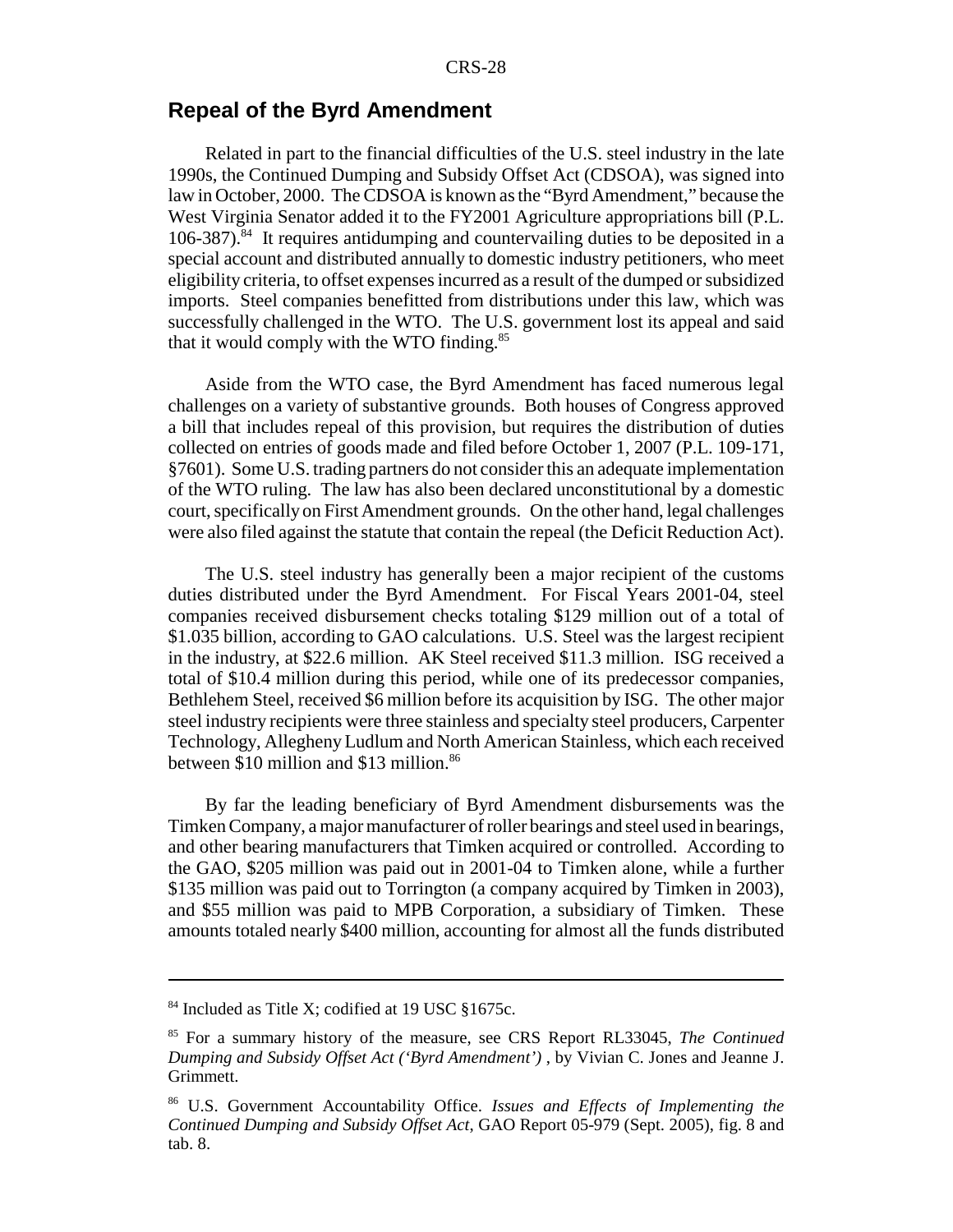## Repeal of the Byrd Amendment

Related in part to the financial difficulties of the U.S. steel industry in the late 1990s, the Continued Dumping and Subsidy Offset Act (CDSOA), was signed into law in October, 2000. The CDSOA is known as the "Byrd Amendment," because the West Virginia Senator added it to the FY2001 Agriculture appropriations bill (P.L. 106-387).[84] It requires antidumping and countervailing duties to be deposited in a special account and distributed annually to domestic industry petitioners, who meet eligibility criteria, to offset expenses incurred as a result of the dumped or subsidized imports. Steel companies benefitted from distributions under this law, which was successfully challenged in the WTO. The U.S. government lost its appeal and said that it would comply with the WTO finding.[85]

Aside from the WTO case, the Byrd Amendment has faced numerous legal challenges on a variety of substantive grounds. Both houses of Congress approved a bill that includes repeal of this provision, but requires the distribution of duties collected on entries of goods made and filed before October 1, 2007 (P.L. 109-171, §7601). Some U.S. trading partners do not consider this an adequate implementation of the WTO ruling. The law has also been declared unconstitutional by a domestic court, specifically on First Amendment grounds. On the other hand, legal challenges were also filed against the statute that contain the repeal (the Deficit Reduction Act).

The U.S. steel industry has generally been a major recipient of the customs duties distributed under the Byrd Amendment. For Fiscal Years 2001-04, steel companies received disbursement checks totaling $129 million out of a total of $1.035 billion, according to GAO calculations. U.S. Steel was the largest recipient in the industry, at $22.6 million. AK Steel received $11.3 million. ISG received a total of $10.4 million during this period, while one of its predecessor companies, Bethlehem Steel, received $6 million before its acquisition by ISG. The other major steel industry recipients were three stainless and specialty steel producers, Carpenter Technology, Allegheny Ludlum and North American Stainless, which each received between $10 million and $13 million.[86]

By far the leading beneficiary of Byrd Amendment disbursements was the Timken Company, a major manufacturer of roller bearings and steel used in bearings, and other bearing manufacturers that Timken acquired or controlled. According to the GAO, $205 million was paid out in 2001-04 to Timken alone, while a further $135 million was paid out to Torrington (a company acquired by Timken in 2003), and $55 million was paid to MPB Corporation, a subsidiary of Timken. These amounts totaled nearly $400 million, accounting for almost all the funds distributed

---

[84] Included as Title X; codified at 19 USC §1675c.

[85] For a summary history of the measure, see CRS Report RL33045, *The Continued Dumping and Subsidy Offset Act ('Byrd Amendment')* , by Vivian C. Jones and Jeanne J. Grimmett.

[86] U.S. Government Accountability Office. *Issues and Effects of Implementing the Continued Dumping and Subsidy Offset Act*, GAO Report 05-979 (Sept. 2005), fig. 8 and tab. 8.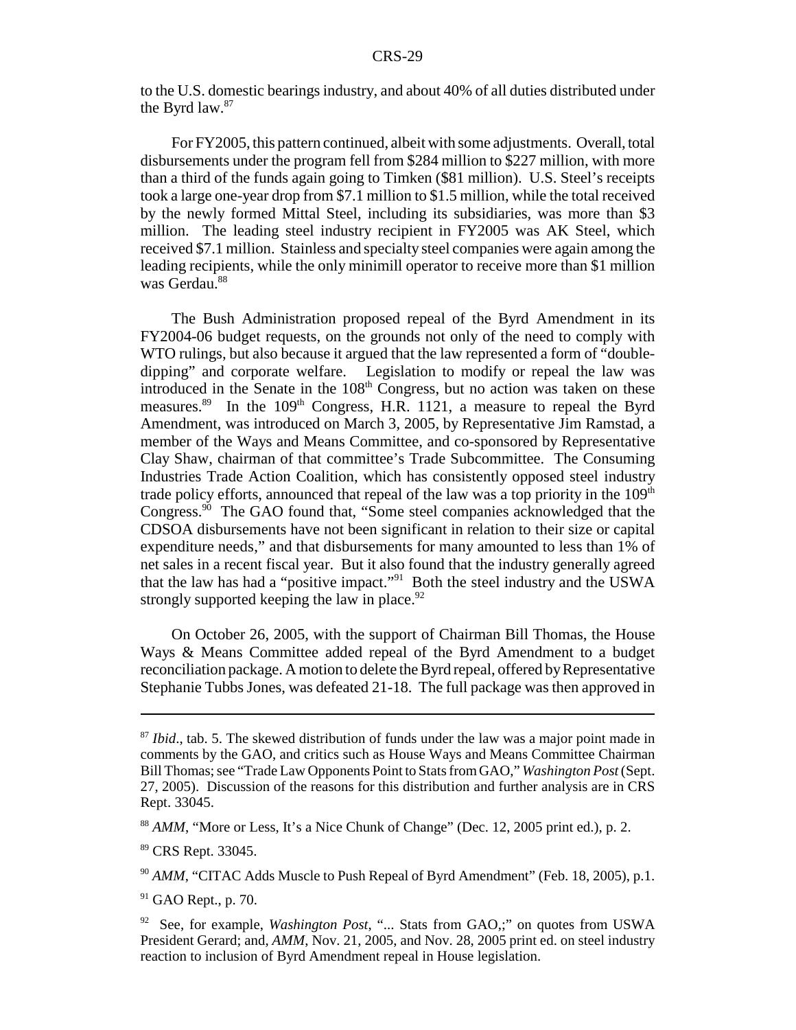to the U.S. domestic bearings industry, and about 40% of all duties distributed under the Byrd law.[87]

For FY2005, this pattern continued, albeit with some adjustments. Overall, total disbursements under the program fell from $284 million to $227 million, with more than a third of the funds again going to Timken ($81 million). U.S. Steel's receipts took a large one-year drop from $7.1 million to $1.5 million, while the total received by the newly formed Mittal Steel, including its subsidiaries, was more than $3 million. The leading steel industry recipient in FY2005 was AK Steel, which received $7.1 million. Stainless and specialty steel companies were again among the leading recipients, while the only minimill operator to receive more than $1 million was Gerdau.[88]

The Bush Administration proposed repeal of the Byrd Amendment in its FY2004-06 budget requests, on the grounds not only of the need to comply with WTO rulings, but also because it argued that the law represented a form of "double-dipping" and corporate welfare. Legislation to modify or repeal the law was introduced in the Senate in the 108th Congress, but no action was taken on these measures.[89] In the 109th Congress, H.R. 1121, a measure to repeal the Byrd Amendment, was introduced on March 3, 2005, by Representative Jim Ramstad, a member of the Ways and Means Committee, and co-sponsored by Representative Clay Shaw, chairman of that committee's Trade Subcommittee. The Consuming Industries Trade Action Coalition, which has consistently opposed steel industry trade policy efforts, announced that repeal of the law was a top priority in the 109th Congress.[90] The GAO found that, "Some steel companies acknowledged that the CDSOA disbursements have not been significant in relation to their size or capital expenditure needs," and that disbursements for many amounted to less than 1% of net sales in a recent fiscal year. But it also found that the industry generally agreed that the law has had a "positive impact."[91] Both the steel industry and the USWA strongly supported keeping the law in place.[92]

On October 26, 2005, with the support of Chairman Bill Thomas, the House Ways & Means Committee added repeal of the Byrd Amendment to a budget reconciliation package. A motion to delete the Byrd repeal, offered by Representative Stephanie Tubbs Jones, was defeated 21-18. The full package was then approved in

---

[87] *Ibid*., tab. 5. The skewed distribution of funds under the law was a major point made in comments by the GAO, and critics such as House Ways and Means Committee Chairman Bill Thomas; see "Trade Law Opponents Point to Stats from GAO," *Washington Post* (Sept. 27, 2005). Discussion of the reasons for this distribution and further analysis are in CRS Rept. 33045.

[88] *AMM*, "More or Less, It's a Nice Chunk of Change" (Dec. 12, 2005 print ed.), p. 2.

[89] CRS Rept. 33045.

[90] *AMM*, "CITAC Adds Muscle to Push Repeal of Byrd Amendment" (Feb. 18, 2005), p.1.

[91] GAO Rept., p. 70.

[92] See, for example, *Washington Post*, "... Stats from GAO,;" on quotes from USWA President Gerard; and, *AMM*, Nov. 21, 2005, and Nov. 28, 2005 print ed. on steel industry reaction to inclusion of Byrd Amendment repeal in House legislation.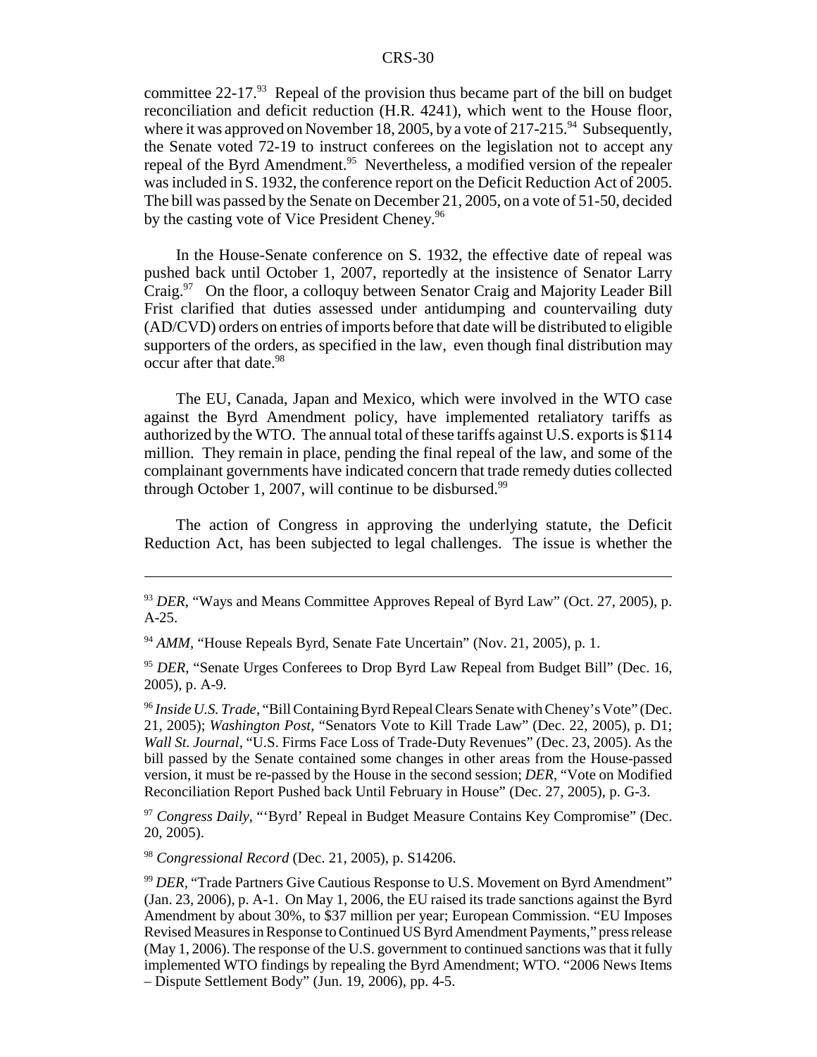committee 22-17.[93] Repeal of the provision thus became part of the bill on budget reconciliation and deficit reduction (H.R. 4241), which went to the House floor, where it was approved on November 18, 2005, by a vote of 217-215.[94] Subsequently, the Senate voted 72-19 to instruct conferees on the legislation not to accept any repeal of the Byrd Amendment.[95] Nevertheless, a modified version of the repealer was included in S. 1932, the conference report on the Deficit Reduction Act of 2005. The bill was passed by the Senate on December 21, 2005, on a vote of 51-50, decided by the casting vote of Vice President Cheney.[96]

In the House-Senate conference on S. 1932, the effective date of repeal was pushed back until October 1, 2007, reportedly at the insistence of Senator Larry Craig.[97] On the floor, a colloquy between Senator Craig and Majority Leader Bill Frist clarified that duties assessed under antidumping and countervailing duty (AD/CVD) orders on entries of imports before that date will be distributed to eligible supporters of the orders, as specified in the law, even though final distribution may occur after that date.[98]

The EU, Canada, Japan and Mexico, which were involved in the WTO case against the Byrd Amendment policy, have implemented retaliatory tariffs as authorized by the WTO. The annual total of these tariffs against U.S. exports is $114 million. They remain in place, pending the final repeal of the law, and some of the complainant governments have indicated concern that trade remedy duties collected through October 1, 2007, will continue to be disbursed.[99]

The action of Congress in approving the underlying statute, the Deficit Reduction Act, has been subjected to legal challenges. The issue is whether the

---

[93] *DER*, "Ways and Means Committee Approves Repeal of Byrd Law" (Oct. 27, 2005), p. A-25.

[94] *AMM*, "House Repeals Byrd, Senate Fate Uncertain" (Nov. 21, 2005), p. 1.

[95] *DER*, "Senate Urges Conferees to Drop Byrd Law Repeal from Budget Bill" (Dec. 16, 2005), p. A-9.

[96] *Inside U.S. Trade*, "Bill Containing Byrd Repeal Clears Senate with Cheney's Vote" (Dec. 21, 2005); *Washington Post*, "Senators Vote to Kill Trade Law" (Dec. 22, 2005), p. D1; *Wall St. Journal*, "U.S. Firms Face Loss of Trade-Duty Revenues" (Dec. 23, 2005). As the bill passed by the Senate contained some changes in other areas from the House-passed version, it must be re-passed by the House in the second session; *DER*, "Vote on Modified Reconciliation Report Pushed back Until February in House" (Dec. 27, 2005), p. G-3.

[97] *Congress Daily*, "'Byrd' Repeal in Budget Measure Contains Key Compromise" (Dec. 20, 2005).

[98] *Congressional Record* (Dec. 21, 2005), p. S14206.

[99] *DER*, "Trade Partners Give Cautious Response to U.S. Movement on Byrd Amendment" (Jan. 23, 2006), p. A-1. On May 1, 2006, the EU raised its trade sanctions against the Byrd Amendment by about 30%, to $37 million per year; European Commission. "EU Imposes Revised Measures in Response to Continued US Byrd Amendment Payments," press release (May 1, 2006). The response of the U.S. government to continued sanctions was that it fully implemented WTO findings by repealing the Byrd Amendment; WTO. "2006 News Items – Dispute Settlement Body" (Jun. 19, 2006), pp. 4-5.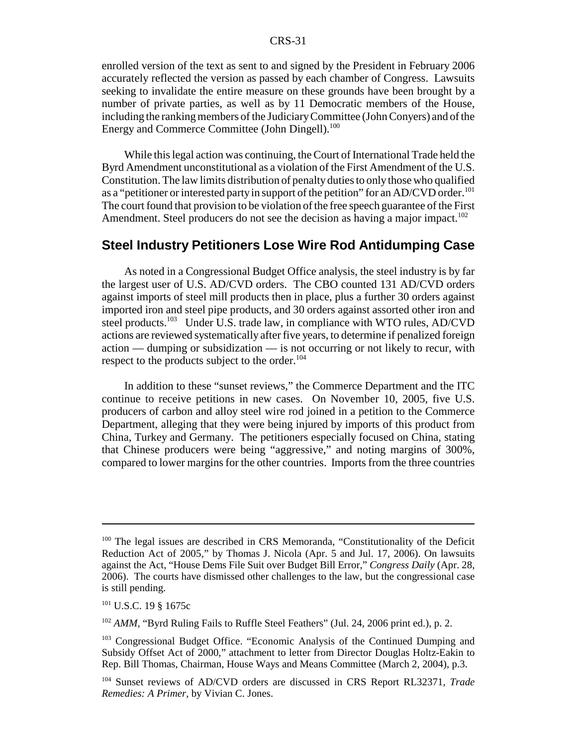enrolled version of the text as sent to and signed by the President in February 2006 accurately reflected the version as passed by each chamber of Congress. Lawsuits seeking to invalidate the entire measure on these grounds have been brought by a number of private parties, as well as by 11 Democratic members of the House, including the ranking members of the Judiciary Committee (John Conyers) and of the Energy and Commerce Committee (John Dingell).[100]

While this legal action was continuing, the Court of International Trade held the Byrd Amendment unconstitutional as a violation of the First Amendment of the U.S. Constitution. The law limits distribution of penalty duties to only those who qualified as a "petitioner or interested party in support of the petition" for an AD/CVD order.[101] The court found that provision to be violation of the free speech guarantee of the First Amendment. Steel producers do not see the decision as having a major impact.[102]

## Steel Industry Petitioners Lose Wire Rod Antidumping Case

As noted in a Congressional Budget Office analysis, the steel industry is by far the largest user of U.S. AD/CVD orders. The CBO counted 131 AD/CVD orders against imports of steel mill products then in place, plus a further 30 orders against imported iron and steel pipe products, and 30 orders against assorted other iron and steel products.[103] Under U.S. trade law, in compliance with WTO rules, AD/CVD actions are reviewed systematically after five years, to determine if penalized foreign action — dumping or subsidization — is not occurring or not likely to recur, with respect to the products subject to the order.[104]

In addition to these "sunset reviews," the Commerce Department and the ITC continue to receive petitions in new cases. On November 10, 2005, five U.S. producers of carbon and alloy steel wire rod joined in a petition to the Commerce Department, alleging that they were being injured by imports of this product from China, Turkey and Germany. The petitioners especially focused on China, stating that Chinese producers were being "aggressive," and noting margins of 300%, compared to lower margins for the other countries. Imports from the three countries

---

[100] The legal issues are described in CRS Memoranda, "Constitutionality of the Deficit Reduction Act of 2005," by Thomas J. Nicola (Apr. 5 and Jul. 17, 2006). On lawsuits against the Act, "House Dems File Suit over Budget Bill Error," *Congress Daily* (Apr. 28, 2006). The courts have dismissed other challenges to the law, but the congressional case is still pending.

[101] U.S.C. 19 § 1675c

[102] *AMM*, "Byrd Ruling Fails to Ruffle Steel Feathers" (Jul. 24, 2006 print ed.), p. 2.

[103] Congressional Budget Office. "Economic Analysis of the Continued Dumping and Subsidy Offset Act of 2000," attachment to letter from Director Douglas Holtz-Eakin to Rep. Bill Thomas, Chairman, House Ways and Means Committee (March 2, 2004), p.3.

[104] Sunset reviews of AD/CVD orders are discussed in CRS Report RL32371, *Trade Remedies: A Primer*, by Vivian C. Jones.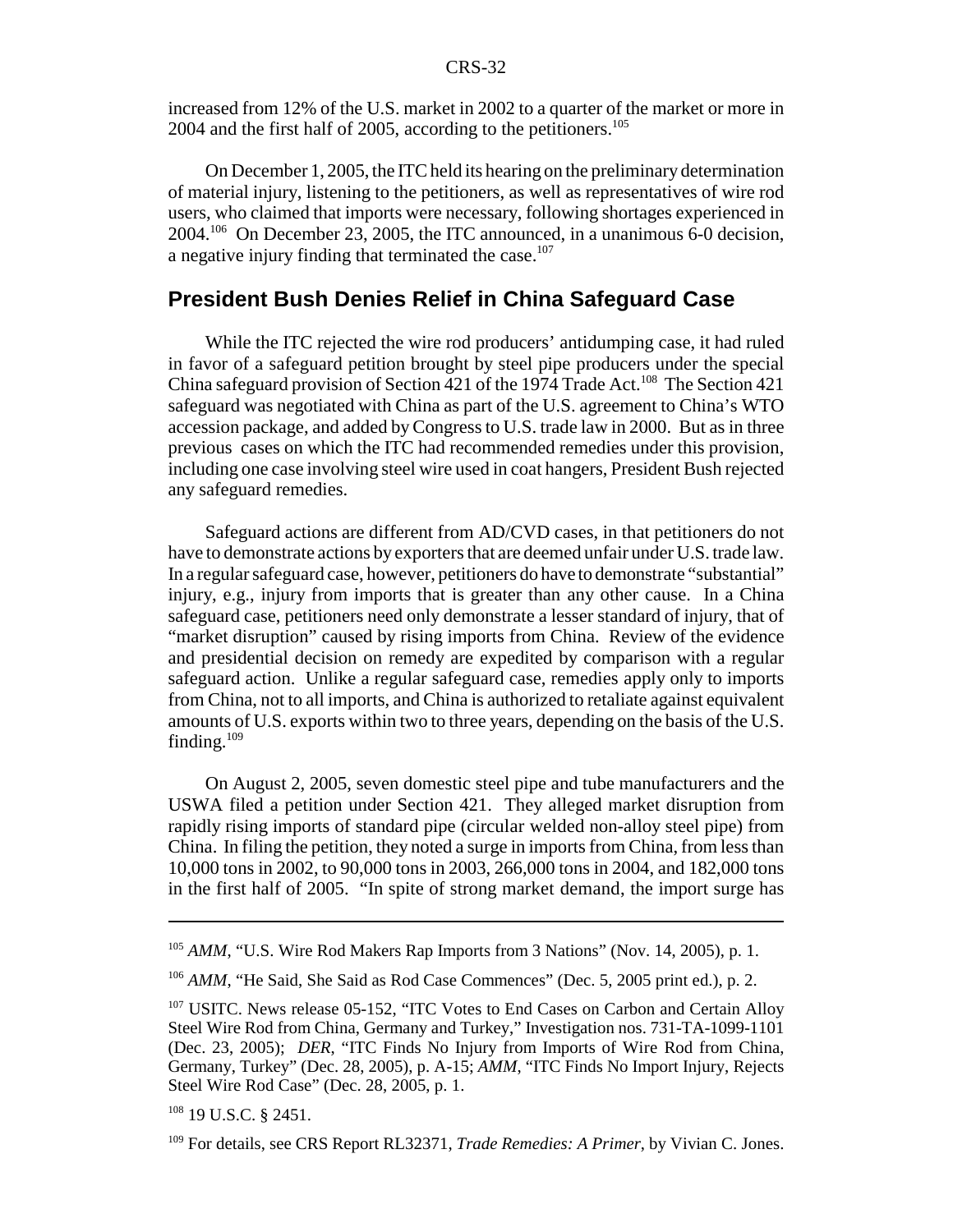increased from 12% of the U.S. market in 2002 to a quarter of the market or more in 2004 and the first half of 2005, according to the petitioners.[105]

On December 1, 2005, the ITC held its hearing on the preliminary determination of material injury, listening to the petitioners, as well as representatives of wire rod users, who claimed that imports were necessary, following shortages experienced in 2004.[106] On December 23, 2005, the ITC announced, in a unanimous 6-0 decision, a negative injury finding that terminated the case.[107]

## President Bush Denies Relief in China Safeguard Case

While the ITC rejected the wire rod producers' antidumping case, it had ruled in favor of a safeguard petition brought by steel pipe producers under the special China safeguard provision of Section 421 of the 1974 Trade Act.[108] The Section 421 safeguard was negotiated with China as part of the U.S. agreement to China's WTO accession package, and added by Congress to U.S. trade law in 2000. But as in three previous cases on which the ITC had recommended remedies under this provision, including one case involving steel wire used in coat hangers, President Bush rejected any safeguard remedies.

Safeguard actions are different from AD/CVD cases, in that petitioners do not have to demonstrate actions by exporters that are deemed unfair under U.S. trade law. In a regular safeguard case, however, petitioners do have to demonstrate "substantial" injury, e.g., injury from imports that is greater than any other cause. In a China safeguard case, petitioners need only demonstrate a lesser standard of injury, that of "market disruption" caused by rising imports from China. Review of the evidence and presidential decision on remedy are expedited by comparison with a regular safeguard action. Unlike a regular safeguard case, remedies apply only to imports from China, not to all imports, and China is authorized to retaliate against equivalent amounts of U.S. exports within two to three years, depending on the basis of the U.S. finding.[109]

On August 2, 2005, seven domestic steel pipe and tube manufacturers and the USWA filed a petition under Section 421. They alleged market disruption from rapidly rising imports of standard pipe (circular welded non-alloy steel pipe) from China. In filing the petition, they noted a surge in imports from China, from less than 10,000 tons in 2002, to 90,000 tons in 2003, 266,000 tons in 2004, and 182,000 tons in the first half of 2005. "In spite of strong market demand, the import surge has

---

[105] *AMM*, "U.S. Wire Rod Makers Rap Imports from 3 Nations" (Nov. 14, 2005), p. 1.

[106] *AMM*, "He Said, She Said as Rod Case Commences" (Dec. 5, 2005 print ed.), p. 2.

[107] USITC. News release 05-152, "ITC Votes to End Cases on Carbon and Certain Alloy Steel Wire Rod from China, Germany and Turkey," Investigation nos. 731-TA-1099-1101 (Dec. 23, 2005); *DER*, "ITC Finds No Injury from Imports of Wire Rod from China, Germany, Turkey" (Dec. 28, 2005), p. A-15; *AMM*, "ITC Finds No Import Injury, Rejects Steel Wire Rod Case" (Dec. 28, 2005, p. 1.

[108] 19 U.S.C. § 2451.

[109] For details, see CRS Report RL32371, *Trade Remedies: A Primer*, by Vivian C. Jones.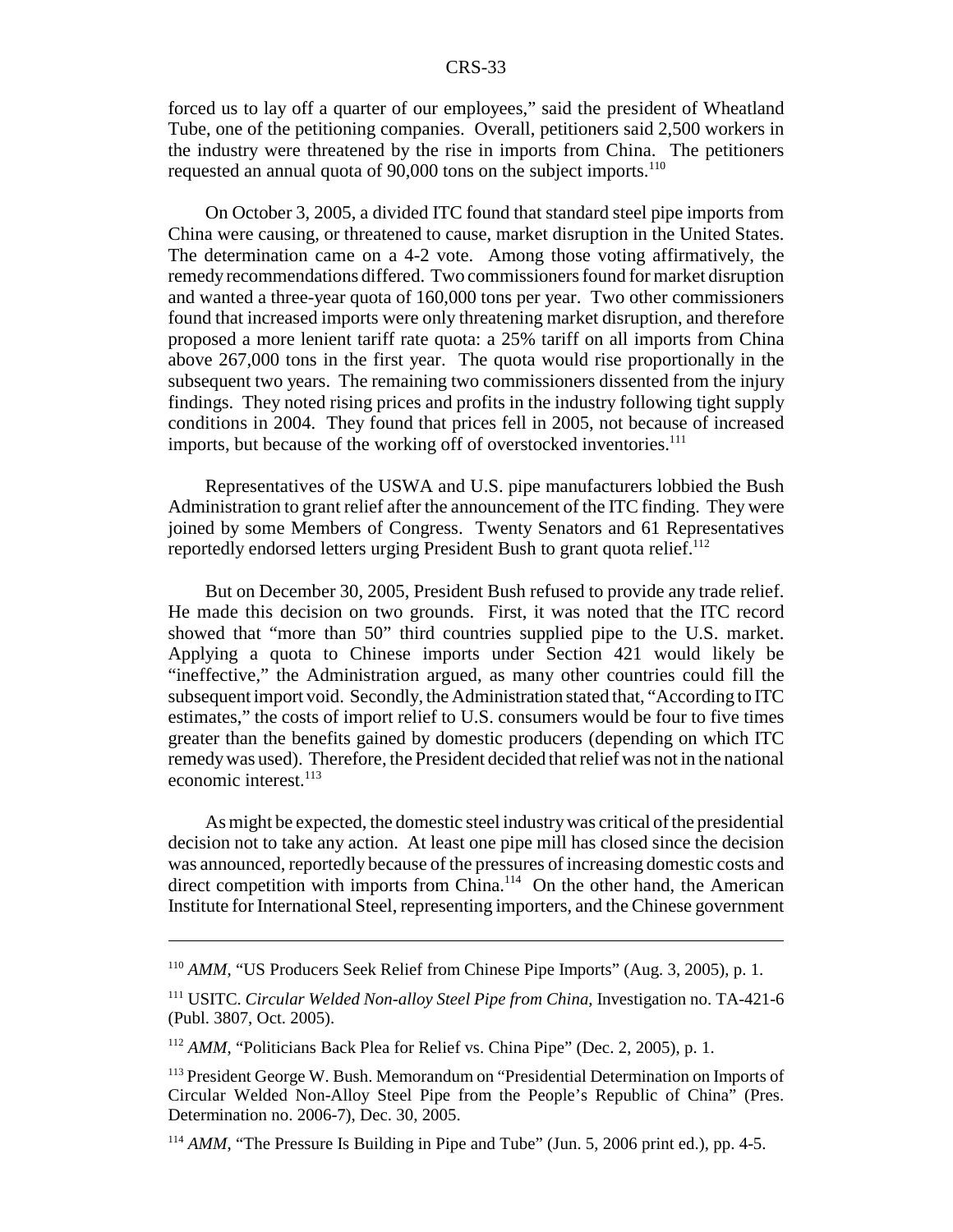forced us to lay off a quarter of our employees," said the president of Wheatland Tube, one of the petitioning companies. Overall, petitioners said 2,500 workers in the industry were threatened by the rise in imports from China. The petitioners requested an annual quota of 90,000 tons on the subject imports.[110]

On October 3, 2005, a divided ITC found that standard steel pipe imports from China were causing, or threatened to cause, market disruption in the United States. The determination came on a 4-2 vote. Among those voting affirmatively, the remedy recommendations differed. Two commissioners found for market disruption and wanted a three-year quota of 160,000 tons per year. Two other commissioners found that increased imports were only threatening market disruption, and therefore proposed a more lenient tariff rate quota: a 25% tariff on all imports from China above 267,000 tons in the first year. The quota would rise proportionally in the subsequent two years. The remaining two commissioners dissented from the injury findings. They noted rising prices and profits in the industry following tight supply conditions in 2004. They found that prices fell in 2005, not because of increased imports, but because of the working off of overstocked inventories.[111]

Representatives of the USWA and U.S. pipe manufacturers lobbied the Bush Administration to grant relief after the announcement of the ITC finding. They were joined by some Members of Congress. Twenty Senators and 61 Representatives reportedly endorsed letters urging President Bush to grant quota relief.[112]

But on December 30, 2005, President Bush refused to provide any trade relief. He made this decision on two grounds. First, it was noted that the ITC record showed that "more than 50" third countries supplied pipe to the U.S. market. Applying a quota to Chinese imports under Section 421 would likely be "ineffective," the Administration argued, as many other countries could fill the subsequent import void. Secondly, the Administration stated that, "According to ITC estimates," the costs of import relief to U.S. consumers would be four to five times greater than the benefits gained by domestic producers (depending on which ITC remedy was used). Therefore, the President decided that relief was not in the national economic interest.[113]

As might be expected, the domestic steel industry was critical of the presidential decision not to take any action. At least one pipe mill has closed since the decision was announced, reportedly because of the pressures of increasing domestic costs and direct competition with imports from China.[114] On the other hand, the American Institute for International Steel, representing importers, and the Chinese government

---

[110] *AMM*, "US Producers Seek Relief from Chinese Pipe Imports" (Aug. 3, 2005), p. 1.

[111] USITC. *Circular Welded Non-alloy Steel Pipe from China*, Investigation no. TA-421-6 (Publ. 3807, Oct. 2005).

[112] *AMM*, "Politicians Back Plea for Relief vs. China Pipe" (Dec. 2, 2005), p. 1.

[113] President George W. Bush. Memorandum on "Presidential Determination on Imports of Circular Welded Non-Alloy Steel Pipe from the People's Republic of China" (Pres. Determination no. 2006-7), Dec. 30, 2005.

[114] *AMM*, "The Pressure Is Building in Pipe and Tube" (Jun. 5, 2006 print ed.), pp. 4-5.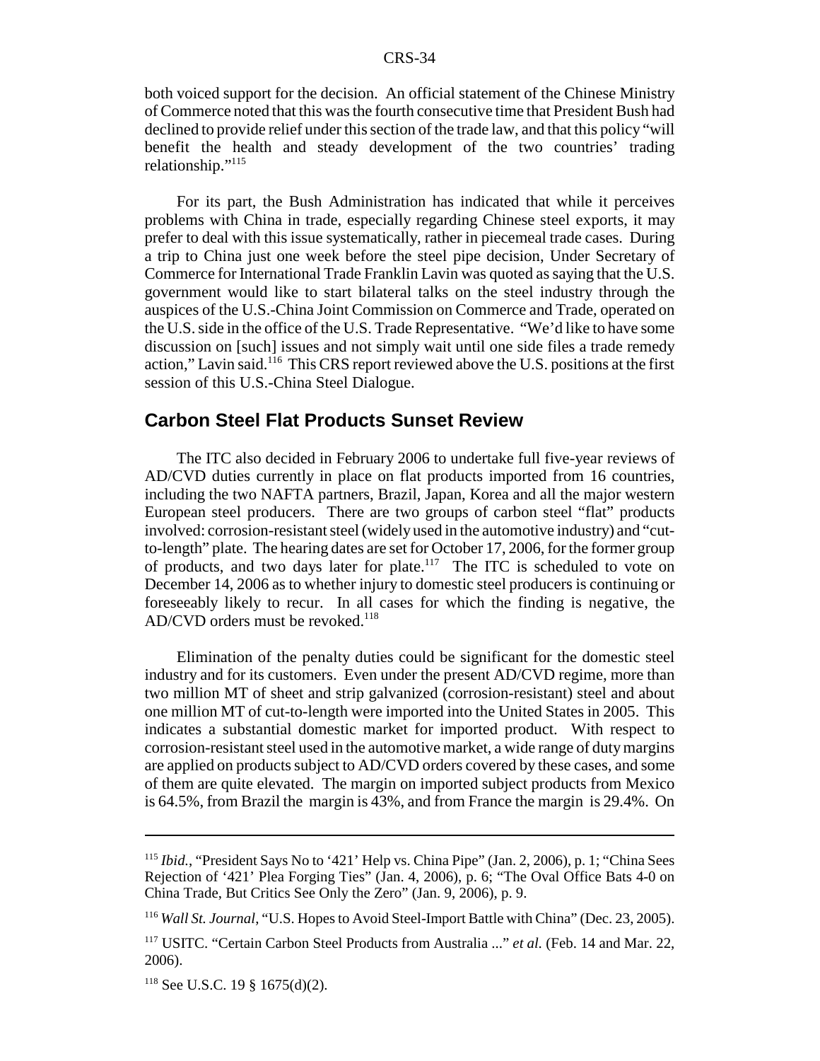both voiced support for the decision. An official statement of the Chinese Ministry of Commerce noted that this was the fourth consecutive time that President Bush had declined to provide relief under this section of the trade law, and that this policy "will benefit the health and steady development of the two countries' trading relationship."[115]

For its part, the Bush Administration has indicated that while it perceives problems with China in trade, especially regarding Chinese steel exports, it may prefer to deal with this issue systematically, rather in piecemeal trade cases. During a trip to China just one week before the steel pipe decision, Under Secretary of Commerce for International Trade Franklin Lavin was quoted as saying that the U.S. government would like to start bilateral talks on the steel industry through the auspices of the U.S.-China Joint Commission on Commerce and Trade, operated on the U.S. side in the office of the U.S. Trade Representative. "We'd like to have some discussion on [such] issues and not simply wait until one side files a trade remedy action," Lavin said.[116] This CRS report reviewed above the U.S. positions at the first session of this U.S.-China Steel Dialogue.

## Carbon Steel Flat Products Sunset Review

The ITC also decided in February 2006 to undertake full five-year reviews of AD/CVD duties currently in place on flat products imported from 16 countries, including the two NAFTA partners, Brazil, Japan, Korea and all the major western European steel producers. There are two groups of carbon steel "flat" products involved: corrosion-resistant steel (widely used in the automotive industry) and "cut-to-length" plate. The hearing dates are set for October 17, 2006, for the former group of products, and two days later for plate.[117] The ITC is scheduled to vote on December 14, 2006 as to whether injury to domestic steel producers is continuing or foreseeably likely to recur. In all cases for which the finding is negative, the AD/CVD orders must be revoked.[118]

Elimination of the penalty duties could be significant for the domestic steel industry and for its customers. Even under the present AD/CVD regime, more than two million MT of sheet and strip galvanized (corrosion-resistant) steel and about one million MT of cut-to-length were imported into the United States in 2005. This indicates a substantial domestic market for imported product. With respect to corrosion-resistant steel used in the automotive market, a wide range of duty margins are applied on products subject to AD/CVD orders covered by these cases, and some of them are quite elevated. The margin on imported subject products from Mexico is 64.5%, from Brazil the margin is 43%, and from France the margin is 29.4%. On

---

[115] *Ibid.*, "President Says No to '421' Help vs. China Pipe" (Jan. 2, 2006), p. 1; "China Sees Rejection of '421' Plea Forging Ties" (Jan. 4, 2006), p. 6; "The Oval Office Bats 4-0 on China Trade, But Critics See Only the Zero" (Jan. 9, 2006), p. 9.

[116] *Wall St. Journal*, "U.S. Hopes to Avoid Steel-Import Battle with China" (Dec. 23, 2005).

[117] USITC. "Certain Carbon Steel Products from Australia ..." *et al.* (Feb. 14 and Mar. 22, 2006).

[118] See U.S.C. 19 § 1675(d)(2).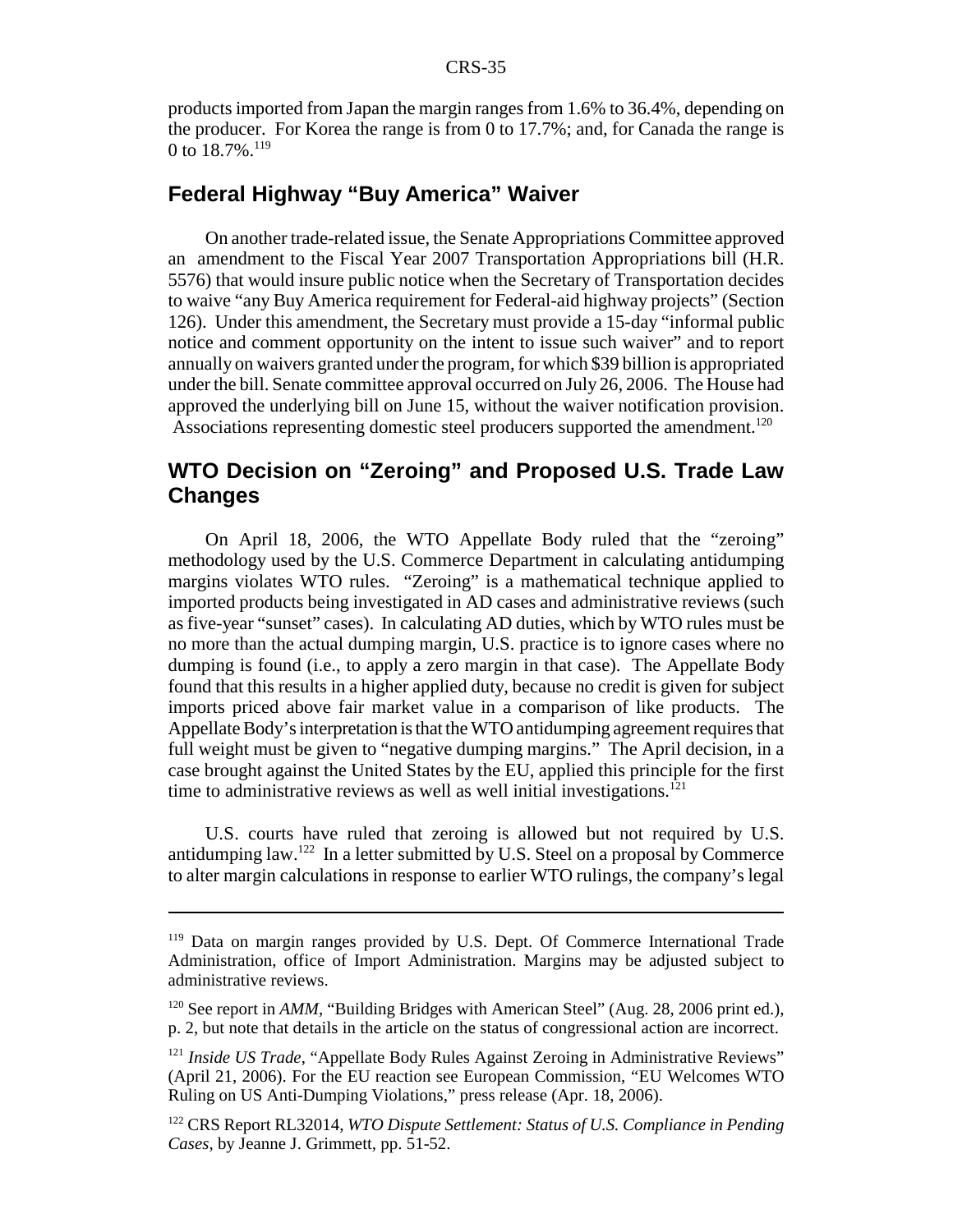products imported from Japan the margin ranges from 1.6% to 36.4%, depending on the producer. For Korea the range is from 0 to 17.7%; and, for Canada the range is 0 to 18.7%.[119]

## Federal Highway "Buy America" Waiver

On another trade-related issue, the Senate Appropriations Committee approved an amendment to the Fiscal Year 2007 Transportation Appropriations bill (H.R. 5576) that would insure public notice when the Secretary of Transportation decides to waive "any Buy America requirement for Federal-aid highway projects" (Section 126). Under this amendment, the Secretary must provide a 15-day "informal public notice and comment opportunity on the intent to issue such waiver" and to report annually on waivers granted under the program, for which $39 billion is appropriated under the bill. Senate committee approval occurred on July 26, 2006. The House had approved the underlying bill on June 15, without the waiver notification provision. Associations representing domestic steel producers supported the amendment.[120]

## WTO Decision on "Zeroing" and Proposed U.S. Trade Law Changes

On April 18, 2006, the WTO Appellate Body ruled that the "zeroing" methodology used by the U.S. Commerce Department in calculating antidumping margins violates WTO rules. "Zeroing" is a mathematical technique applied to imported products being investigated in AD cases and administrative reviews (such as five-year "sunset" cases). In calculating AD duties, which by WTO rules must be no more than the actual dumping margin, U.S. practice is to ignore cases where no dumping is found (i.e., to apply a zero margin in that case). The Appellate Body found that this results in a higher applied duty, because no credit is given for subject imports priced above fair market value in a comparison of like products. The Appellate Body's interpretation is that the WTO antidumping agreement requires that full weight must be given to "negative dumping margins." The April decision, in a case brought against the United States by the EU, applied this principle for the first time to administrative reviews as well as well initial investigations.[121]

U.S. courts have ruled that zeroing is allowed but not required by U.S. antidumping law.[122] In a letter submitted by U.S. Steel on a proposal by Commerce to alter margin calculations in response to earlier WTO rulings, the company's legal

---

[119] Data on margin ranges provided by U.S. Dept. Of Commerce International Trade Administration, office of Import Administration. Margins may be adjusted subject to administrative reviews.

[120] See report in *AMM*, "Building Bridges with American Steel" (Aug. 28, 2006 print ed.), p. 2, but note that details in the article on the status of congressional action are incorrect.

[121] *Inside US Trade*, "Appellate Body Rules Against Zeroing in Administrative Reviews" (April 21, 2006). For the EU reaction see European Commission, "EU Welcomes WTO Ruling on US Anti-Dumping Violations," press release (Apr. 18, 2006).

[122] CRS Report RL32014, *WTO Dispute Settlement: Status of U.S. Compliance in Pending Cases*, by Jeanne J. Grimmett, pp. 51-52.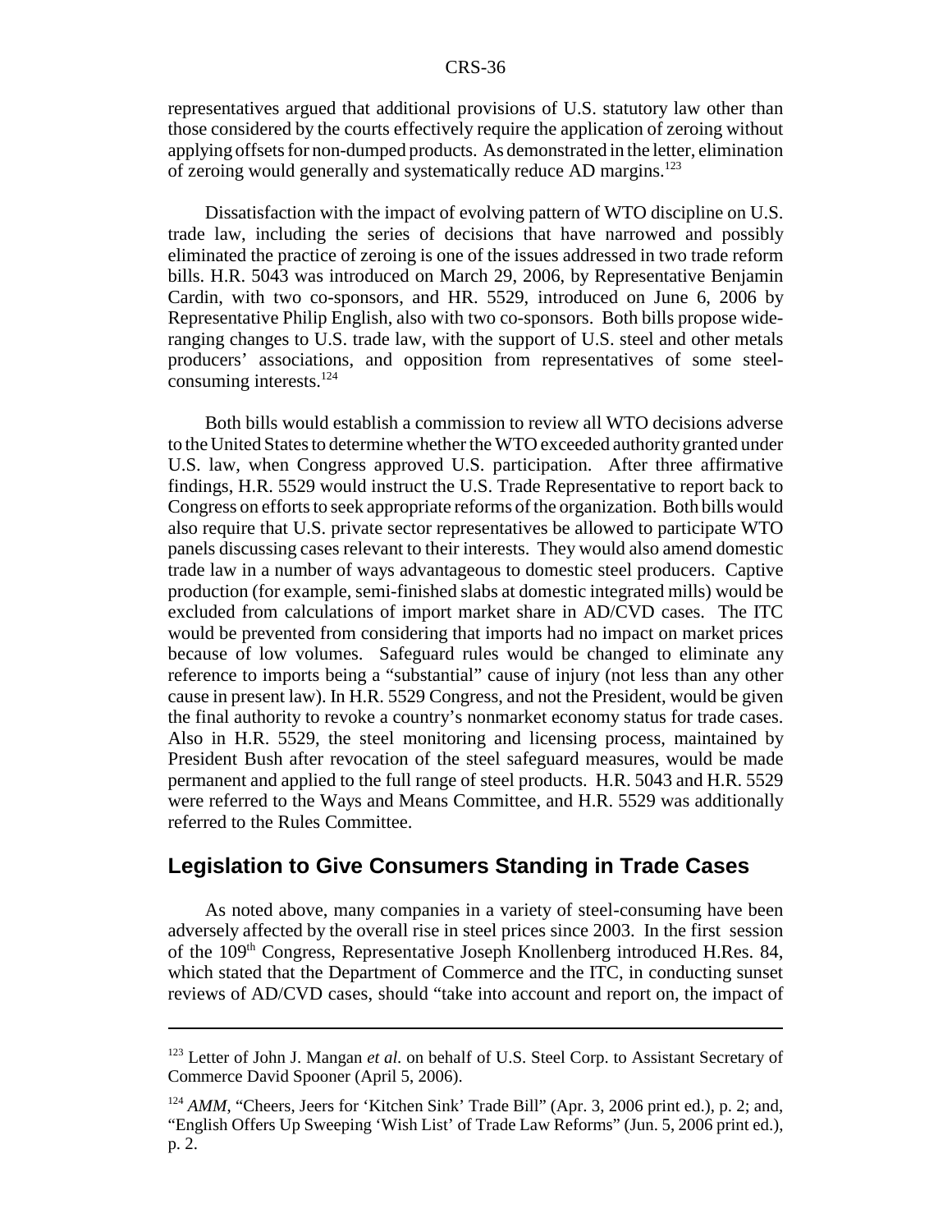representatives argued that additional provisions of U.S. statutory law other than those considered by the courts effectively require the application of zeroing without applying offsets for non-dumped products. As demonstrated in the letter, elimination of zeroing would generally and systematically reduce AD margins.[123]

Dissatisfaction with the impact of evolving pattern of WTO discipline on U.S. trade law, including the series of decisions that have narrowed and possibly eliminated the practice of zeroing is one of the issues addressed in two trade reform bills. H.R. 5043 was introduced on March 29, 2006, by Representative Benjamin Cardin, with two co-sponsors, and HR. 5529, introduced on June 6, 2006 by Representative Philip English, also with two co-sponsors. Both bills propose wide-ranging changes to U.S. trade law, with the support of U.S. steel and other metals producers' associations, and opposition from representatives of some steel-consuming interests.[124]

Both bills would establish a commission to review all WTO decisions adverse to the United States to determine whether the WTO exceeded authority granted under U.S. law, when Congress approved U.S. participation. After three affirmative findings, H.R. 5529 would instruct the U.S. Trade Representative to report back to Congress on efforts to seek appropriate reforms of the organization. Both bills would also require that U.S. private sector representatives be allowed to participate WTO panels discussing cases relevant to their interests. They would also amend domestic trade law in a number of ways advantageous to domestic steel producers. Captive production (for example, semi-finished slabs at domestic integrated mills) would be excluded from calculations of import market share in AD/CVD cases. The ITC would be prevented from considering that imports had no impact on market prices because of low volumes. Safeguard rules would be changed to eliminate any reference to imports being a "substantial" cause of injury (not less than any other cause in present law). In H.R. 5529 Congress, and not the President, would be given the final authority to revoke a country's nonmarket economy status for trade cases. Also in H.R. 5529, the steel monitoring and licensing process, maintained by President Bush after revocation of the steel safeguard measures, would be made permanent and applied to the full range of steel products. H.R. 5043 and H.R. 5529 were referred to the Ways and Means Committee, and H.R. 5529 was additionally referred to the Rules Committee.

## Legislation to Give Consumers Standing in Trade Cases

As noted above, many companies in a variety of steel-consuming have been adversely affected by the overall rise in steel prices since 2003. In the first session of the 109th Congress, Representative Joseph Knollenberg introduced H.Res. 84, which stated that the Department of Commerce and the ITC, in conducting sunset reviews of AD/CVD cases, should "take into account and report on, the impact of

---

[123] Letter of John J. Mangan *et al.* on behalf of U.S. Steel Corp. to Assistant Secretary of Commerce David Spooner (April 5, 2006).

[124] *AMM*, "Cheers, Jeers for 'Kitchen Sink' Trade Bill" (Apr. 3, 2006 print ed.), p. 2; and, "English Offers Up Sweeping 'Wish List' of Trade Law Reforms" (Jun. 5, 2006 print ed.), p. 2.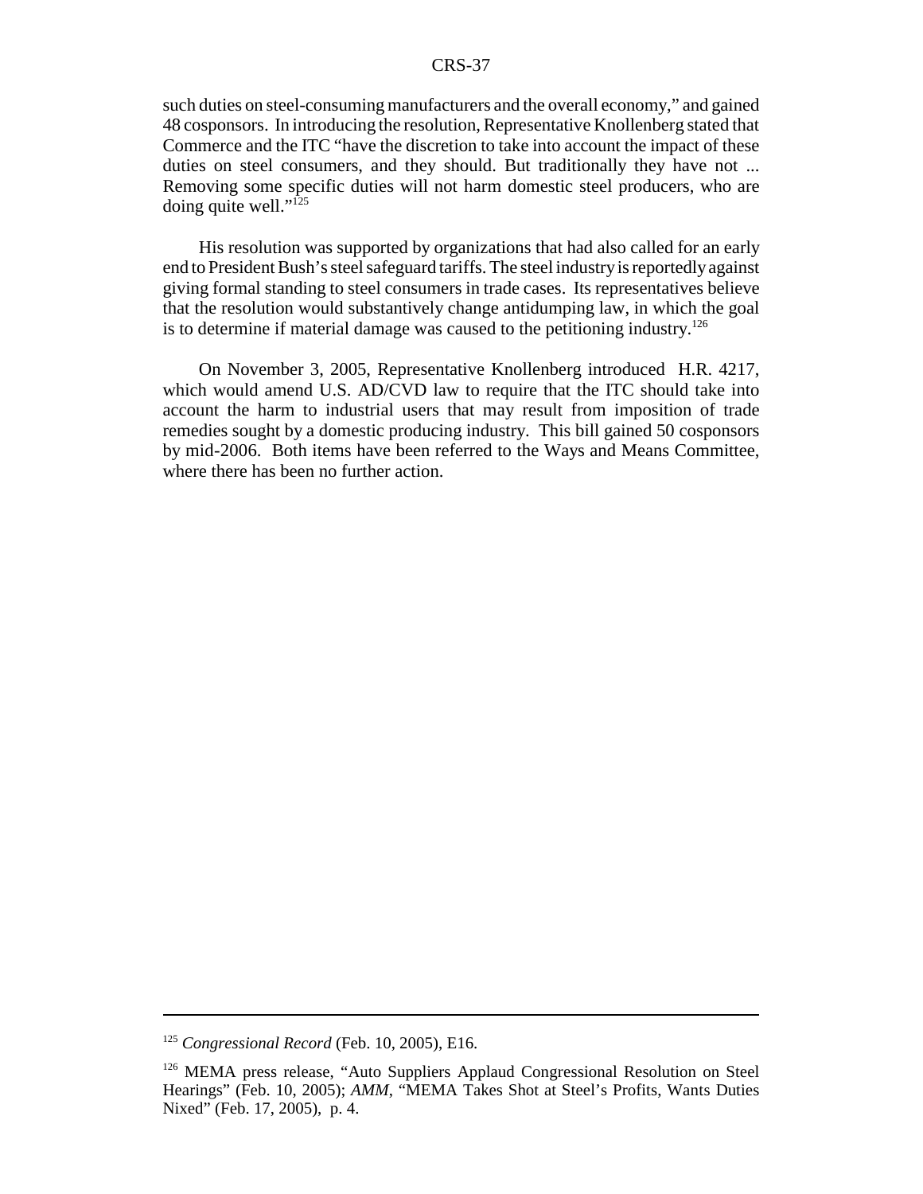such duties on steel-consuming manufacturers and the overall economy," and gained 48 cosponsors. In introducing the resolution, Representative Knollenberg stated that Commerce and the ITC "have the discretion to take into account the impact of these duties on steel consumers, and they should. But traditionally they have not ... Removing some specific duties will not harm domestic steel producers, who are doing quite well."[125]

His resolution was supported by organizations that had also called for an early end to President Bush's steel safeguard tariffs. The steel industry is reportedly against giving formal standing to steel consumers in trade cases. Its representatives believe that the resolution would substantively change antidumping law, in which the goal is to determine if material damage was caused to the petitioning industry.[126]

On November 3, 2005, Representative Knollenberg introduced H.R. 4217, which would amend U.S. AD/CVD law to require that the ITC should take into account the harm to industrial users that may result from imposition of trade remedies sought by a domestic producing industry. This bill gained 50 cosponsors by mid-2006. Both items have been referred to the Ways and Means Committee, where there has been no further action.

---

[125] *Congressional Record* (Feb. 10, 2005), E16.

[126] MEMA press release, "Auto Suppliers Applaud Congressional Resolution on Steel Hearings" (Feb. 10, 2005); *AMM*, "MEMA Takes Shot at Steel's Profits, Wants Duties Nixed" (Feb. 17, 2005), p. 4.